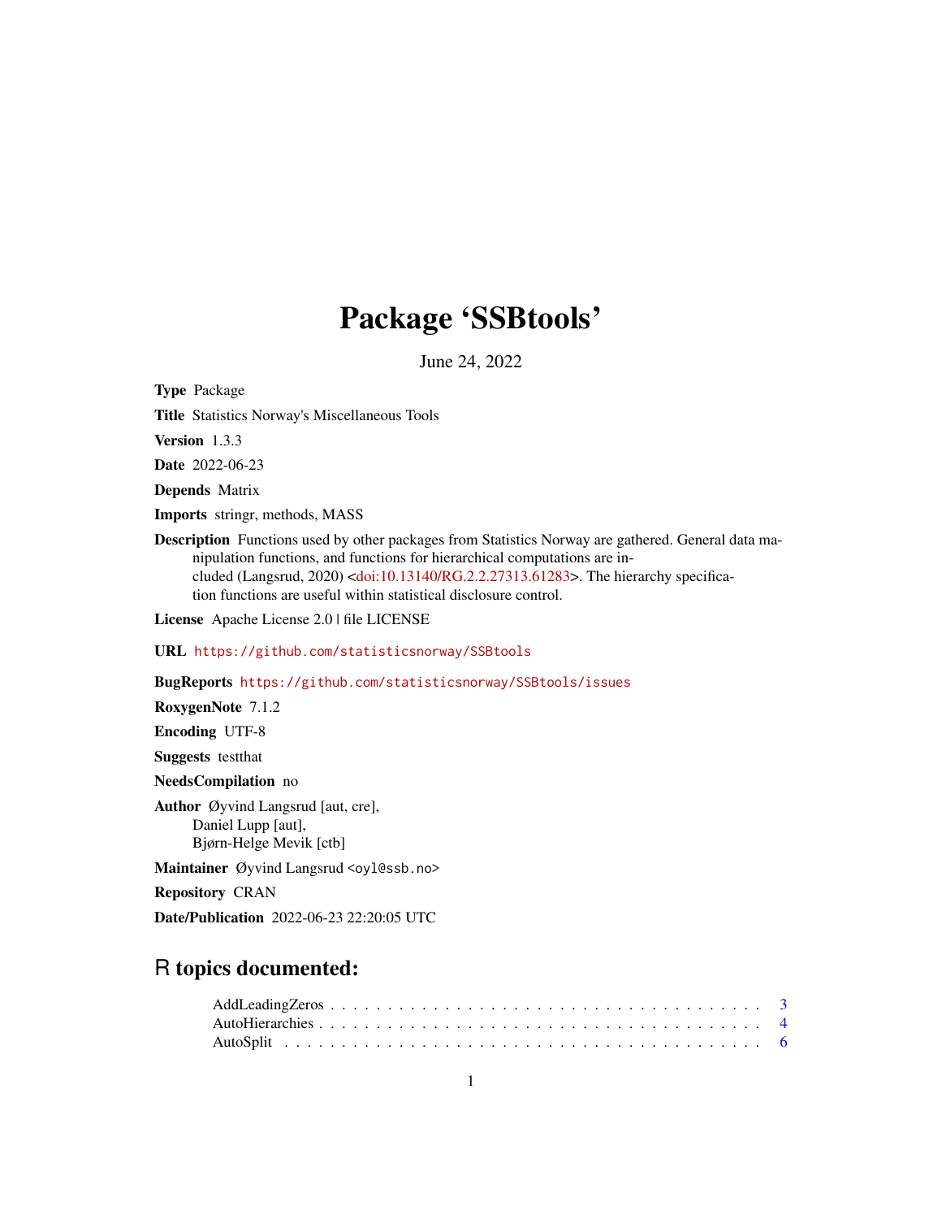# Package 'SSBtools'

June 24, 2022

**Type** Package

**Title** Statistics Norway's Miscellaneous Tools

**Version** 1.3.3

**Date** 2022-06-23

**Depends** Matrix

**Imports** stringr, methods, MASS

**Description** Functions used by other packages from Statistics Norway are gathered. General data manipulation functions, and functions for hierarchical computations are included (Langsrud, 2020) <doi:10.13140/RG.2.2.27313.61283>. The hierarchy specification functions are useful within statistical disclosure control.

**License** Apache License 2.0 | file LICENSE

**URL** https://github.com/statisticsnorway/SSBtools

**BugReports** https://github.com/statisticsnorway/SSBtools/issues

**RoxygenNote** 7.1.2

**Encoding** UTF-8

**Suggests** testthat

**NeedsCompilation** no

**Author** Øyvind Langsrud [aut, cre],
Daniel Lupp [aut],
Bjørn-Helge Mevik [ctb]

**Maintainer** Øyvind Langsrud <oyl@ssb.no>

**Repository** CRAN

**Date/Publication** 2022-06-23 22:20:05 UTC

## R topics documented:

AddLeadingZeros . . . . . . . . . . . . . . . . . . . . . . . . . . . . . . . . . . . . . 3
AutoHierarchies . . . . . . . . . . . . . . . . . . . . . . . . . . . . . . . . . . . . . . 4
AutoSplit . . . . . . . . . . . . . . . . . . . . . . . . . . . . . . . . . . . . . . . . . 6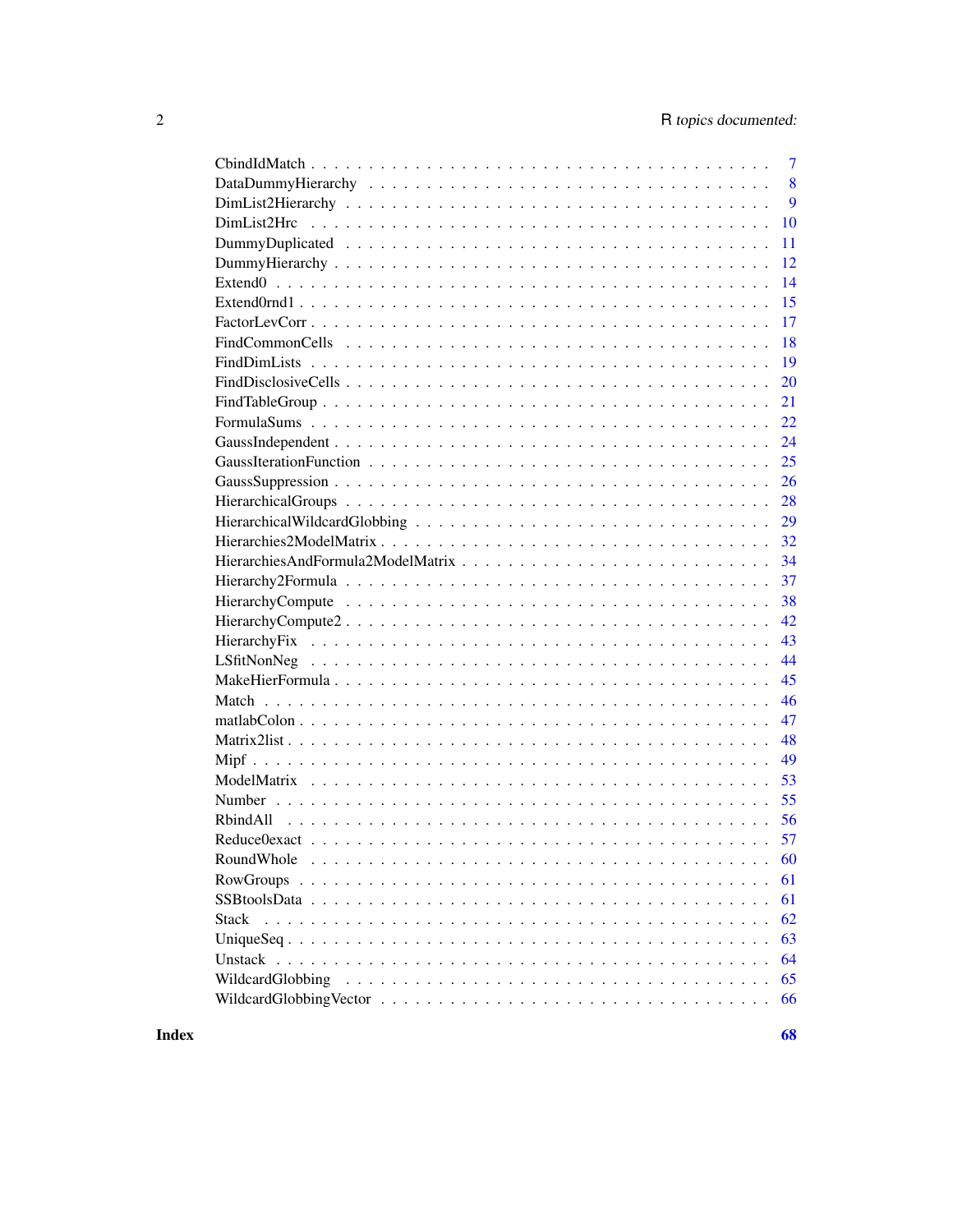| | |
|---|---|
| CbindIdMatch | 7 |
| DataDummyHierarchy | 8 |
| DimList2Hierarchy | 9 |
| DimList2Hrc | 10 |
| DummyDuplicated | 11 |
| DummyHierarchy | 12 |
| Extend0 | 14 |
| Extend0rnd1 | 15 |
| FactorLevCorr | 17 |
| FindCommonCells | 18 |
| FindDimLists | 19 |
| FindDisclosiveCells | 20 |
| FindTableGroup | 21 |
| FormulaSums | 22 |
| GaussIndependent | 24 |
| GaussIterationFunction | 25 |
| GaussSuppression | 26 |
| HierarchicalGroups | 28 |
| HierarchicalWildcardGlobbing | 29 |
| Hierarchies2ModelMatrix | 32 |
| HierarchiesAndFormula2ModelMatrix | 34 |
| Hierarchy2Formula | 37 |
| HierarchyCompute | 38 |
| HierarchyCompute2 | 42 |
| HierarchyFix | 43 |
| LSfitNonNeg | 44 |
| MakeHierFormula | 45 |
| Match | 46 |
| matlabColon | 47 |
| Matrix2list | 48 |
| Mipf | 49 |
| ModelMatrix | 53 |
| Number | 55 |
| RbindAll | 56 |
| Reduce0exact | 57 |
| RoundWhole | 60 |
| RowGroups | 61 |
| SSBtoolsData | 61 |
| Stack | 62 |
| UniqueSeq | 63 |
| Unstack | 64 |
| WildcardGlobbing | 65 |
| WildcardGlobbingVector | 66 |

**Index** **68**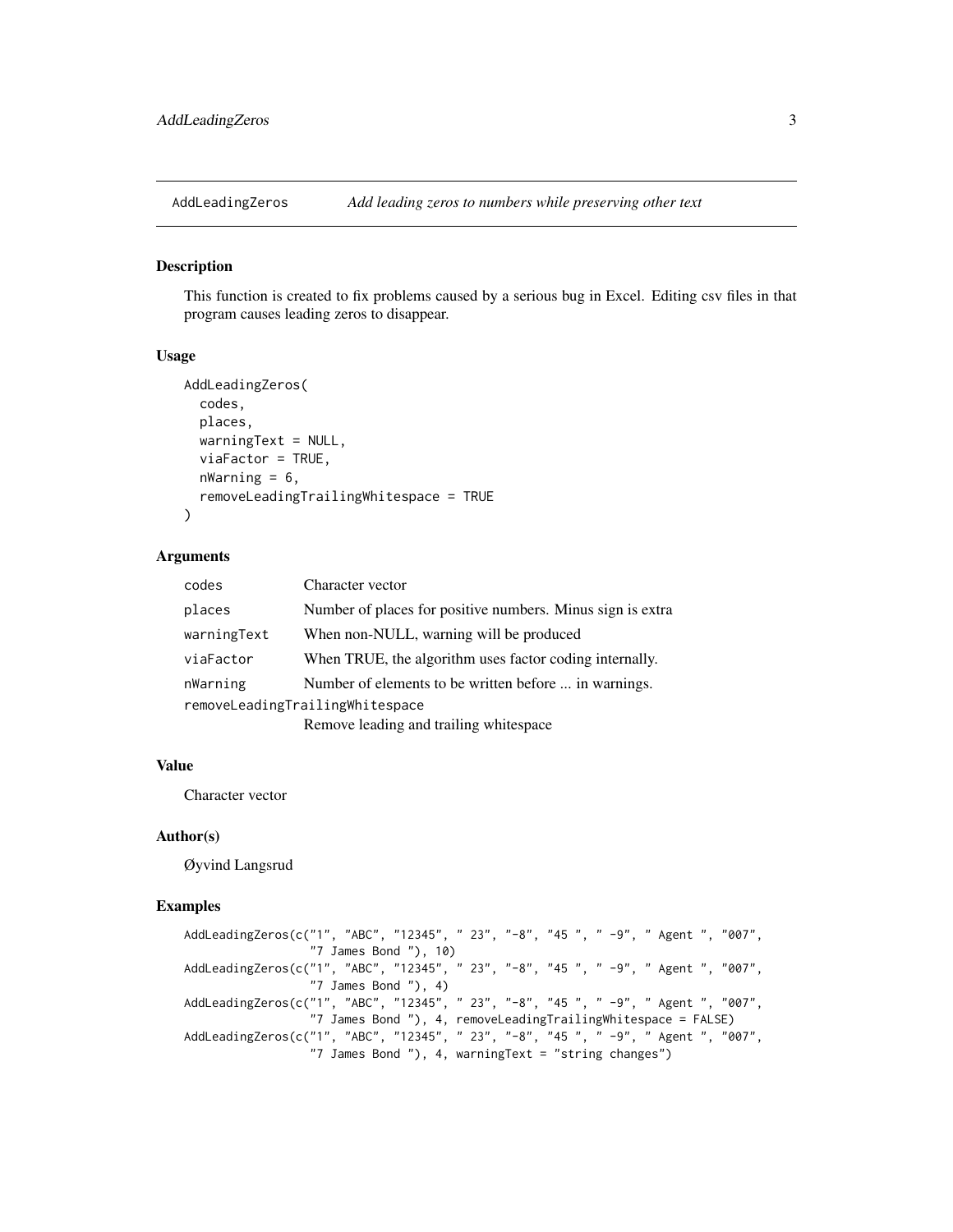# AddLeadingZeros — *Add leading zeros to numbers while preserving other text*

## Description

This function is created to fix problems caused by a serious bug in Excel. Editing csv files in that program causes leading zeros to disappear.

## Usage

```
AddLeadingZeros(
  codes,
  places,
  warningText = NULL,
  viaFactor = TRUE,
  nWarning = 6,
  removeLeadingTrailingWhitespace = TRUE
)
```

## Arguments

| | |
|---|---|
| `codes` | Character vector |
| `places` | Number of places for positive numbers. Minus sign is extra |
| `warningText` | When non-NULL, warning will be produced |
| `viaFactor` | When TRUE, the algorithm uses factor coding internally. |
| `nWarning` | Number of elements to be written before ... in warnings. |
| `removeLeadingTrailingWhitespace` | Remove leading and trailing whitespace |

## Value

Character vector

## Author(s)

Øyvind Langsrud

## Examples

```
AddLeadingZeros(c("1", "ABC", "12345", " 23", "-8", "45 ", " -9", " Agent ", "007",
                  "7 James Bond "), 10)
AddLeadingZeros(c("1", "ABC", "12345", " 23", "-8", "45 ", " -9", " Agent ", "007",
                  "7 James Bond "), 4)
AddLeadingZeros(c("1", "ABC", "12345", " 23", "-8", "45 ", " -9", " Agent ", "007",
                  "7 James Bond "), 4, removeLeadingTrailingWhitespace = FALSE)
AddLeadingZeros(c("1", "ABC", "12345", " 23", "-8", "45 ", " -9", " Agent ", "007",
                  "7 James Bond "), 4, warningText = "string changes")
```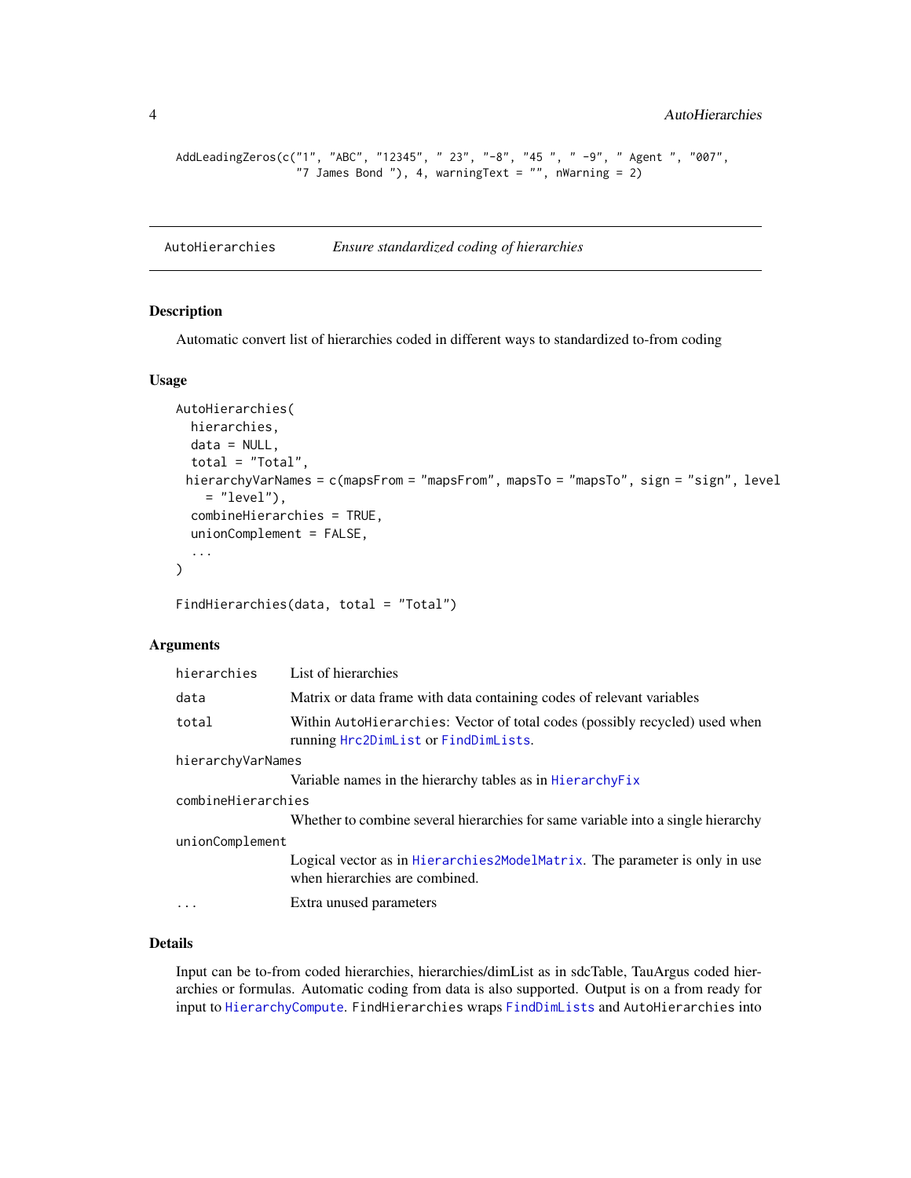```
AddLeadingZeros(c("1", "ABC", "12345", " 23", "-8", "45 ", " -9", " Agent ", "007",
                  "7 James Bond "), 4, warningText = "", nWarning = 2)
```

## AutoHierarchies *Ensure standardized coding of hierarchies*

### Description

Automatic convert list of hierarchies coded in different ways to standardized to-from coding

### Usage

```
AutoHierarchies(
  hierarchies,
  data = NULL,
  total = "Total",
 hierarchyVarNames = c(mapsFrom = "mapsFrom", mapsTo = "mapsTo", sign = "sign", level
    = "level"),
  combineHierarchies = TRUE,
  unionComplement = FALSE,
  ...
)

FindHierarchies(data, total = "Total")
```

### Arguments

| | |
|---|---|
| `hierarchies` | List of hierarchies |
| `data` | Matrix or data frame with data containing codes of relevant variables |
| `total` | Within `AutoHierarchies`: Vector of total codes (possibly recycled) used when running `Hrc2DimList` or `FindDimLists`. |
| `hierarchyVarNames` | Variable names in the hierarchy tables as in `HierarchyFix` |
| `combineHierarchies` | Whether to combine several hierarchies for same variable into a single hierarchy |
| `unionComplement` | Logical vector as in `Hierarchies2ModelMatrix`. The parameter is only in use when hierarchies are combined. |
| `...` | Extra unused parameters |

### Details

Input can be to-from coded hierarchies, hierarchies/dimList as in sdcTable, TauArgus coded hierarchies or formulas. Automatic coding from data is also supported. Output is on a from ready for input to `HierarchyCompute`. `FindHierarchies` wraps `FindDimLists` and `AutoHierarchies` into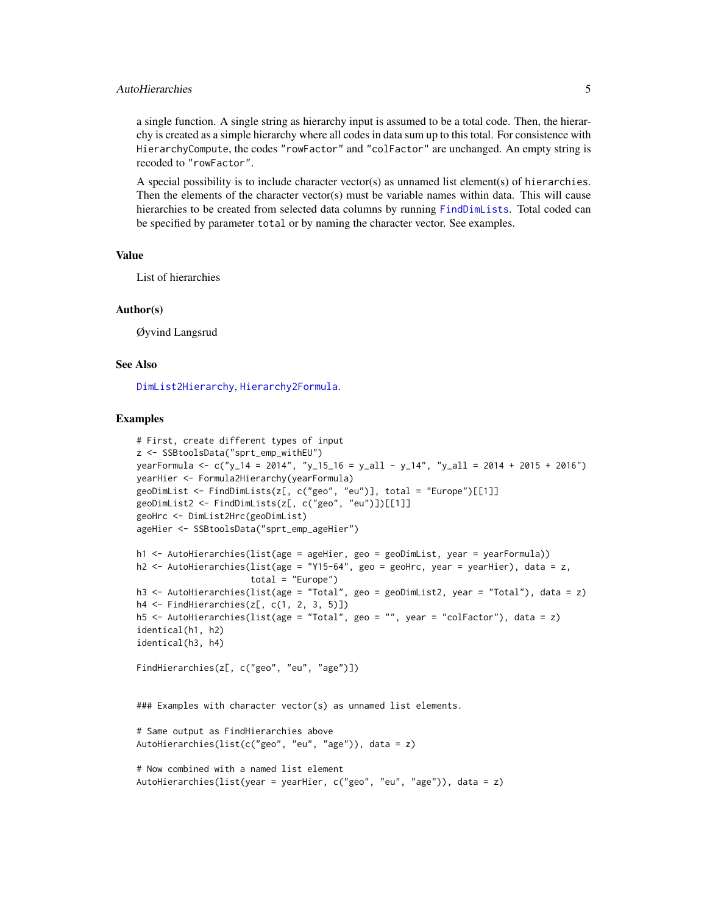a single function. A single string as hierarchy input is assumed to be a total code. Then, the hierarchy is created as a simple hierarchy where all codes in data sum up to this total. For consistence with `HierarchyCompute`, the codes `"rowFactor"` and `"colFactor"` are unchanged. An empty string is recoded to `"rowFactor"`.

A special possibility is to include character vector(s) as unnamed list element(s) of `hierarchies`. Then the elements of the character vector(s) must be variable names within data. This will cause hierarchies to be created from selected data columns by running `FindDimLists`. Total coded can be specified by parameter `total` or by naming the character vector. See examples.

## Value

List of hierarchies

## Author(s)

Øyvind Langsrud

## See Also

`DimList2Hierarchy`, `Hierarchy2Formula`.

## Examples

```
# First, create different types of input
z <- SSBtoolsData("sprt_emp_withEU")
yearFormula <- c("y_14 = 2014", "y_15_16 = y_all - y_14", "y_all = 2014 + 2015 + 2016")
yearHier <- Formula2Hierarchy(yearFormula)
geoDimList <- FindDimLists(z[, c("geo", "eu")], total = "Europe")[[1]]
geoDimList2 <- FindDimLists(z[, c("geo", "eu")])[[1]]
geoHrc <- DimList2Hrc(geoDimList)
ageHier <- SSBtoolsData("sprt_emp_ageHier")

h1 <- AutoHierarchies(list(age = ageHier, geo = geoDimList, year = yearFormula))
h2 <- AutoHierarchies(list(age = "Y15-64", geo = geoHrc, year = yearHier), data = z,
                      total = "Europe")
h3 <- AutoHierarchies(list(age = "Total", geo = geoDimList2, year = "Total"), data = z)
h4 <- FindHierarchies(z[, c(1, 2, 3, 5)])
h5 <- AutoHierarchies(list(age = "Total", geo = "", year = "colFactor"), data = z)
identical(h1, h2)
identical(h3, h4)

FindHierarchies(z[, c("geo", "eu", "age")])


### Examples with character vector(s) as unnamed list elements.

# Same output as FindHierarchies above
AutoHierarchies(list(c("geo", "eu", "age")), data = z)

# Now combined with a named list element
AutoHierarchies(list(year = yearHier, c("geo", "eu", "age")), data = z)
```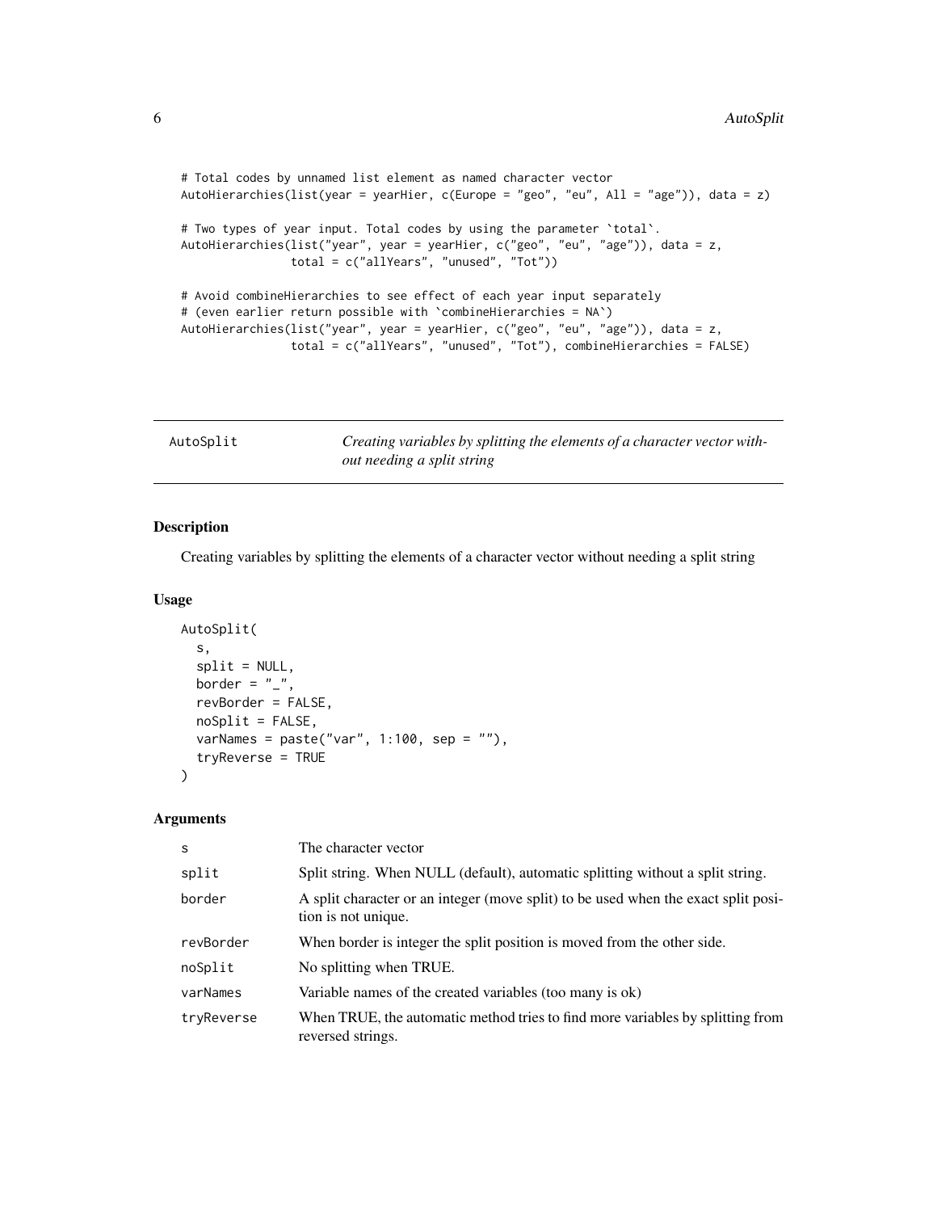```
# Total codes by unnamed list element as named character vector
AutoHierarchies(list(year = yearHier, c(Europe = "geo", "eu", All = "age")), data = z)

# Two types of year input. Total codes by using the parameter `total`.
AutoHierarchies(list("year", year = yearHier, c("geo", "eu", "age")), data = z,
                total = c("allYears", "unused", "Tot"))

# Avoid combineHierarchies to see effect of each year input separately
# (even earlier return possible with `combineHierarchies = NA`)
AutoHierarchies(list("year", year = yearHier, c("geo", "eu", "age")), data = z,
                total = c("allYears", "unused", "Tot"), combineHierarchies = FALSE)
```

---

## AutoSplit — *Creating variables by splitting the elements of a character vector without needing a split string*

---

### Description

Creating variables by splitting the elements of a character vector without needing a split string

### Usage

```
AutoSplit(
  s,
  split = NULL,
  border = "_",
  revBorder = FALSE,
  noSplit = FALSE,
  varNames = paste("var", 1:100, sep = ""),
  tryReverse = TRUE
)
```

### Arguments

| | |
|---|---|
| s | The character vector |
| split | Split string. When NULL (default), automatic splitting without a split string. |
| border | A split character or an integer (move split) to be used when the exact split position is not unique. |
| revBorder | When border is integer the split position is moved from the other side. |
| noSplit | No splitting when TRUE. |
| varNames | Variable names of the created variables (too many is ok) |
| tryReverse | When TRUE, the automatic method tries to find more variables by splitting from reversed strings. |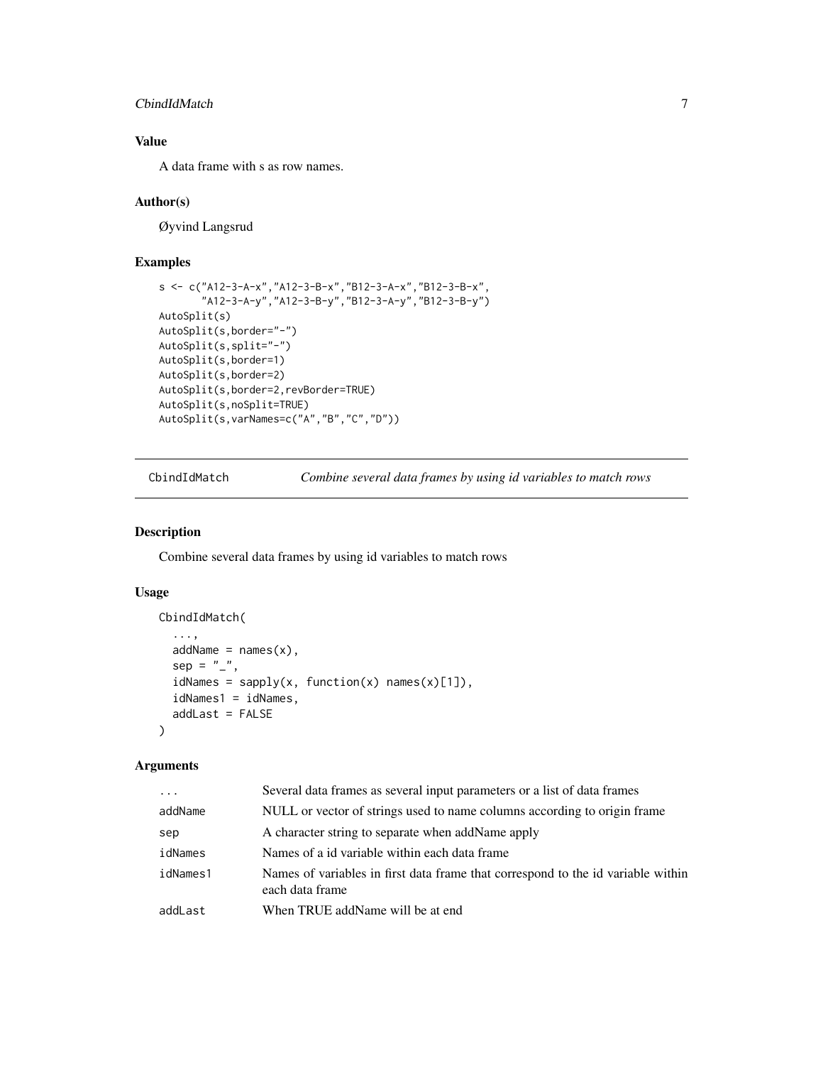### Value

A data frame with s as row names.

### Author(s)

Øyvind Langsrud

### Examples

```
s <- c("A12-3-A-x","A12-3-B-x","B12-3-A-x","B12-3-B-x",
       "A12-3-A-y","A12-3-B-y","B12-3-A-y","B12-3-B-y")
AutoSplit(s)
AutoSplit(s,border="-")
AutoSplit(s,split="-")
AutoSplit(s,border=1)
AutoSplit(s,border=2)
AutoSplit(s,border=2,revBorder=TRUE)
AutoSplit(s,noSplit=TRUE)
AutoSplit(s,varNames=c("A","B","C","D"))
```

---

## CbindIdMatch — *Combine several data frames by using id variables to match rows*

### Description

Combine several data frames by using id variables to match rows

### Usage

```
CbindIdMatch(
  ...,
  addName = names(x),
  sep = "_",
  idNames = sapply(x, function(x) names(x)[1]),
  idNames1 = idNames,
  addLast = FALSE
)
```

### Arguments

| | |
|---|---|
| ... | Several data frames as several input parameters or a list of data frames |
| addName | NULL or vector of strings used to name columns according to origin frame |
| sep | A character string to separate when addName apply |
| idNames | Names of a id variable within each data frame |
| idNames1 | Names of variables in first data frame that correspond to the id variable within each data frame |
| addLast | When TRUE addName will be at end |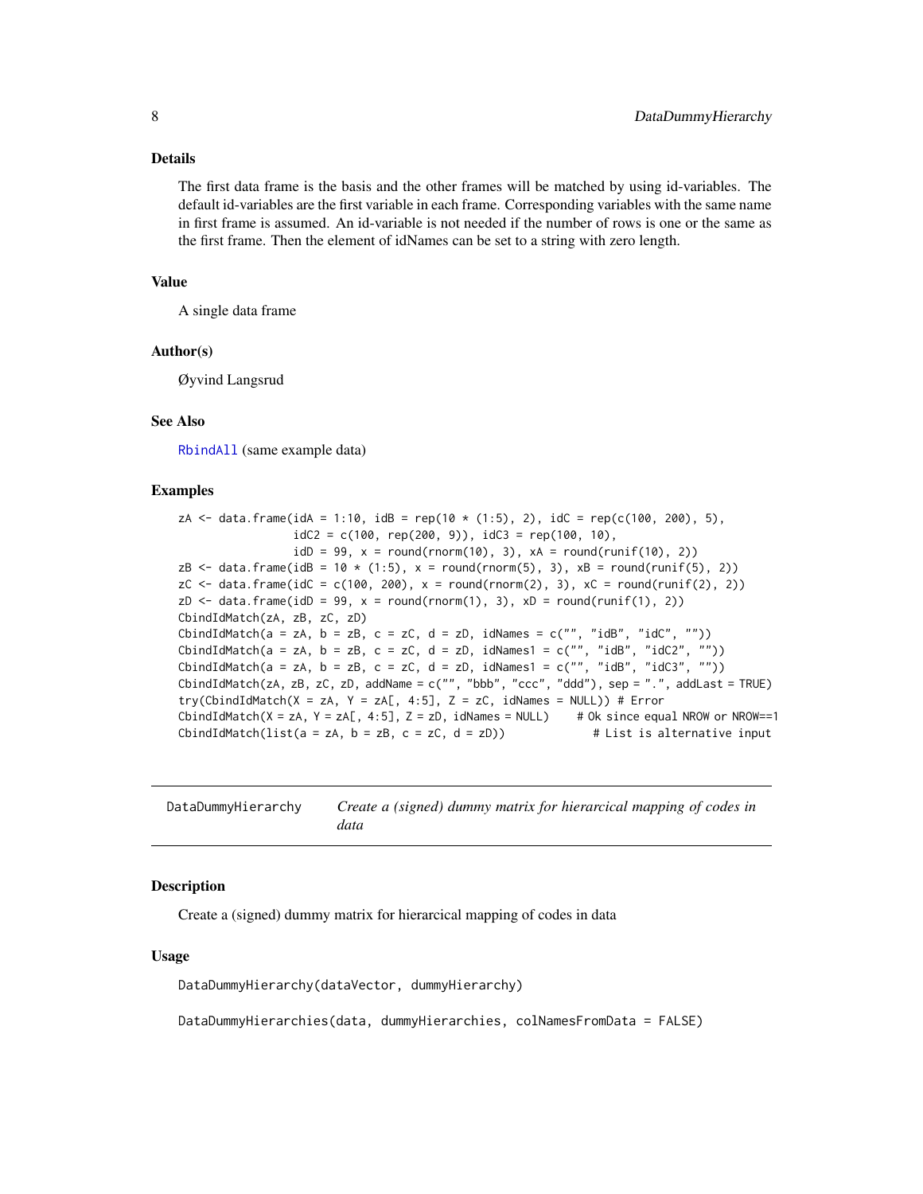### Details

The first data frame is the basis and the other frames will be matched by using id-variables. The default id-variables are the first variable in each frame. Corresponding variables with the same name in first frame is assumed. An id-variable is not needed if the number of rows is one or the same as the first frame. Then the element of idNames can be set to a string with zero length.

### Value

A single data frame

### Author(s)

Øyvind Langsrud

### See Also

RbindAll (same example data)

### Examples

```
zA <- data.frame(idA = 1:10, idB = rep(10 * (1:5), 2), idC = rep(c(100, 200), 5),
                 idC2 = c(100, rep(200, 9)), idC3 = rep(100, 10),
                 idD = 99, x = round(rnorm(10), 3), xA = round(runif(10), 2))
zB <- data.frame(idB = 10 * (1:5), x = round(rnorm(5), 3), xB = round(runif(5), 2))
zC <- data.frame(idC = c(100, 200), x = round(rnorm(2), 3), xC = round(runif(2), 2))
zD <- data.frame(idD = 99, x = round(rnorm(1), 3), xD = round(runif(1), 2))
CbindIdMatch(zA, zB, zC, zD)
CbindIdMatch(a = zA, b = zB, c = zC, d = zD, idNames = c("", "idB", "idC", ""))
CbindIdMatch(a = zA, b = zB, c = zC, d = zD, idNames1 = c("", "idB", "idC2", ""))
CbindIdMatch(a = zA, b = zB, c = zC, d = zD, idNames1 = c("", "idB", "idC3", ""))
CbindIdMatch(zA, zB, zC, zD, addName = c("", "bbb", "ccc", "ddd"), sep = ".", addLast = TRUE)
try(CbindIdMatch(X = zA, Y = zA[, 4:5], Z = zC, idNames = NULL)) # Error
CbindIdMatch(X = zA, Y = zA[, 4:5], Z = zD, idNames = NULL)    # Ok since equal NROW or NROW==1
CbindIdMatch(list(a = zA, b = zB, c = zC, d = zD))             # List is alternative input
```

---

## DataDummyHierarchy — *Create a (signed) dummy matrix for hierarcical mapping of codes in data*

### Description

Create a (signed) dummy matrix for hierarcical mapping of codes in data

### Usage

```
DataDummyHierarchy(dataVector, dummyHierarchy)

DataDummyHierarchies(data, dummyHierarchies, colNamesFromData = FALSE)
```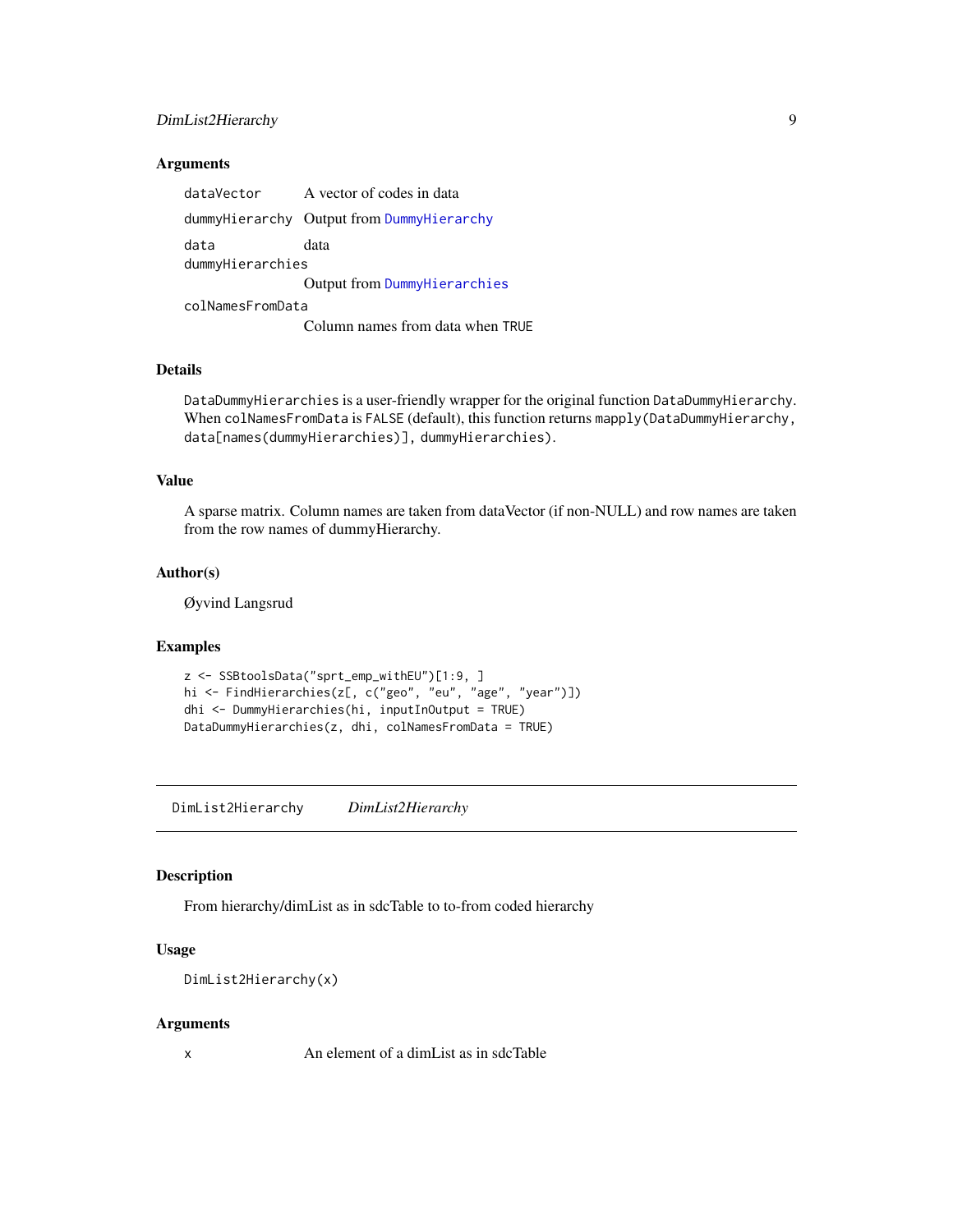### Arguments

| | |
|---|---|
| `dataVector` | A vector of codes in data |
| `dummyHierarchy` | Output from `DummyHierarchy` |
| `data` | data |
| `dummyHierarchies` | Output from `DummyHierarchies` |
| `colNamesFromData` | Column names from data when `TRUE` |

### Details

`DataDummyHierarchies` is a user-friendly wrapper for the original function `DataDummyHierarchy`. When `colNamesFromData` is `FALSE` (default), this function returns `mapply(DataDummyHierarchy, data[names(dummyHierarchies)], dummyHierarchies)`.

### Value

A sparse matrix. Column names are taken from dataVector (if non-NULL) and row names are taken from the row names of dummyHierarchy.

### Author(s)

Øyvind Langsrud

### Examples

```
z <- SSBtoolsData("sprt_emp_withEU")[1:9, ]
hi <- FindHierarchies(z[, c("geo", "eu", "age", "year")])
dhi <- DummyHierarchies(hi, inputInOutput = TRUE)
DataDummyHierarchies(z, dhi, colNamesFromData = TRUE)
```

---

## DimList2Hierarchy &nbsp;&nbsp;&nbsp; *DimList2Hierarchy*

---

### Description

From hierarchy/dimList as in sdcTable to to-from coded hierarchy

### Usage

```
DimList2Hierarchy(x)
```

### Arguments

| | |
|---|---|
| `x` | An element of a dimList as in sdcTable |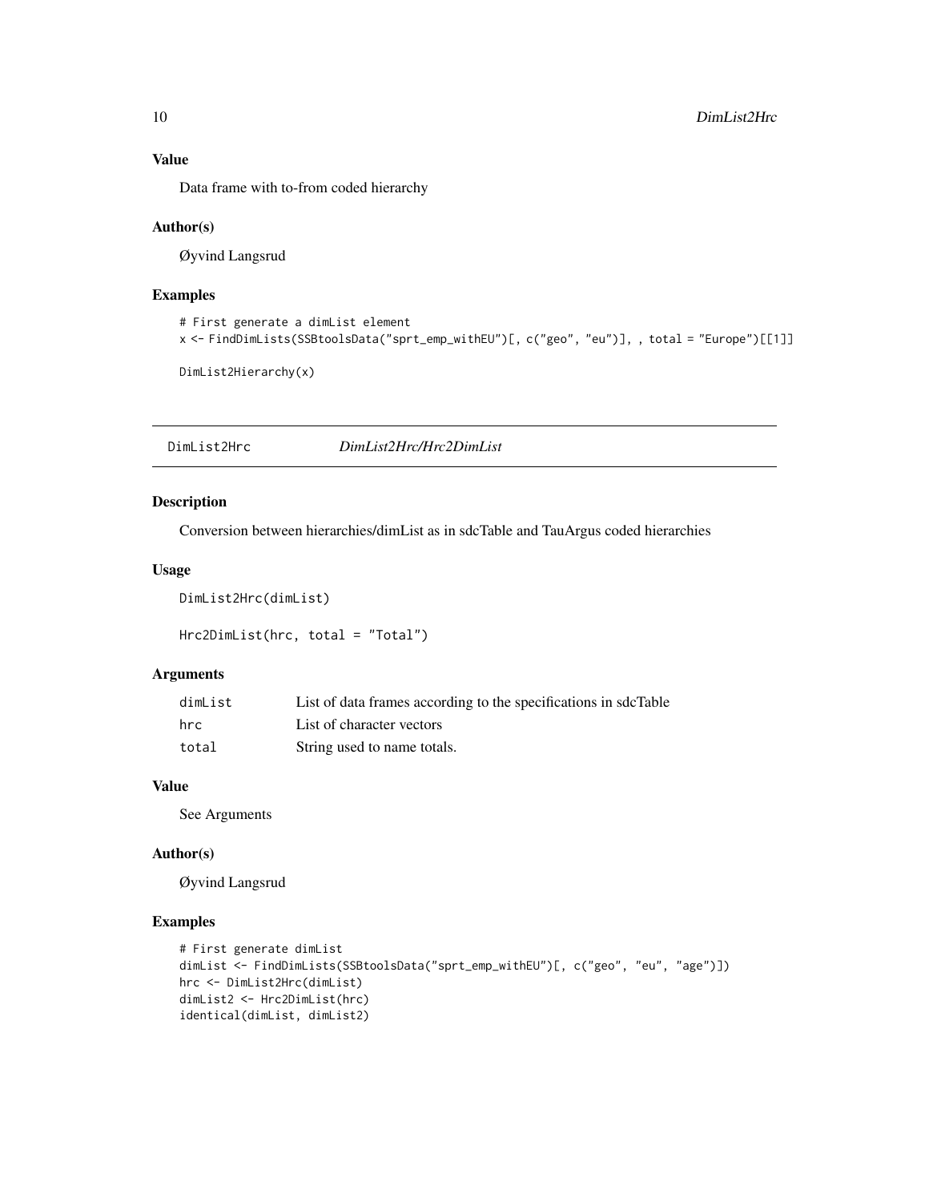### Value

Data frame with to-from coded hierarchy

### Author(s)

Øyvind Langsrud

### Examples

```
# First generate a dimList element
x <- FindDimLists(SSBtoolsData("sprt_emp_withEU")[, c("geo", "eu")], , total = "Europe")[[1]]

DimList2Hierarchy(x)
```

---

## DimList2Hrc *DimList2Hrc/Hrc2DimList*

### Description

Conversion between hierarchies/dimList as in sdcTable and TauArgus coded hierarchies

### Usage

```
DimList2Hrc(dimList)

Hrc2DimList(hrc, total = "Total")
```

### Arguments

| | |
|---|---|
| dimList | List of data frames according to the specifications in sdcTable |
| hrc | List of character vectors |
| total | String used to name totals. |

### Value

See Arguments

### Author(s)

Øyvind Langsrud

### Examples

```
# First generate dimList
dimList <- FindDimLists(SSBtoolsData("sprt_emp_withEU")[, c("geo", "eu", "age")])
hrc <- DimList2Hrc(dimList)
dimList2 <- Hrc2DimList(hrc)
identical(dimList, dimList2)
```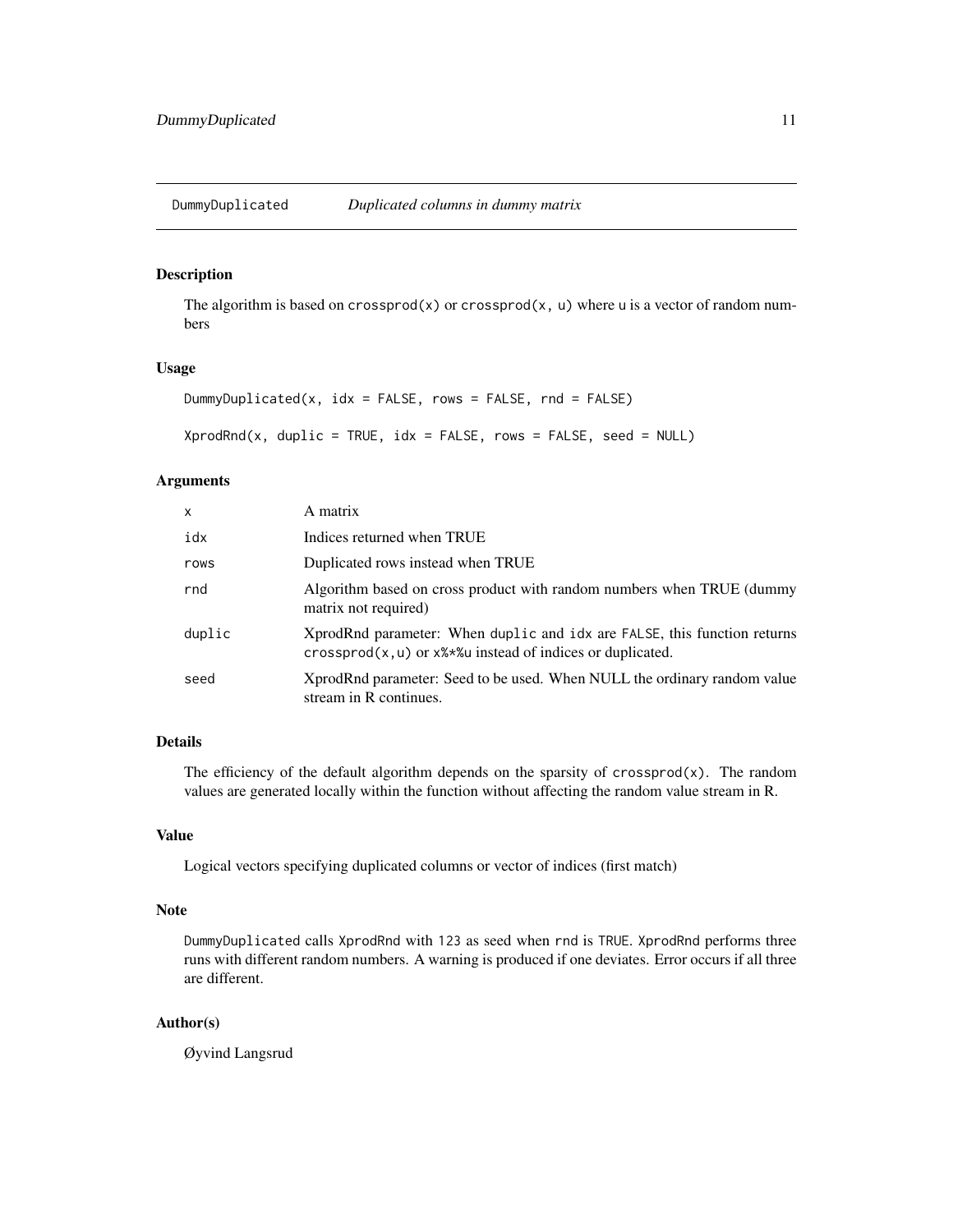# DummyDuplicated *Duplicated columns in dummy matrix*

## Description

The algorithm is based on `crossprod(x)` or `crossprod(x, u)` where `u` is a vector of random numbers

## Usage

```
DummyDuplicated(x, idx = FALSE, rows = FALSE, rnd = FALSE)

XprodRnd(x, duplic = TRUE, idx = FALSE, rows = FALSE, seed = NULL)
```

## Arguments

| | |
|---|---|
| `x` | A matrix |
| `idx` | Indices returned when TRUE |
| `rows` | Duplicated rows instead when TRUE |
| `rnd` | Algorithm based on cross product with random numbers when TRUE (dummy matrix not required) |
| `duplic` | XprodRnd parameter: When `duplic` and `idx` are `FALSE`, this function returns `crossprod(x,u)` or `x%*%u` instead of indices or duplicated. |
| `seed` | XprodRnd parameter: Seed to be used. When NULL the ordinary random value stream in R continues. |

## Details

The efficiency of the default algorithm depends on the sparsity of `crossprod(x)`. The random values are generated locally within the function without affecting the random value stream in R.

## Value

Logical vectors specifying duplicated columns or vector of indices (first match)

## Note

`DummyDuplicated` calls `XprodRnd` with `123` as seed when `rnd` is `TRUE`. `XprodRnd` performs three runs with different random numbers. A warning is produced if one deviates. Error occurs if all three are different.

## Author(s)

Øyvind Langsrud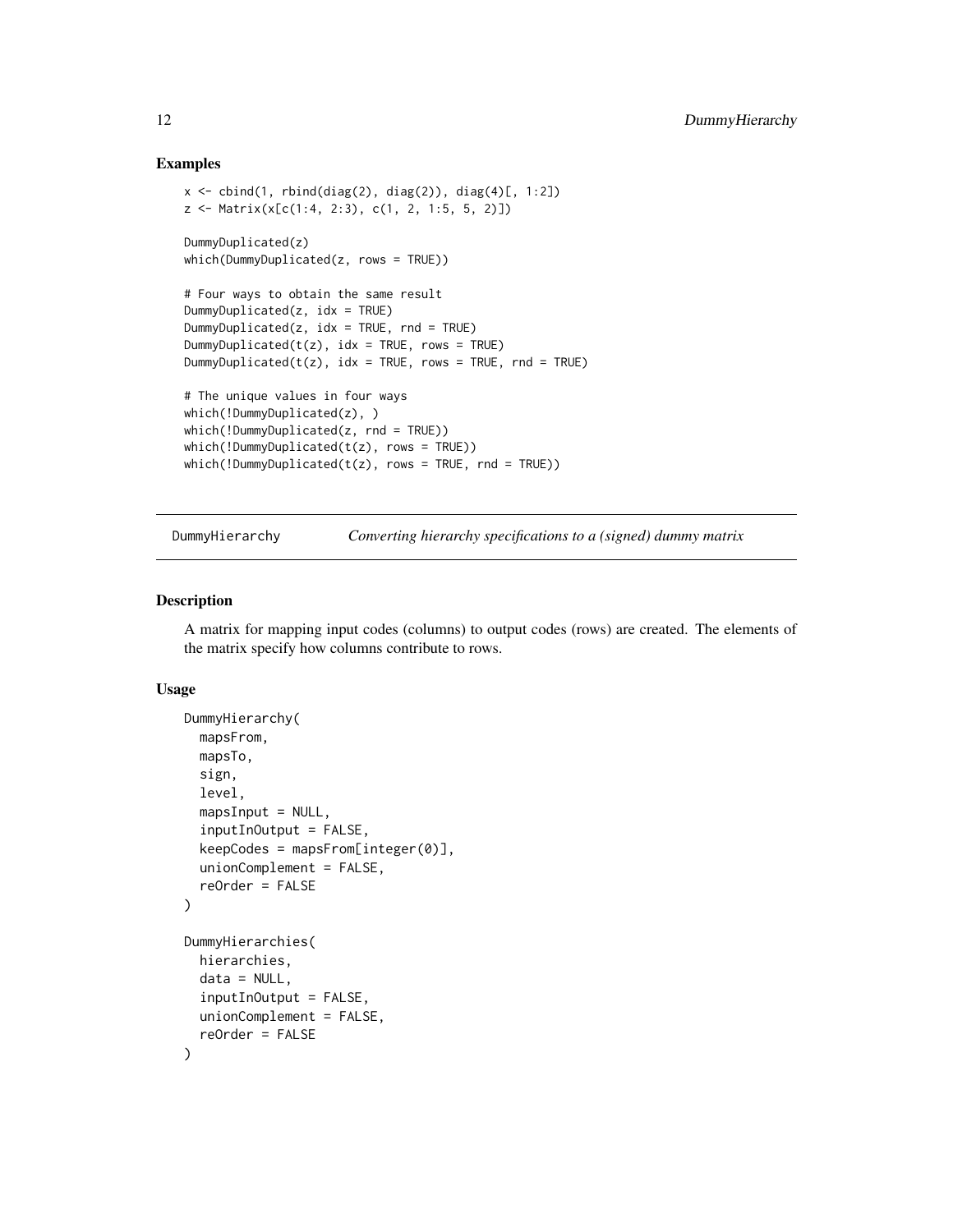## Examples

```
x <- cbind(1, rbind(diag(2), diag(2)), diag(4)[, 1:2])
z <- Matrix(x[c(1:4, 2:3), c(1, 2, 1:5, 5, 2)])

DummyDuplicated(z)
which(DummyDuplicated(z, rows = TRUE))

# Four ways to obtain the same result
DummyDuplicated(z, idx = TRUE)
DummyDuplicated(z, idx = TRUE, rnd = TRUE)
DummyDuplicated(t(z), idx = TRUE, rows = TRUE)
DummyDuplicated(t(z), idx = TRUE, rows = TRUE, rnd = TRUE)

# The unique values in four ways
which(!DummyDuplicated(z), )
which(!DummyDuplicated(z, rnd = TRUE))
which(!DummyDuplicated(t(z), rows = TRUE))
which(!DummyDuplicated(t(z), rows = TRUE, rnd = TRUE))
```

---

# DummyHierarchy    *Converting hierarchy specifications to a (signed) dummy matrix*

## Description

A matrix for mapping input codes (columns) to output codes (rows) are created. The elements of the matrix specify how columns contribute to rows.

## Usage

```
DummyHierarchy(
  mapsFrom,
  mapsTo,
  sign,
  level,
  mapsInput = NULL,
  inputInOutput = FALSE,
  keepCodes = mapsFrom[integer(0)],
  unionComplement = FALSE,
  reOrder = FALSE
)

DummyHierarchies(
  hierarchies,
  data = NULL,
  inputInOutput = FALSE,
  unionComplement = FALSE,
  reOrder = FALSE
)
```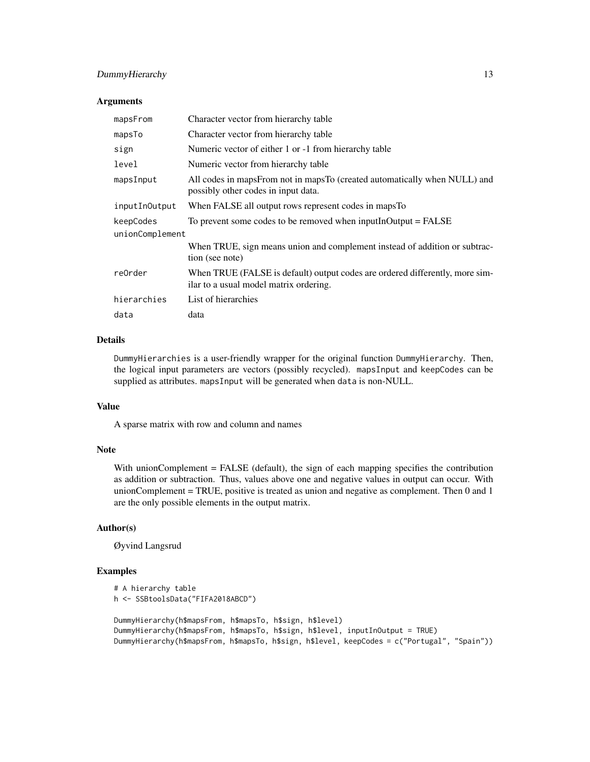### Arguments

| | |
|---|---|
| `mapsFrom` | Character vector from hierarchy table |
| `mapsTo` | Character vector from hierarchy table |
| `sign` | Numeric vector of either 1 or -1 from hierarchy table |
| `level` | Numeric vector from hierarchy table |
| `mapsInput` | All codes in mapsFrom not in mapsTo (created automatically when NULL) and possibly other codes in input data. |
| `inputInOutput` | When FALSE all output rows represent codes in mapsTo |
| `keepCodes` | To prevent some codes to be removed when inputInOutput = FALSE |
| `unionComplement` | When TRUE, sign means union and complement instead of addition or subtraction (see note) |
| `reOrder` | When TRUE (FALSE is default) output codes are ordered differently, more similar to a usual model matrix ordering. |
| `hierarchies` | List of hierarchies |
| `data` | data |

### Details

`DummyHierarchies` is a user-friendly wrapper for the original function `DummyHierarchy`. Then, the logical input parameters are vectors (possibly recycled). `mapsInput` and `keepCodes` can be supplied as attributes. `mapsInput` will be generated when `data` is non-NULL.

### Value

A sparse matrix with row and column and names

### Note

With unionComplement = FALSE (default), the sign of each mapping specifies the contribution as addition or subtraction. Thus, values above one and negative values in output can occur. With unionComplement = TRUE, positive is treated as union and negative as complement. Then 0 and 1 are the only possible elements in the output matrix.

### Author(s)

Øyvind Langsrud

### Examples

```
# A hierarchy table
h <- SSBtoolsData("FIFA2018ABCD")

DummyHierarchy(h$mapsFrom, h$mapsTo, h$sign, h$level)
DummyHierarchy(h$mapsFrom, h$mapsTo, h$sign, h$level, inputInOutput = TRUE)
DummyHierarchy(h$mapsFrom, h$mapsTo, h$sign, h$level, keepCodes = c("Portugal", "Spain"))
```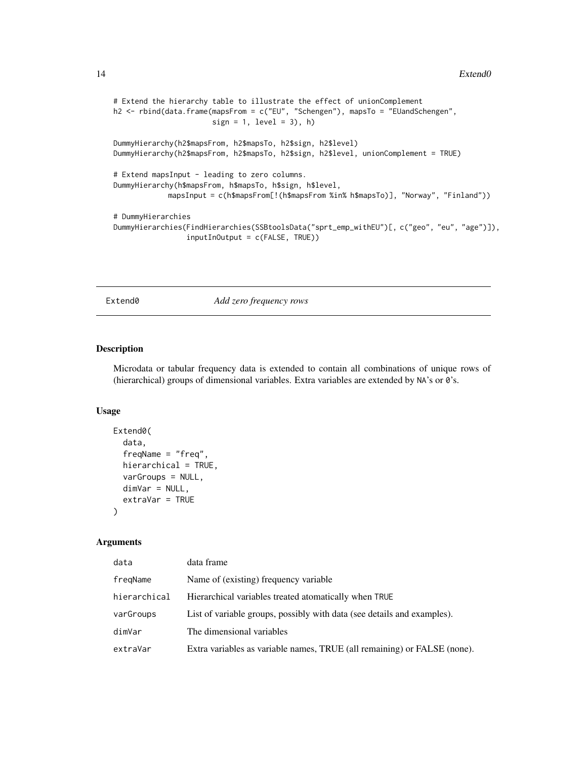```
# Extend the hierarchy table to illustrate the effect of unionComplement
h2 <- rbind(data.frame(mapsFrom = c("EU", "Schengen"), mapsTo = "EUandSchengen",
                       sign = 1, level = 3), h)

DummyHierarchy(h2$mapsFrom, h2$mapsTo, h2$sign, h2$level)
DummyHierarchy(h2$mapsFrom, h2$mapsTo, h2$sign, h2$level, unionComplement = TRUE)

# Extend mapsInput - leading to zero columns.
DummyHierarchy(h$mapsFrom, h$mapsTo, h$sign, h$level,
            mapsInput = c(h$mapsFrom[!(h$mapsFrom %in% h$mapsTo)], "Norway", "Finland"))

# DummyHierarchies
DummyHierarchies(FindHierarchies(SSBtoolsData("sprt_emp_withEU")[, c("geo", "eu", "age")]),
                 inputInOutput = c(FALSE, TRUE))
```

## Extend0 — *Add zero frequency rows*

### Description

Microdata or tabular frequency data is extended to contain all combinations of unique rows of (hierarchical) groups of dimensional variables. Extra variables are extended by `NA`'s or `0`'s.

### Usage

```
Extend0(
  data,
  freqName = "freq",
  hierarchical = TRUE,
  varGroups = NULL,
  dimVar = NULL,
  extraVar = TRUE
)
```

### Arguments

| Argument | Description |
|---|---|
| data | data frame |
| freqName | Name of (existing) frequency variable |
| hierarchical | Hierarchical variables treated atomatically when TRUE |
| varGroups | List of variable groups, possibly with data (see details and examples). |
| dimVar | The dimensional variables |
| extraVar | Extra variables as variable names, TRUE (all remaining) or FALSE (none). |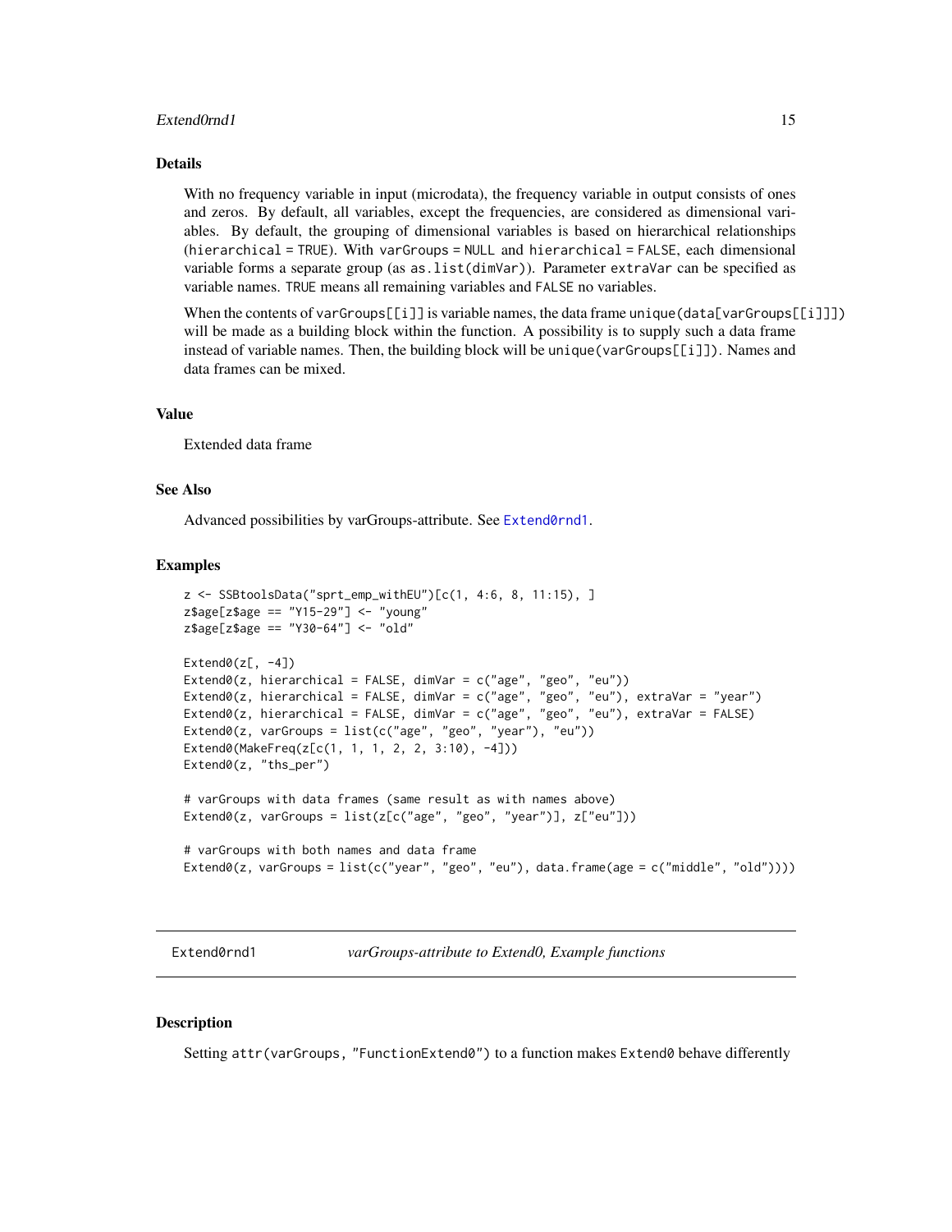### Details

With no frequency variable in input (microdata), the frequency variable in output consists of ones and zeros. By default, all variables, except the frequencies, are considered as dimensional variables. By default, the grouping of dimensional variables is based on hierarchical relationships (`hierarchical = TRUE`). With `varGroups = NULL` and `hierarchical = FALSE`, each dimensional variable forms a separate group (as `as.list(dimVar)`). Parameter `extraVar` can be specified as variable names. `TRUE` means all remaining variables and `FALSE` no variables.

When the contents of `varGroups[[i]]` is variable names, the data frame `unique(data[varGroups[[i]]])` will be made as a building block within the function. A possibility is to supply such a data frame instead of variable names. Then, the building block will be `unique(varGroups[[i]])`. Names and data frames can be mixed.

### Value

Extended data frame

### See Also

Advanced possibilities by varGroups-attribute. See Extend0rnd1.

### Examples

```
z <- SSBtoolsData("sprt_emp_withEU")[c(1, 4:6, 8, 11:15), ]
z$age[z$age == "Y15-29"] <- "young"
z$age[z$age == "Y30-64"] <- "old"

Extend0(z[, -4])
Extend0(z, hierarchical = FALSE, dimVar = c("age", "geo", "eu"))
Extend0(z, hierarchical = FALSE, dimVar = c("age", "geo", "eu"), extraVar = "year")
Extend0(z, hierarchical = FALSE, dimVar = c("age", "geo", "eu"), extraVar = FALSE)
Extend0(z, varGroups = list(c("age", "geo", "year"), "eu"))
Extend0(MakeFreq(z[c(1, 1, 1, 2, 2, 3:10), -4]))
Extend0(z, "ths_per")

# varGroups with data frames (same result as with names above)
Extend0(z, varGroups = list(z[c("age", "geo", "year")], z["eu"]))

# varGroups with both names and data frame
Extend0(z, varGroups = list(c("year", "geo", "eu"), data.frame(age = c("middle", "old"))))
```

## Extend0rnd1 — *varGroups-attribute to Extend0, Example functions*

### Description

Setting `attr(varGroups, "FunctionExtend0")` to a function makes `Extend0` behave differently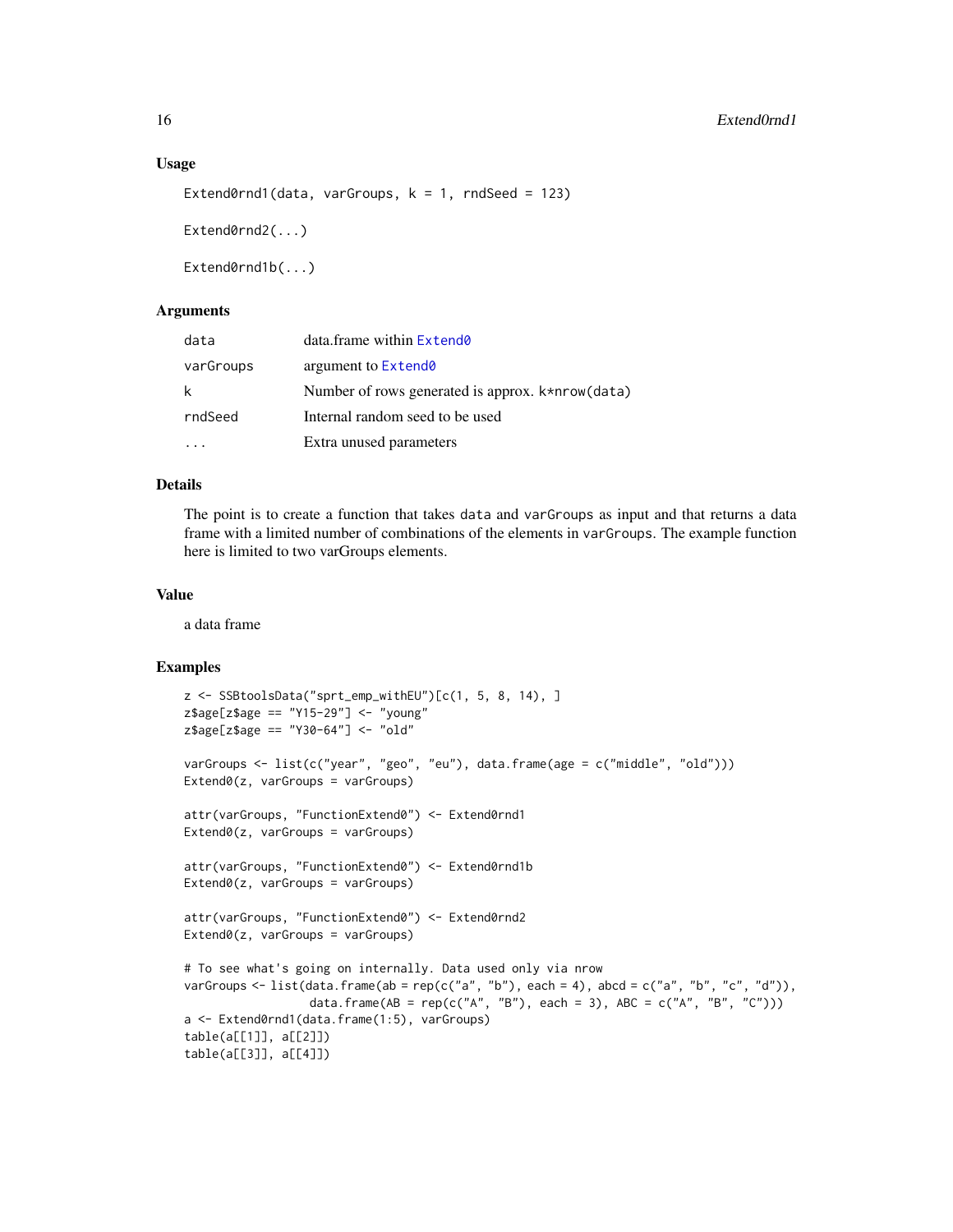### Usage

```
Extend0rnd1(data, varGroups, k = 1, rndSeed = 123)

Extend0rnd2(...)

Extend0rnd1b(...)
```

### Arguments

| | |
|---|---|
| `data` | data.frame within `Extend0` |
| `varGroups` | argument to `Extend0` |
| `k` | Number of rows generated is approx. `k*nrow(data)` |
| `rndSeed` | Internal random seed to be used |
| `...` | Extra unused parameters |

### Details

The point is to create a function that takes `data` and `varGroups` as input and that returns a data frame with a limited number of combinations of the elements in `varGroups`. The example function here is limited to two varGroups elements.

### Value

a data frame

### Examples

```
z <- SSBtoolsData("sprt_emp_withEU")[c(1, 5, 8, 14), ]
z$age[z$age == "Y15-29"] <- "young"
z$age[z$age == "Y30-64"] <- "old"

varGroups <- list(c("year", "geo", "eu"), data.frame(age = c("middle", "old")))
Extend0(z, varGroups = varGroups)

attr(varGroups, "FunctionExtend0") <- Extend0rnd1
Extend0(z, varGroups = varGroups)

attr(varGroups, "FunctionExtend0") <- Extend0rnd1b
Extend0(z, varGroups = varGroups)

attr(varGroups, "FunctionExtend0") <- Extend0rnd2
Extend0(z, varGroups = varGroups)

# To see what's going on internally. Data used only via nrow
varGroups <- list(data.frame(ab = rep(c("a", "b"), each = 4), abcd = c("a", "b", "c", "d")),
                  data.frame(AB = rep(c("A", "B"), each = 3), ABC = c("A", "B", "C")))
a <- Extend0rnd1(data.frame(1:5), varGroups)
table(a[[1]], a[[2]])
table(a[[3]], a[[4]])
```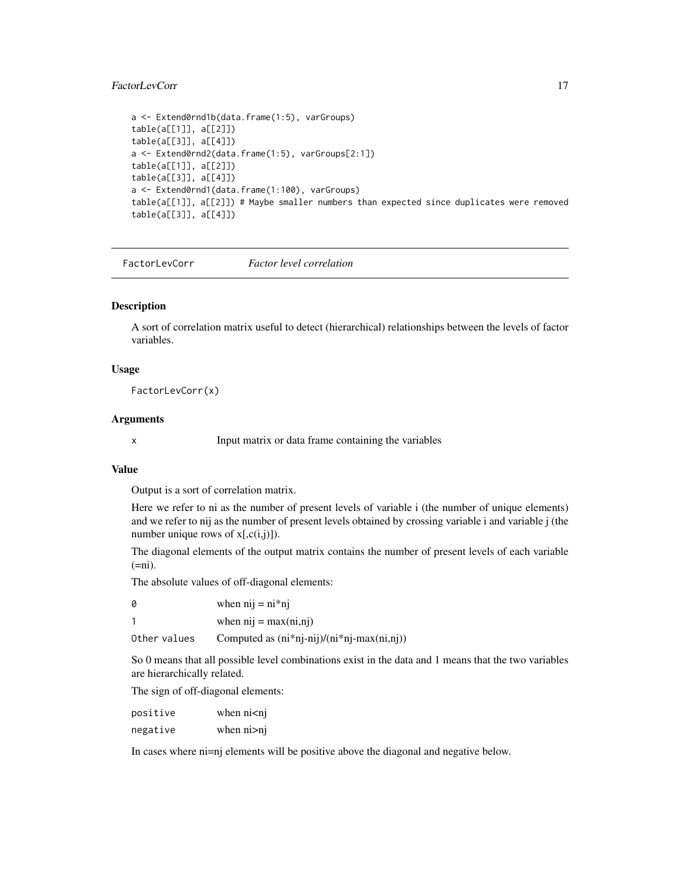```
a <- Extend0rnd1b(data.frame(1:5), varGroups)
table(a[[1]], a[[2]])
table(a[[3]], a[[4]])
a <- Extend0rnd2(data.frame(1:5), varGroups[2:1])
table(a[[1]], a[[2]])
table(a[[3]], a[[4]])
a <- Extend0rnd1(data.frame(1:100), varGroups)
table(a[[1]], a[[2]]) # Maybe smaller numbers than expected since duplicates were removed
table(a[[3]], a[[4]])
```

---

## FactorLevCorr — *Factor level correlation*

### Description

A sort of correlation matrix useful to detect (hierarchical) relationships between the levels of factor variables.

### Usage

```
FactorLevCorr(x)
```

### Arguments

| | |
|---|---|
| x | Input matrix or data frame containing the variables |

### Value

Output is a sort of correlation matrix.

Here we refer to ni as the number of present levels of variable i (the number of unique elements) and we refer to nij as the number of present levels obtained by crossing variable i and variable j (the number unique rows of x[,c(i,j)]).

The diagonal elements of the output matrix contains the number of present levels of each variable (=ni).

The absolute values of off-diagonal elements:

| | |
|---|---|
| 0 | when nij = ni*nj |
| 1 | when nij = max(ni,nj) |
| Other values | Computed as (ni*nj-nij)/(ni*nj-max(ni,nj)) |

So 0 means that all possible level combinations exist in the data and 1 means that the two variables are hierarchically related.

The sign of off-diagonal elements:

| | |
|---|---|
| positive | when ni<nj |
| negative | when ni>nj |

In cases where ni=nj elements will be positive above the diagonal and negative below.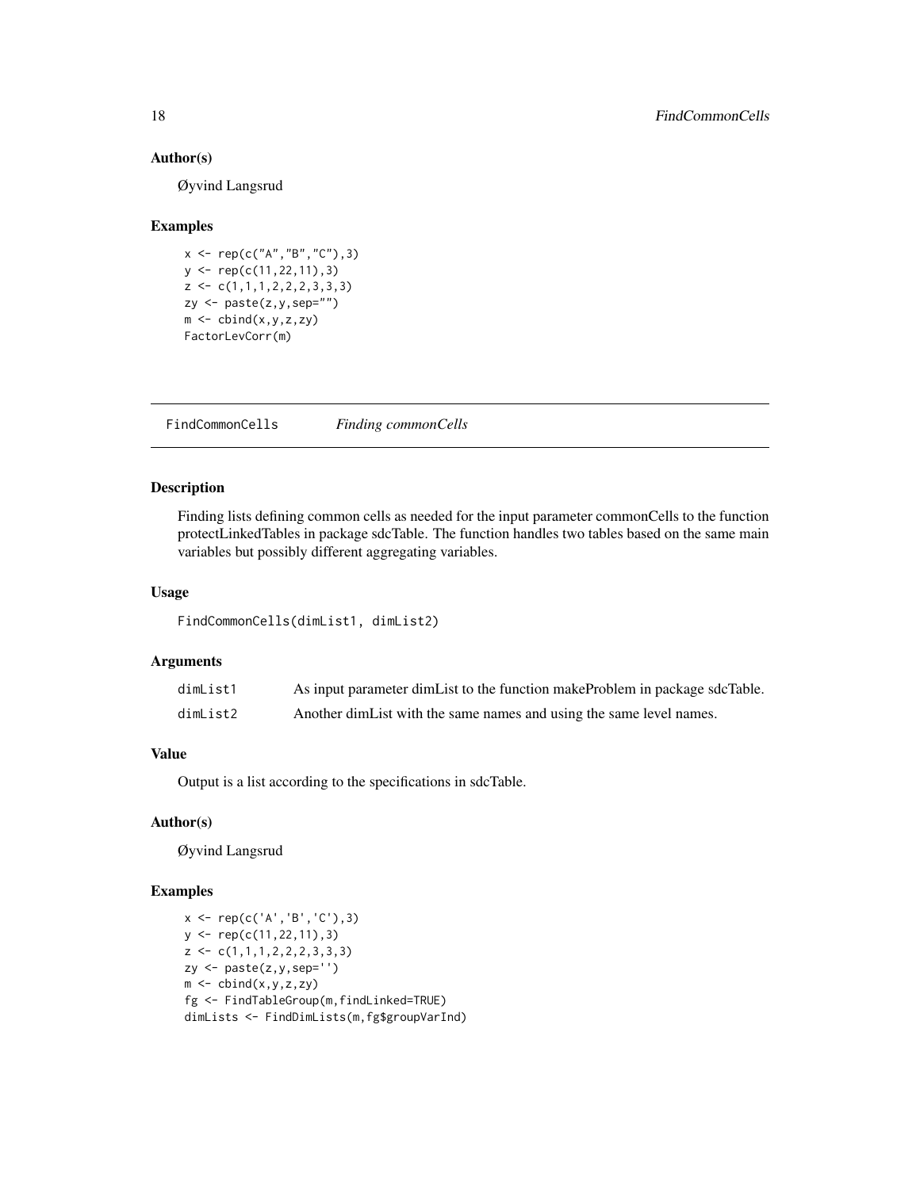### Author(s)

Øyvind Langsrud

### Examples

```
x <- rep(c("A","B","C"),3)
y <- rep(c(11,22,11),3)
z <- c(1,1,1,2,2,2,3,3,3)
zy <- paste(z,y,sep="")
m <- cbind(x,y,z,zy)
FactorLevCorr(m)
```

---

## FindCommonCells    *Finding commonCells*

### Description

Finding lists defining common cells as needed for the input parameter commonCells to the function protectLinkedTables in package sdcTable. The function handles two tables based on the same main variables but possibly different aggregating variables.

### Usage

```
FindCommonCells(dimList1, dimList2)
```

### Arguments

| | |
|---|---|
| dimList1 | As input parameter dimList to the function makeProblem in package sdcTable. |
| dimList2 | Another dimList with the same names and using the same level names. |

### Value

Output is a list according to the specifications in sdcTable.

### Author(s)

Øyvind Langsrud

### Examples

```
x <- rep(c('A','B','C'),3)
y <- rep(c(11,22,11),3)
z <- c(1,1,1,2,2,2,3,3,3)
zy <- paste(z,y,sep='')
m <- cbind(x,y,z,zy)
fg <- FindTableGroup(m,findLinked=TRUE)
dimLists <- FindDimLists(m,fg$groupVarInd)
```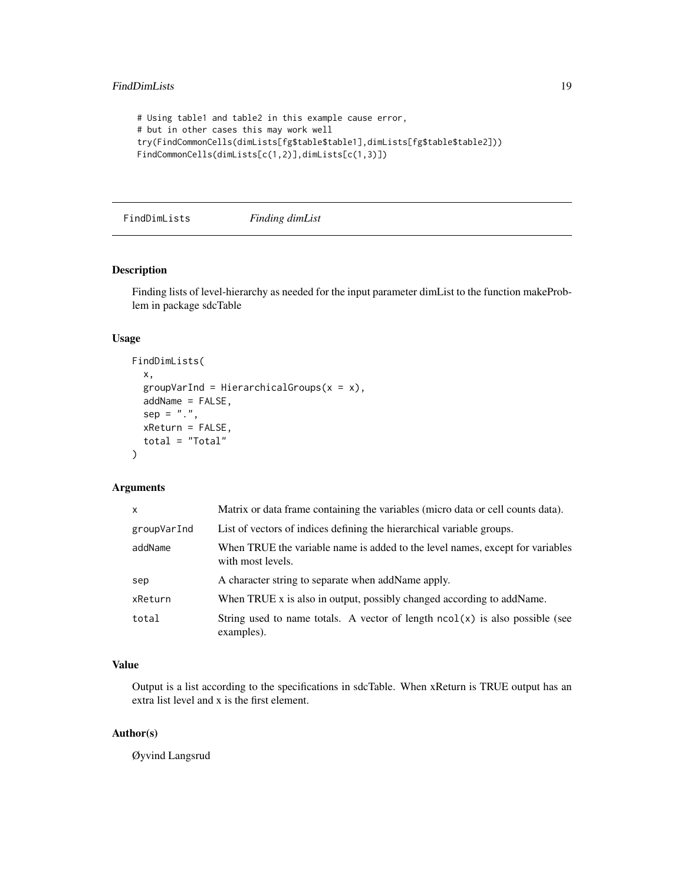```
# Using table1 and table2 in this example cause error,
# but in other cases this may work well
try(FindCommonCells(dimLists[fg$table$table1],dimLists[fg$table$table2]))
FindCommonCells(dimLists[c(1,2)],dimLists[c(1,3)])
```

## FindDimLists — *Finding dimList*

### Description

Finding lists of level-hierarchy as needed for the input parameter dimList to the function makeProblem in package sdcTable

### Usage

```
FindDimLists(
  x,
  groupVarInd = HierarchicalGroups(x = x),
  addName = FALSE,
  sep = ".",
  xReturn = FALSE,
  total = "Total"
)
```

### Arguments

| | |
|---|---|
| x | Matrix or data frame containing the variables (micro data or cell counts data). |
| groupVarInd | List of vectors of indices defining the hierarchical variable groups. |
| addName | When TRUE the variable name is added to the level names, except for variables with most levels. |
| sep | A character string to separate when addName apply. |
| xReturn | When TRUE x is also in output, possibly changed according to addName. |
| total | String used to name totals. A vector of length `ncol(x)` is also possible (see examples). |

### Value

Output is a list according to the specifications in sdcTable. When xReturn is TRUE output has an extra list level and x is the first element.

### Author(s)

Øyvind Langsrud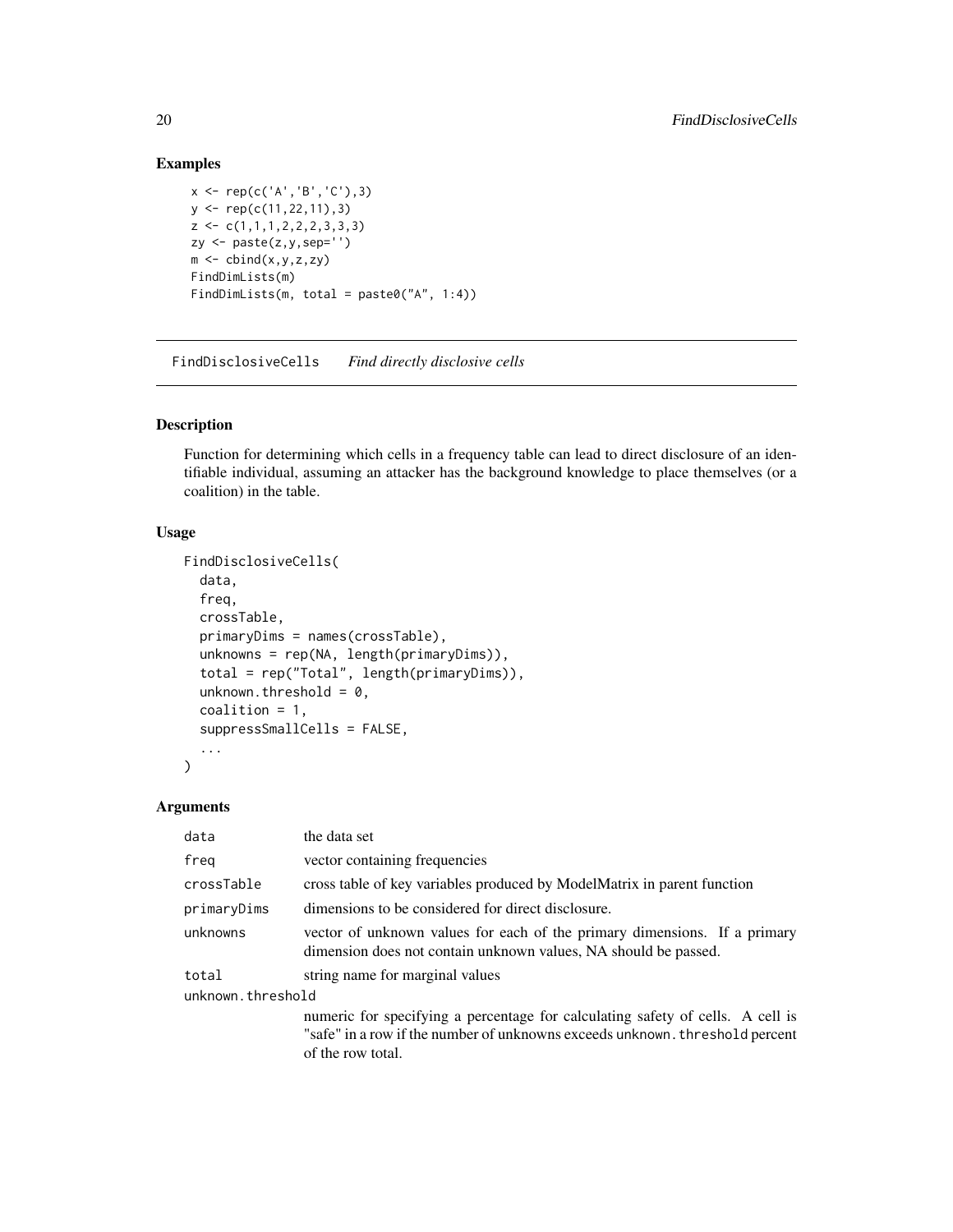### Examples

```
x <- rep(c('A','B','C'),3)
y <- rep(c(11,22,11),3)
z <- c(1,1,1,2,2,2,3,3,3)
zy <- paste(z,y,sep='')
m <- cbind(x,y,z,zy)
FindDimLists(m)
FindDimLists(m, total = paste0("A", 1:4))
```

---

## FindDisclosiveCells *Find directly disclosive cells*

### Description

Function for determining which cells in a frequency table can lead to direct disclosure of an identifiable individual, assuming an attacker has the background knowledge to place themselves (or a coalition) in the table.

### Usage

```
FindDisclosiveCells(
  data,
  freq,
  crossTable,
  primaryDims = names(crossTable),
  unknowns = rep(NA, length(primaryDims)),
  total = rep("Total", length(primaryDims)),
  unknown.threshold = 0,
  coalition = 1,
  suppressSmallCells = FALSE,
  ...
)
```

### Arguments

| | |
|---|---|
| `data` | the data set |
| `freq` | vector containing frequencies |
| `crossTable` | cross table of key variables produced by ModelMatrix in parent function |
| `primaryDims` | dimensions to be considered for direct disclosure. |
| `unknowns` | vector of unknown values for each of the primary dimensions. If a primary dimension does not contain unknown values, NA should be passed. |
| `total` | string name for marginal values |
| `unknown.threshold` | numeric for specifying a percentage for calculating safety of cells. A cell is "safe" in a row if the number of unknowns exceeds `unknown.threshold` percent of the row total. |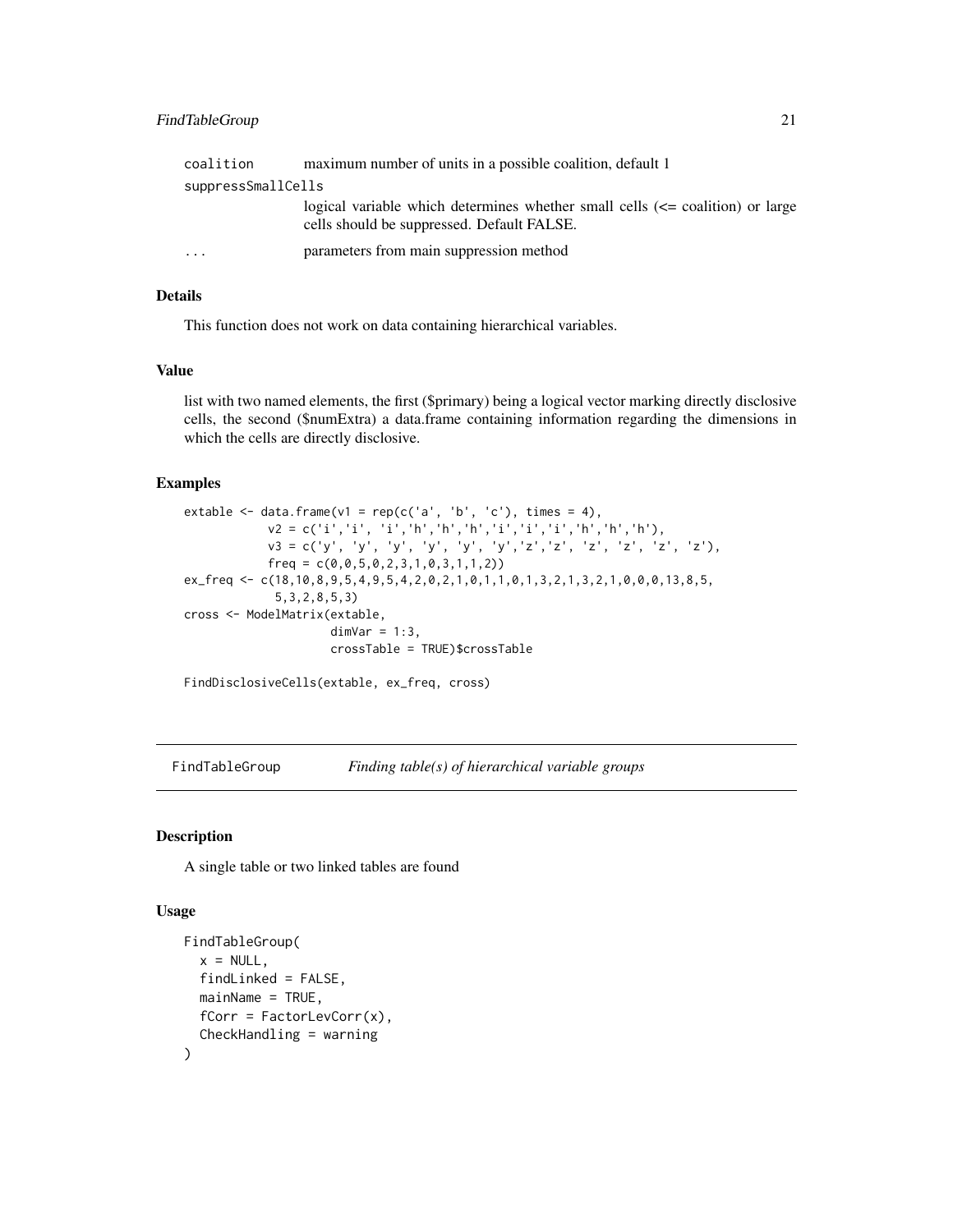| | |
|---|---|
| coalition | maximum number of units in a possible coalition, default 1 |
| suppressSmallCells | logical variable which determines whether small cells (<= coalition) or large cells should be suppressed. Default FALSE. |
| ... | parameters from main suppression method |

### Details

This function does not work on data containing hierarchical variables.

### Value

list with two named elements, the first ($primary) being a logical vector marking directly disclosive cells, the second ($numExtra) a data.frame containing information regarding the dimensions in which the cells are directly disclosive.

### Examples

```
extable <- data.frame(v1 = rep(c('a', 'b', 'c'), times = 4),
            v2 = c('i','i', 'i','h','h','h','i','i','i','h','h','h'),
            v3 = c('y', 'y', 'y', 'y', 'y', 'y','z','z', 'z', 'z', 'z', 'z'),
            freq = c(0,0,5,0,2,3,1,0,3,1,1,2))
ex_freq <- c(18,10,8,9,5,4,9,5,4,2,0,2,1,0,1,1,0,1,3,2,1,3,2,1,0,0,0,13,8,5,
             5,3,2,8,5,3)
cross <- ModelMatrix(extable,
                     dimVar = 1:3,
                     crossTable = TRUE)$crossTable

FindDisclosiveCells(extable, ex_freq, cross)
```

---

## FindTableGroup *Finding table(s) of hierarchical variable groups*

### Description

A single table or two linked tables are found

### Usage

```
FindTableGroup(
  x = NULL,
  findLinked = FALSE,
  mainName = TRUE,
  fCorr = FactorLevCorr(x),
  CheckHandling = warning
)
```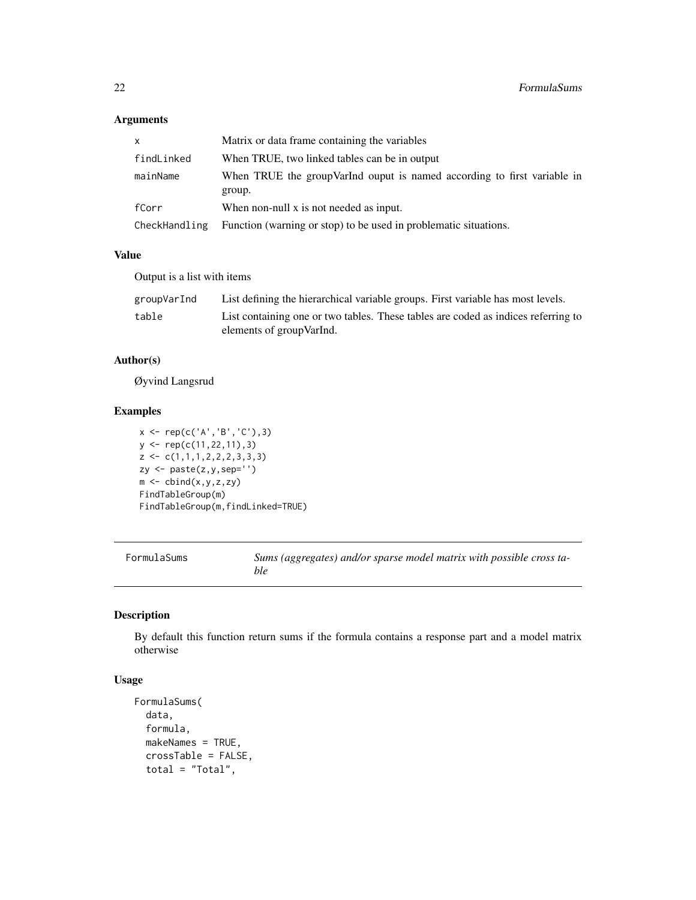### Arguments

| | |
|---|---|
| x | Matrix or data frame containing the variables |
| findLinked | When TRUE, two linked tables can be in output |
| mainName | When TRUE the groupVarInd ouput is named according to first variable in group. |
| fCorr | When non-null x is not needed as input. |
| CheckHandling | Function (warning or stop) to be used in problematic situations. |

### Value

Output is a list with items

| | |
|---|---|
| groupVarInd | List defining the hierarchical variable groups. First variable has most levels. |
| table | List containing one or two tables. These tables are coded as indices referring to elements of groupVarInd. |

### Author(s)

Øyvind Langsrud

### Examples

```
x <- rep(c('A','B','C'),3)
y <- rep(c(11,22,11),3)
z <- c(1,1,1,2,2,2,3,3,3)
zy <- paste(z,y,sep='')
m <- cbind(x,y,z,zy)
FindTableGroup(m)
FindTableGroup(m,findLinked=TRUE)
```

---

## FormulaSums — *Sums (aggregates) and/or sparse model matrix with possible cross table*

### Description

By default this function return sums if the formula contains a response part and a model matrix otherwise

### Usage

```
FormulaSums(
  data,
  formula,
  makeNames = TRUE,
  crossTable = FALSE,
  total = "Total",
```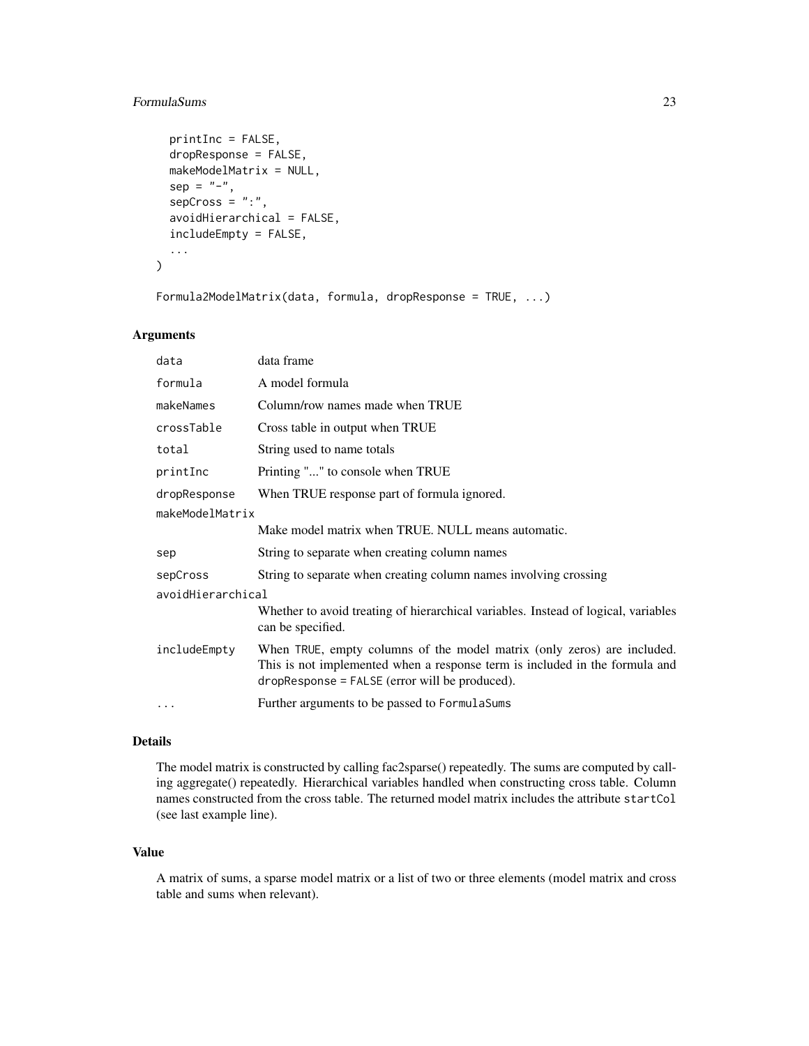```
  printInc = FALSE,
  dropResponse = FALSE,
  makeModelMatrix = NULL,
  sep = "-",
  sepCross = ":",
  avoidHierarchical = FALSE,
  includeEmpty = FALSE,
  ...
)

Formula2ModelMatrix(data, formula, dropResponse = TRUE, ...)
```

### Arguments

| Argument | Description |
|---|---|
| `data` | data frame |
| `formula` | A model formula |
| `makeNames` | Column/row names made when TRUE |
| `crossTable` | Cross table in output when TRUE |
| `total` | String used to name totals |
| `printInc` | Printing "..." to console when TRUE |
| `dropResponse` | When TRUE response part of formula ignored. |
| `makeModelMatrix` | Make model matrix when TRUE. NULL means automatic. |
| `sep` | String to separate when creating column names |
| `sepCross` | String to separate when creating column names involving crossing |
| `avoidHierarchical` | Whether to avoid treating of hierarchical variables. Instead of logical, variables can be specified. |
| `includeEmpty` | When `TRUE`, empty columns of the model matrix (only zeros) are included. This is not implemented when a response term is included in the formula and `dropResponse = FALSE` (error will be produced). |
| `...` | Further arguments to be passed to `FormulaSums` |

### Details

The model matrix is constructed by calling fac2sparse() repeatedly. The sums are computed by calling aggregate() repeatedly. Hierarchical variables handled when constructing cross table. Column names constructed from the cross table. The returned model matrix includes the attribute `startCol` (see last example line).

### Value

A matrix of sums, a sparse model matrix or a list of two or three elements (model matrix and cross table and sums when relevant).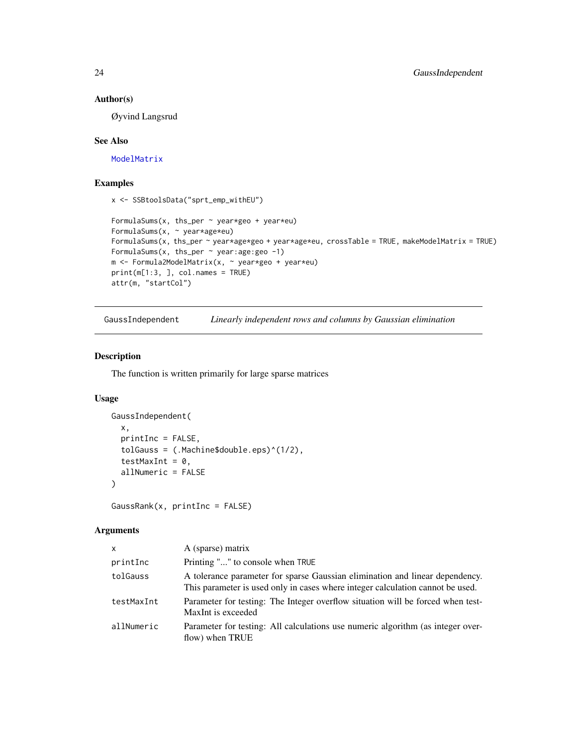### Author(s)

Øyvind Langsrud

### See Also

ModelMatrix

### Examples

```
x <- SSBtoolsData("sprt_emp_withEU")

FormulaSums(x, ths_per ~ year*geo + year*eu)
FormulaSums(x, ~ year*age*eu)
FormulaSums(x, ths_per ~ year*age*geo + year*age*eu, crossTable = TRUE, makeModelMatrix = TRUE)
FormulaSums(x, ths_per ~ year:age:geo -1)
m <- Formula2ModelMatrix(x, ~ year*geo + year*eu)
print(m[1:3, ], col.names = TRUE)
attr(m, "startCol")
```

---

## GaussIndependent — *Linearly independent rows and columns by Gaussian elimination*

### Description

The function is written primarily for large sparse matrices

### Usage

```
GaussIndependent(
  x,
  printInc = FALSE,
  tolGauss = (.Machine$double.eps)^(1/2),
  testMaxInt = 0,
  allNumeric = FALSE
)

GaussRank(x, printInc = FALSE)
```

### Arguments

| | |
|---|---|
| x | A (sparse) matrix |
| printInc | Printing "..." to console when TRUE |
| tolGauss | A tolerance parameter for sparse Gaussian elimination and linear dependency. This parameter is used only in cases where integer calculation cannot be used. |
| testMaxInt | Parameter for testing: The Integer overflow situation will be forced when testMaxInt is exceeded |
| allNumeric | Parameter for testing: All calculations use numeric algorithm (as integer overflow) when TRUE |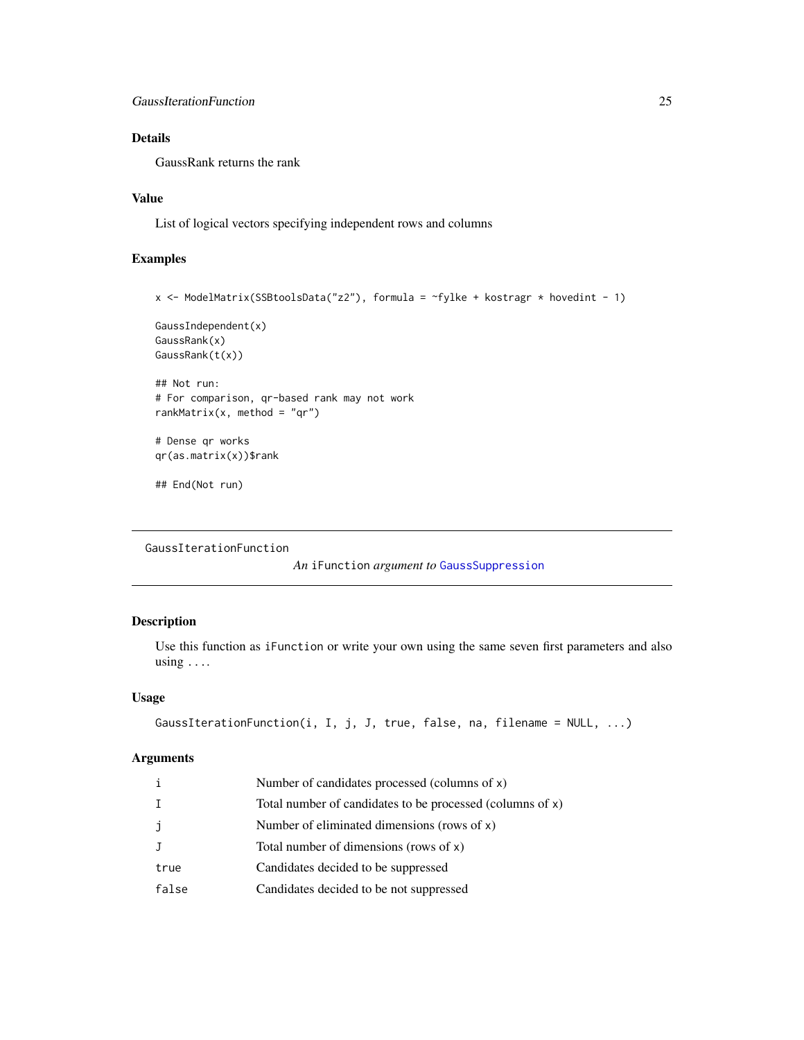### Details

GaussRank returns the rank

### Value

List of logical vectors specifying independent rows and columns

### Examples

```
x <- ModelMatrix(SSBtoolsData("z2"), formula = ~fylke + kostragr * hovedint - 1)

GaussIndependent(x)
GaussRank(x)
GaussRank(t(x))

## Not run:
# For comparison, qr-based rank may not work
rankMatrix(x, method = "qr")

# Dense qr works
qr(as.matrix(x))$rank

## End(Not run)
```

---

## GaussIterationFunction

*An* `iFunction` *argument to* `GaussSuppression`

### Description

Use this function as `iFunction` or write your own using the same seven first parameters and also using `...`.

### Usage

```
GaussIterationFunction(i, I, j, J, true, false, na, filename = NULL, ...)
```

### Arguments

| | |
|---|---|
| `i` | Number of candidates processed (columns of `x`) |
| `I` | Total number of candidates to be processed (columns of `x`) |
| `j` | Number of eliminated dimensions (rows of `x`) |
| `J` | Total number of dimensions (rows of `x`) |
| `true` | Candidates decided to be suppressed |
| `false` | Candidates decided to be not suppressed |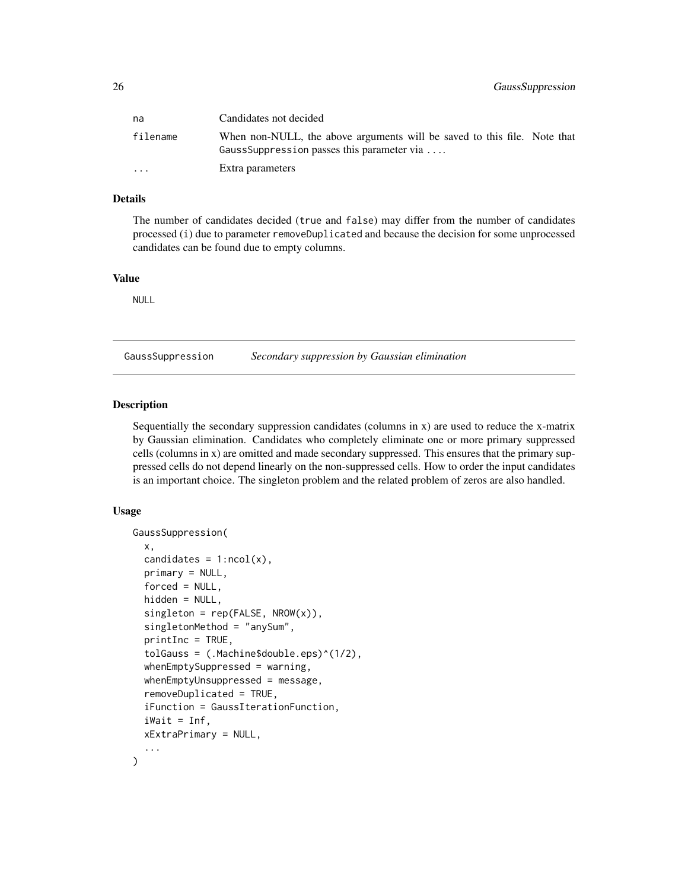| | |
|---|---|
| `na` | Candidates not decided |
| `filename` | When non-NULL, the above arguments will be saved to this file. Note that `GaussSuppression` passes this parameter via `...`. |
| `...` | Extra parameters |

### Details

The number of candidates decided (`true` and `false`) may differ from the number of candidates processed (`i`) due to parameter `removeDuplicated` and because the decision for some unprocessed candidates can be found due to empty columns.

### Value

`NULL`

## GaussSuppression — *Secondary suppression by Gaussian elimination*

### Description

Sequentially the secondary suppression candidates (columns in x) are used to reduce the x-matrix by Gaussian elimination. Candidates who completely eliminate one or more primary suppressed cells (columns in x) are omitted and made secondary suppressed. This ensures that the primary suppressed cells do not depend linearly on the non-suppressed cells. How to order the input candidates is an important choice. The singleton problem and the related problem of zeros are also handled.

### Usage

```
GaussSuppression(
  x,
  candidates = 1:ncol(x),
  primary = NULL,
  forced = NULL,
  hidden = NULL,
  singleton = rep(FALSE, NROW(x)),
  singletonMethod = "anySum",
  printInc = TRUE,
  tolGauss = (.Machine$double.eps)^(1/2),
  whenEmptySuppressed = warning,
  whenEmptyUnsuppressed = message,
  removeDuplicated = TRUE,
  iFunction = GaussIterationFunction,
  iWait = Inf,
  xExtraPrimary = NULL,
  ...
)
```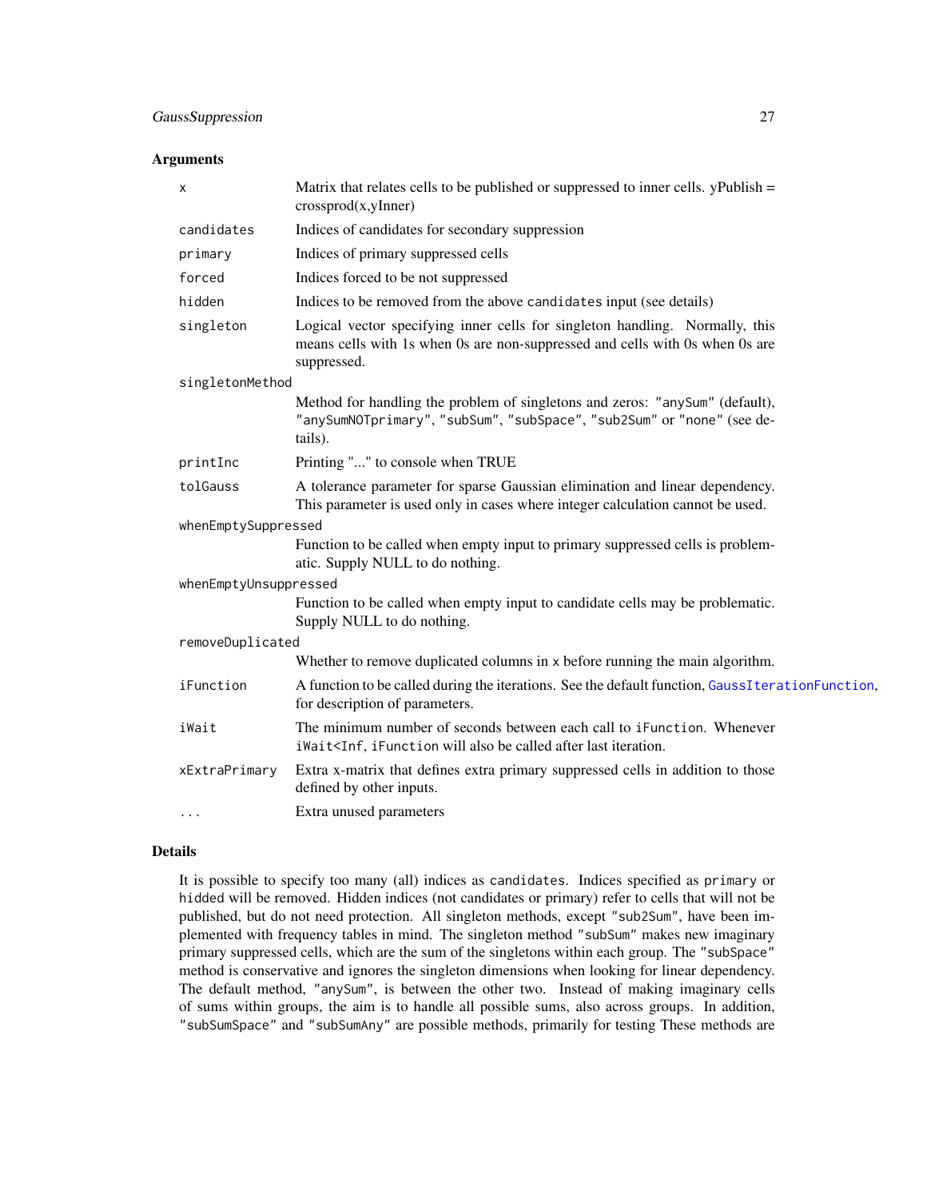## Arguments

| | |
|---|---|
| `x` | Matrix that relates cells to be published or suppressed to inner cells. yPublish = crossprod(x,yInner) |
| `candidates` | Indices of candidates for secondary suppression |
| `primary` | Indices of primary suppressed cells |
| `forced` | Indices forced to be not suppressed |
| `hidden` | Indices to be removed from the above `candidates` input (see details) |
| `singleton` | Logical vector specifying inner cells for singleton handling. Normally, this means cells with 1s when 0s are non-suppressed and cells with 0s when 0s are suppressed. |
| `singletonMethod` | Method for handling the problem of singletons and zeros: `"anySum"` (default), `"anySumNOTprimary"`, `"subSum"`, `"subSpace"`, `"sub2Sum"` or `"none"` (see details). |
| `printInc` | Printing "..." to console when TRUE |
| `tolGauss` | A tolerance parameter for sparse Gaussian elimination and linear dependency. This parameter is used only in cases where integer calculation cannot be used. |
| `whenEmptySuppressed` | Function to be called when empty input to primary suppressed cells is problematic. Supply NULL to do nothing. |
| `whenEmptyUnsuppressed` | Function to be called when empty input to candidate cells may be problematic. Supply NULL to do nothing. |
| `removeDuplicated` | Whether to remove duplicated columns in `x` before running the main algorithm. |
| `iFunction` | A function to be called during the iterations. See the default function, `GaussIterationFunction`, for description of parameters. |
| `iWait` | The minimum number of seconds between each call to `iFunction`. Whenever `iWait<Inf`, `iFunction` will also be called after last iteration. |
| `xExtraPrimary` | Extra x-matrix that defines extra primary suppressed cells in addition to those defined by other inputs. |
| `...` | Extra unused parameters |

## Details

It is possible to specify too many (all) indices as `candidates`. Indices specified as `primary` or `hidded` will be removed. Hidden indices (not candidates or primary) refer to cells that will not be published, but do not need protection. All singleton methods, except `"sub2Sum"`, have been implemented with frequency tables in mind. The singleton method `"subSum"` makes new imaginary primary suppressed cells, which are the sum of the singletons within each group. The `"subSpace"` method is conservative and ignores the singleton dimensions when looking for linear dependency. The default method, `"anySum"`, is between the other two. Instead of making imaginary cells of sums within groups, the aim is to handle all possible sums, also across groups. In addition, `"subSumSpace"` and `"subSumAny"` are possible methods, primarily for testing These methods are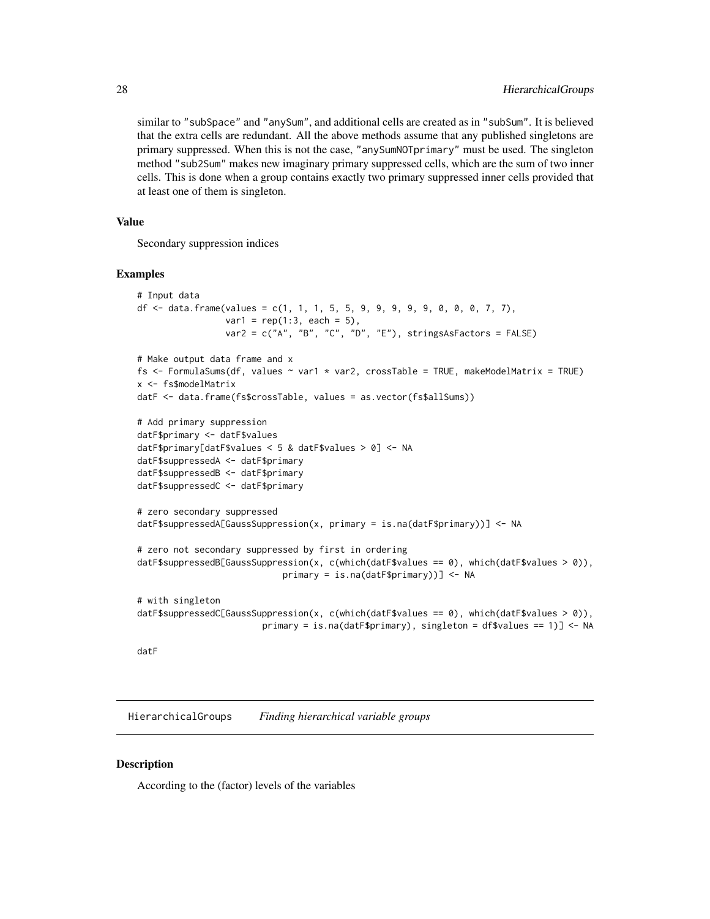similar to "subSpace" and "anySum", and additional cells are created as in "subSum". It is believed that the extra cells are redundant. All the above methods assume that any published singletons are primary suppressed. When this is not the case, "anySumNOTprimary" must be used. The singleton method "sub2Sum" makes new imaginary primary suppressed cells, which are the sum of two inner cells. This is done when a group contains exactly two primary suppressed inner cells provided that at least one of them is singleton.

### Value

Secondary suppression indices

### Examples

```
# Input data
df <- data.frame(values = c(1, 1, 1, 5, 5, 9, 9, 9, 9, 9, 0, 0, 0, 7, 7),
                 var1 = rep(1:3, each = 5),
                 var2 = c("A", "B", "C", "D", "E"), stringsAsFactors = FALSE)

# Make output data frame and x
fs <- FormulaSums(df, values ~ var1 * var2, crossTable = TRUE, makeModelMatrix = TRUE)
x <- fs$modelMatrix
datF <- data.frame(fs$crossTable, values = as.vector(fs$allSums))

# Add primary suppression
datF$primary <- datF$values
datF$primary[datF$values < 5 & datF$values > 0] <- NA
datF$suppressedA <- datF$primary
datF$suppressedB <- datF$primary
datF$suppressedC <- datF$primary

# zero secondary suppressed
datF$suppressedA[GaussSuppression(x, primary = is.na(datF$primary))] <- NA

# zero not secondary suppressed by first in ordering
datF$suppressedB[GaussSuppression(x, c(which(datF$values == 0), which(datF$values > 0)),
                            primary = is.na(datF$primary))] <- NA

# with singleton
datF$suppressedC[GaussSuppression(x, c(which(datF$values == 0), which(datF$values > 0)),
                        primary = is.na(datF$primary), singleton = df$values == 1)] <- NA

datF
```

## HierarchicalGroups *Finding hierarchical variable groups*

### Description

According to the (factor) levels of the variables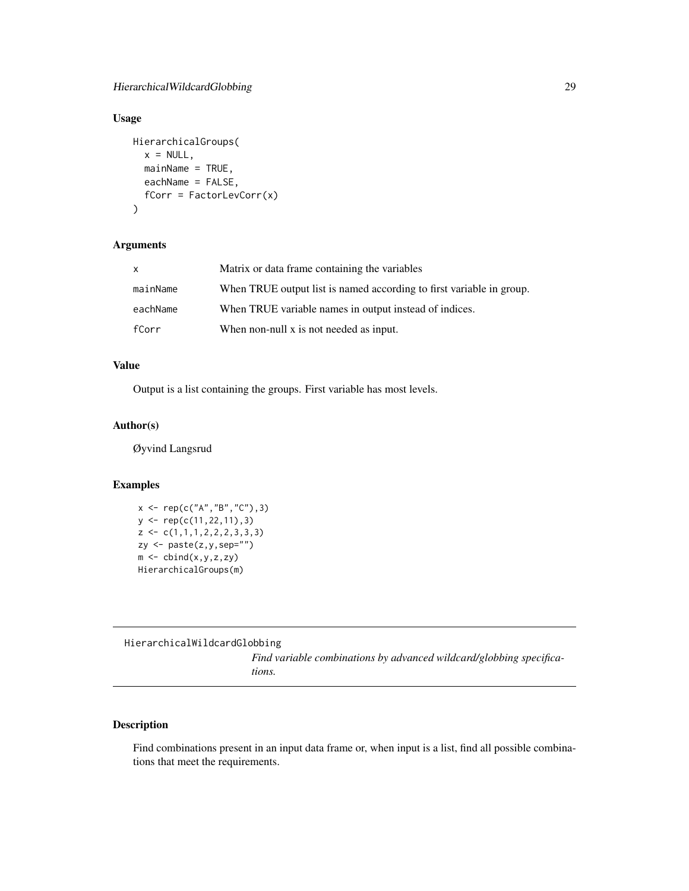### Usage

```
HierarchicalGroups(
  x = NULL,
  mainName = TRUE,
  eachName = FALSE,
  fCorr = FactorLevCorr(x)
)
```

### Arguments

| | |
|---|---|
| x | Matrix or data frame containing the variables |
| mainName | When TRUE output list is named according to first variable in group. |
| eachName | When TRUE variable names in output instead of indices. |
| fCorr | When non-null x is not needed as input. |

### Value

Output is a list containing the groups. First variable has most levels.

### Author(s)

Øyvind Langsrud

### Examples

```
x <- rep(c("A","B","C"),3)
y <- rep(c(11,22,11),3)
z <- c(1,1,1,2,2,2,3,3,3)
zy <- paste(z,y,sep="")
m <- cbind(x,y,z,zy)
HierarchicalGroups(m)
```

---

## HierarchicalWildcardGlobbing

*Find variable combinations by advanced wildcard/globbing specifications.*

---

### Description

Find combinations present in an input data frame or, when input is a list, find all possible combinations that meet the requirements.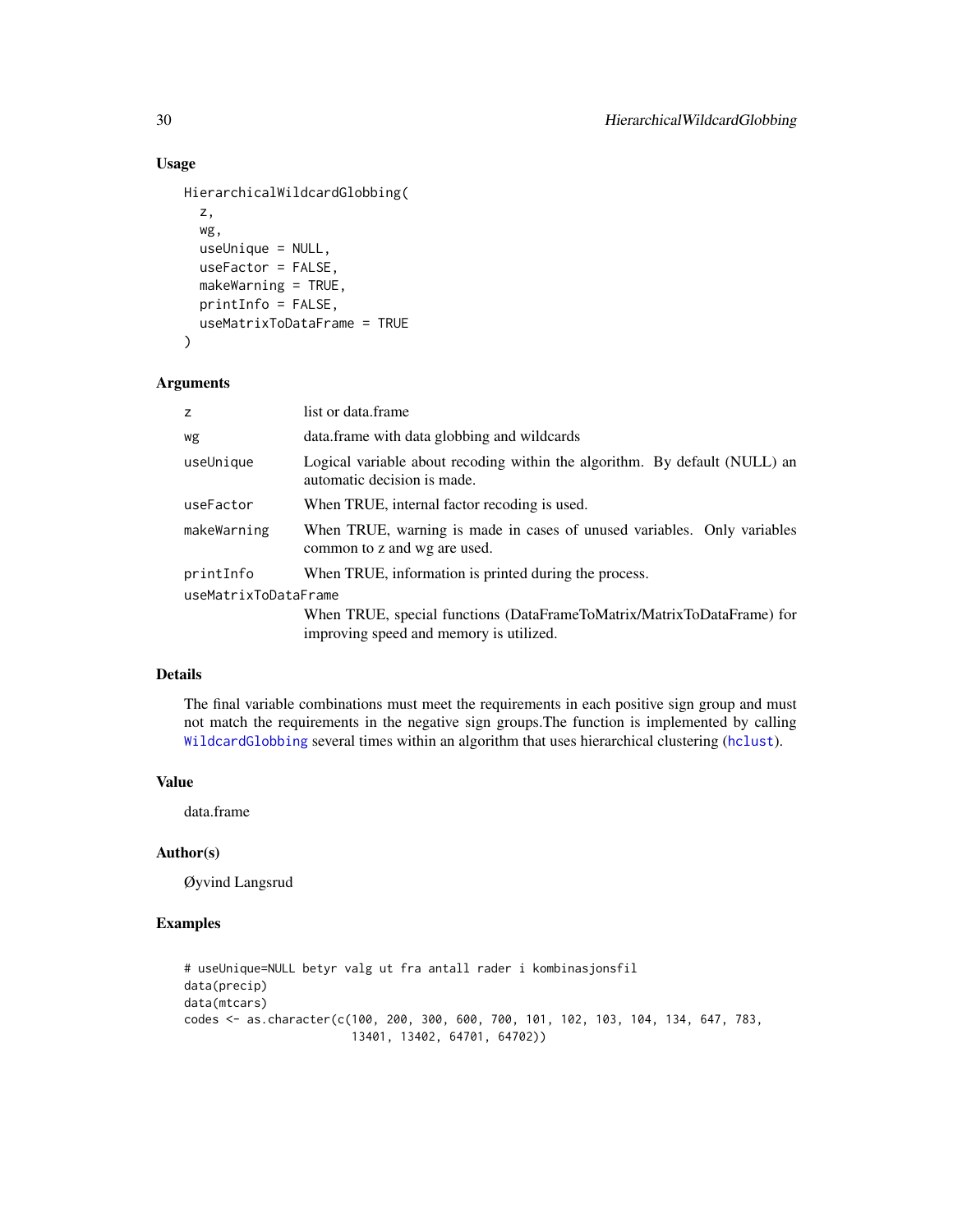## Usage

```
HierarchicalWildcardGlobbing(
  z,
  wg,
  useUnique = NULL,
  useFactor = FALSE,
  makeWarning = TRUE,
  printInfo = FALSE,
  useMatrixToDataFrame = TRUE
)
```

## Arguments

| | |
|---|---|
| `z` | list or data.frame |
| `wg` | data.frame with data globbing and wildcards |
| `useUnique` | Logical variable about recoding within the algorithm. By default (NULL) an automatic decision is made. |
| `useFactor` | When TRUE, internal factor recoding is used. |
| `makeWarning` | When TRUE, warning is made in cases of unused variables. Only variables common to z and wg are used. |
| `printInfo` | When TRUE, information is printed during the process. |
| `useMatrixToDataFrame` | When TRUE, special functions (DataFrameToMatrix/MatrixToDataFrame) for improving speed and memory is utilized. |

## Details

The final variable combinations must meet the requirements in each positive sign group and must not match the requirements in the negative sign groups.The function is implemented by calling `WildcardGlobbing` several times within an algorithm that uses hierarchical clustering (`hclust`).

## Value

data.frame

## Author(s)

Øyvind Langsrud

## Examples

```
# useUnique=NULL betyr valg ut fra antall rader i kombinasjonsfil
data(precip)
data(mtcars)
codes <- as.character(c(100, 200, 300, 600, 700, 101, 102, 103, 104, 134, 647, 783,
                        13401, 13402, 64701, 64702))
```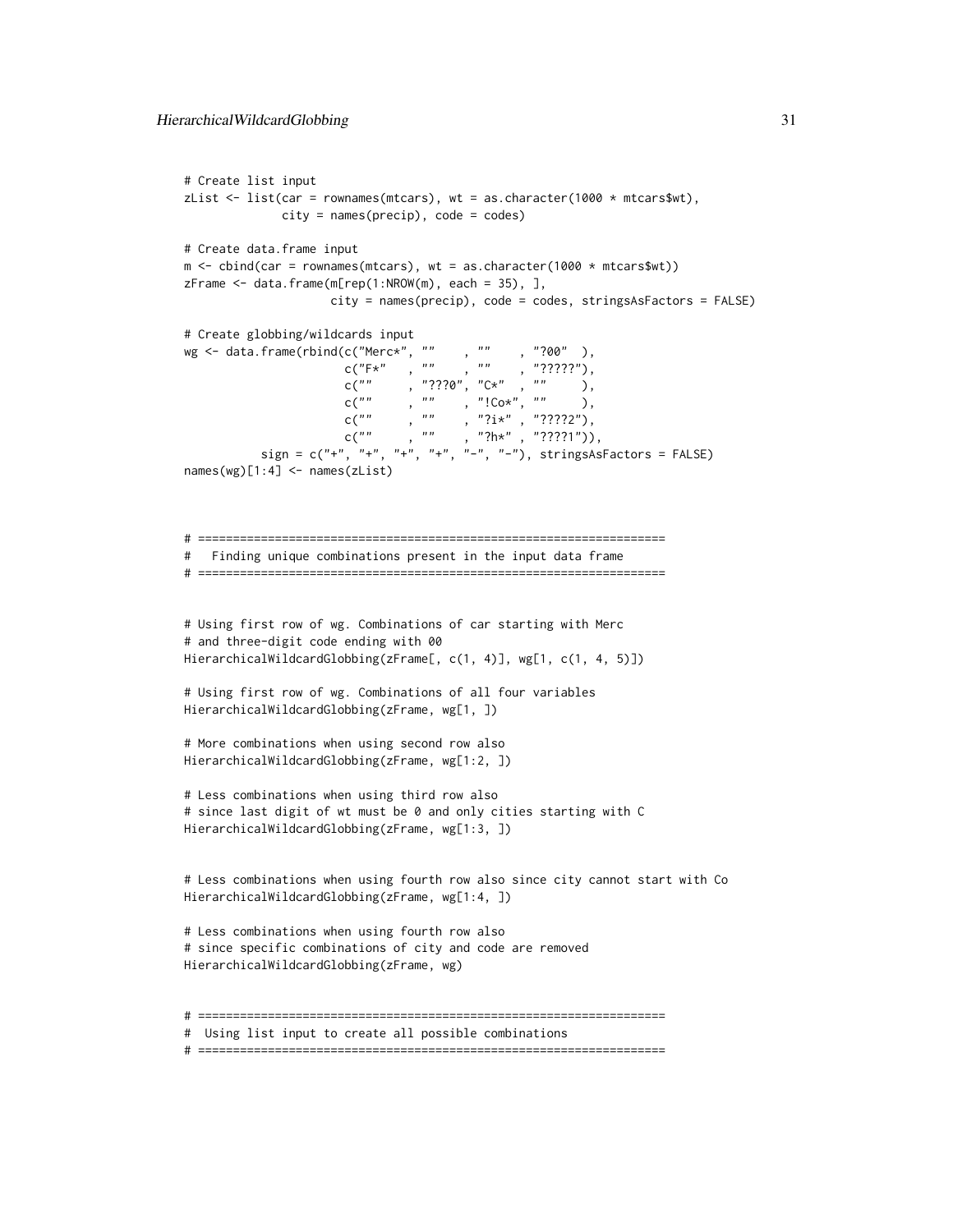```
# Create list input
zList <- list(car = rownames(mtcars), wt = as.character(1000 * mtcars$wt),
              city = names(precip), code = codes)

# Create data.frame input
m <- cbind(car = rownames(mtcars), wt = as.character(1000 * mtcars$wt))
zFrame <- data.frame(m[rep(1:NROW(m), each = 35), ],
                     city = names(precip), code = codes, stringsAsFactors = FALSE)

# Create globbing/wildcards input
wg <- data.frame(rbind(c("Merc*", ""    , ""    , "?00"  ),
                       c("F*"   , ""    , ""    , "?????"),
                       c(""     , "???0", "C*"  , ""     ),
                       c(""     , ""    , "!Co*", ""     ),
                       c(""     , ""    , "?i*" , "????2"),
                       c(""     , ""    , "?h*" , "????1")),
           sign = c("+", "+", "+", "+", "-", "-"), stringsAsFactors = FALSE)
names(wg)[1:4] <- names(zList)



# ===================================================================
#   Finding unique combinations present in the input data frame
# ===================================================================


# Using first row of wg. Combinations of car starting with Merc
# and three-digit code ending with 00
HierarchicalWildcardGlobbing(zFrame[, c(1, 4)], wg[1, c(1, 4, 5)])

# Using first row of wg. Combinations of all four variables
HierarchicalWildcardGlobbing(zFrame, wg[1, ])

# More combinations when using second row also
HierarchicalWildcardGlobbing(zFrame, wg[1:2, ])

# Less combinations when using third row also
# since last digit of wt must be 0 and only cities starting with C
HierarchicalWildcardGlobbing(zFrame, wg[1:3, ])


# Less combinations when using fourth row also since city cannot start with Co
HierarchicalWildcardGlobbing(zFrame, wg[1:4, ])

# Less combinations when using fourth row also
# since specific combinations of city and code are removed
HierarchicalWildcardGlobbing(zFrame, wg)


# ===================================================================
#  Using list input to create all possible combinations
# ===================================================================
```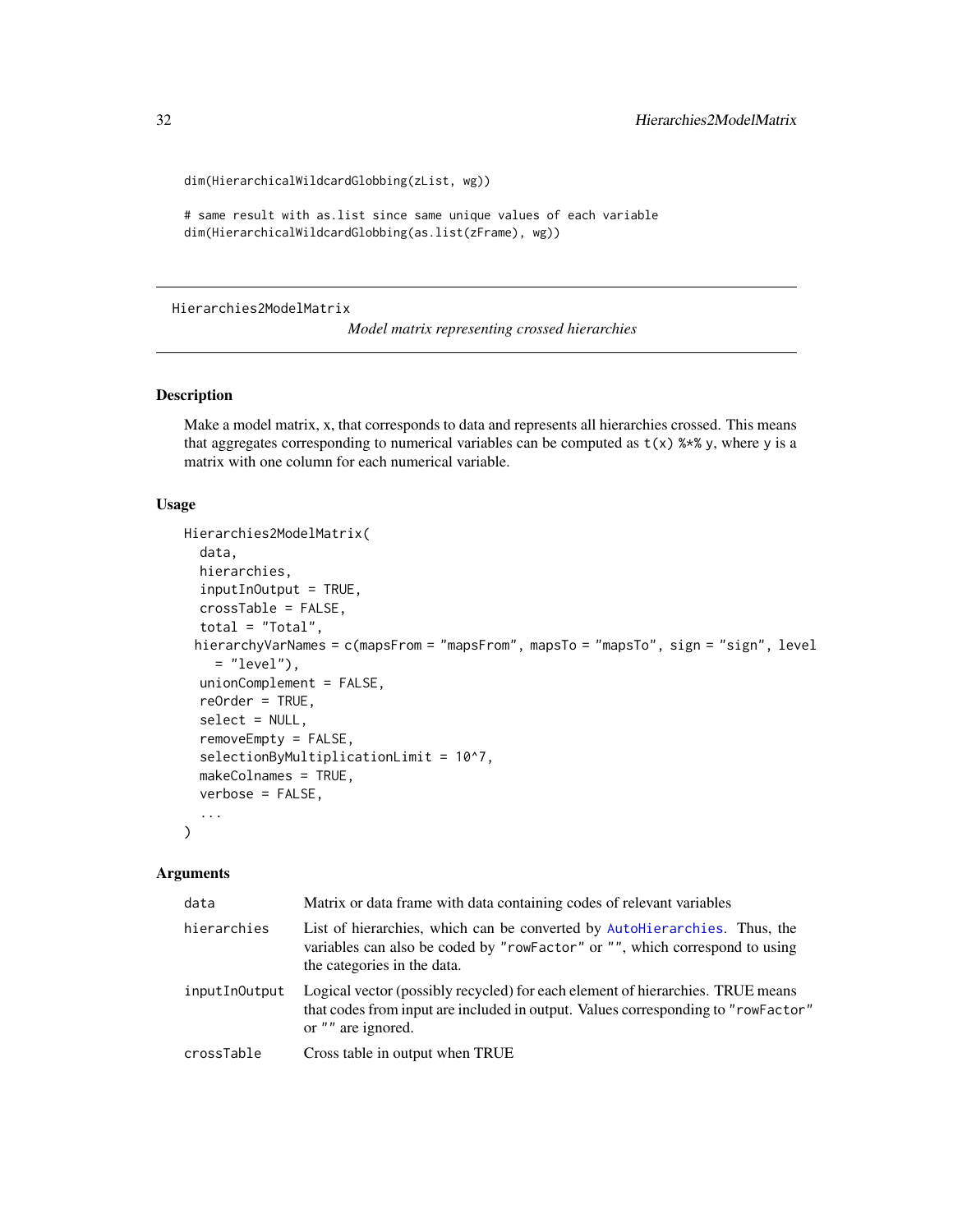```
dim(HierarchicalWildcardGlobbing(zList, wg))

# same result with as.list since same unique values of each variable
dim(HierarchicalWildcardGlobbing(as.list(zFrame), wg))
```

## Hierarchies2ModelMatrix

*Model matrix representing crossed hierarchies*

### Description

Make a model matrix, x, that corresponds to data and represents all hierarchies crossed. This means that aggregates corresponding to numerical variables can be computed as `t(x) %*% y`, where `y` is a matrix with one column for each numerical variable.

### Usage

```
Hierarchies2ModelMatrix(
  data,
  hierarchies,
  inputInOutput = TRUE,
  crossTable = FALSE,
  total = "Total",
 hierarchyVarNames = c(mapsFrom = "mapsFrom", mapsTo = "mapsTo", sign = "sign", level
    = "level"),
  unionComplement = FALSE,
  reOrder = TRUE,
  select = NULL,
  removeEmpty = FALSE,
  selectionByMultiplicationLimit = 10^7,
  makeColnames = TRUE,
  verbose = FALSE,
  ...
)
```

### Arguments

| | |
|---|---|
| `data` | Matrix or data frame with data containing codes of relevant variables |
| `hierarchies` | List of hierarchies, which can be converted by `AutoHierarchies`. Thus, the variables can also be coded by `"rowFactor"` or `""`, which correspond to using the categories in the data. |
| `inputInOutput` | Logical vector (possibly recycled) for each element of hierarchies. TRUE means that codes from input are included in output. Values corresponding to `"rowFactor"` or `""` are ignored. |
| `crossTable` | Cross table in output when TRUE |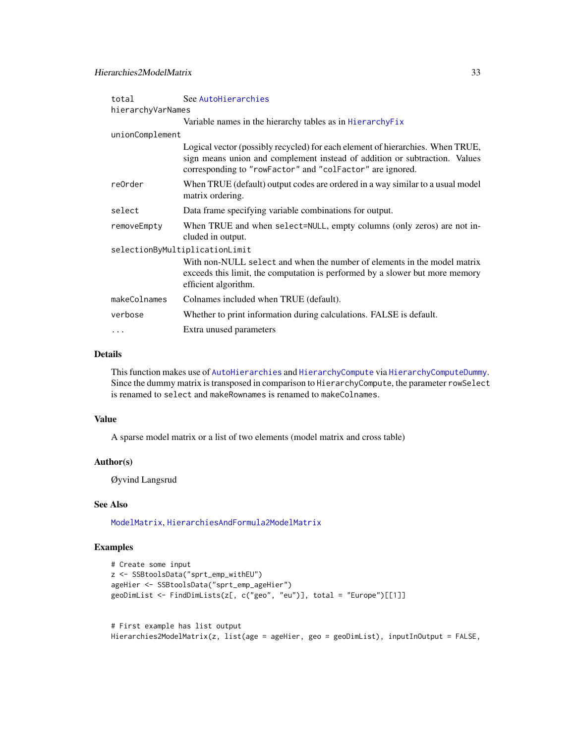| | |
|---|---|
| `total` | See AutoHierarchies |
| `hierarchyVarNames` | Variable names in the hierarchy tables as in HierarchyFix |
| `unionComplement` | Logical vector (possibly recycled) for each element of hierarchies. When TRUE, sign means union and complement instead of addition or subtraction. Values corresponding to "rowFactor" and "colFactor" are ignored. |
| `reOrder` | When TRUE (default) output codes are ordered in a way similar to a usual model matrix ordering. |
| `select` | Data frame specifying variable combinations for output. |
| `removeEmpty` | When TRUE and when `select=NULL`, empty columns (only zeros) are not included in output. |
| `selectionByMultiplicationLimit` | With non-NULL `select` and when the number of elements in the model matrix exceeds this limit, the computation is performed by a slower but more memory efficient algorithm. |
| `makeColnames` | Colnames included when TRUE (default). |
| `verbose` | Whether to print information during calculations. FALSE is default. |
| `...` | Extra unused parameters |

### Details

This function makes use of AutoHierarchies and HierarchyCompute via HierarchyComputeDummy. Since the dummy matrix is transposed in comparison to `HierarchyCompute`, the parameter `rowSelect` is renamed to `select` and `makeRownames` is renamed to `makeColnames`.

### Value

A sparse model matrix or a list of two elements (model matrix and cross table)

### Author(s)

Øyvind Langsrud

### See Also

ModelMatrix, HierarchiesAndFormula2ModelMatrix

### Examples

```
# Create some input
z <- SSBtoolsData("sprt_emp_withEU")
ageHier <- SSBtoolsData("sprt_emp_ageHier")
geoDimList <- FindDimLists(z[, c("geo", "eu")], total = "Europe")[[1]]


# First example has list output
Hierarchies2ModelMatrix(z, list(age = ageHier, geo = geoDimList), inputInOutput = FALSE,
```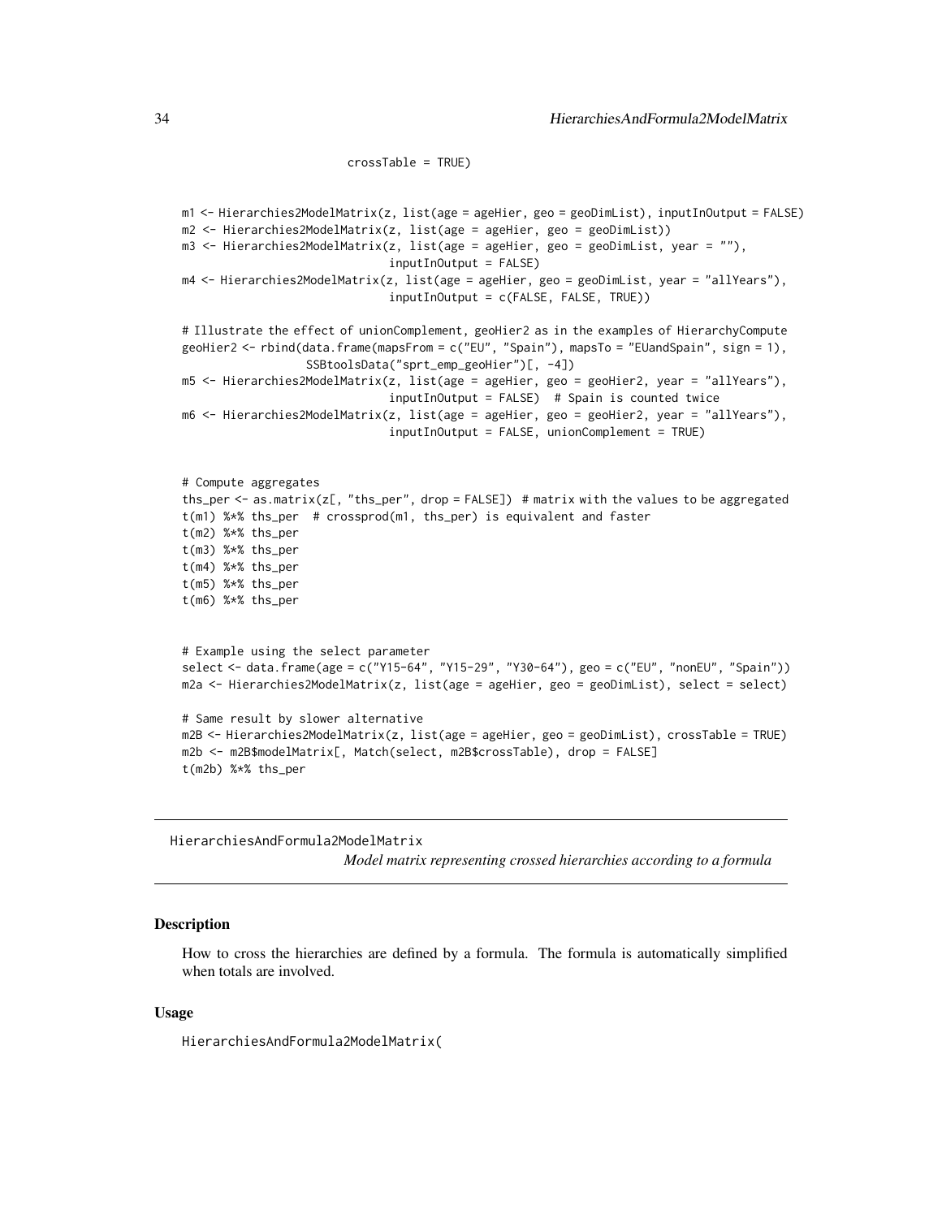```
                          crossTable = TRUE)


m1 <- Hierarchies2ModelMatrix(z, list(age = ageHier, geo = geoDimList), inputInOutput = FALSE)
m2 <- Hierarchies2ModelMatrix(z, list(age = ageHier, geo = geoDimList))
m3 <- Hierarchies2ModelMatrix(z, list(age = ageHier, geo = geoDimList, year = ""),
                              inputInOutput = FALSE)
m4 <- Hierarchies2ModelMatrix(z, list(age = ageHier, geo = geoDimList, year = "allYears"),
                              inputInOutput = c(FALSE, FALSE, TRUE))

# Illustrate the effect of unionComplement, geoHier2 as in the examples of HierarchyCompute
geoHier2 <- rbind(data.frame(mapsFrom = c("EU", "Spain"), mapsTo = "EUandSpain", sign = 1),
                  SSBtoolsData("sprt_emp_geoHier")[, -4])
m5 <- Hierarchies2ModelMatrix(z, list(age = ageHier, geo = geoHier2, year = "allYears"),
                              inputInOutput = FALSE)  # Spain is counted twice
m6 <- Hierarchies2ModelMatrix(z, list(age = ageHier, geo = geoHier2, year = "allYears"),
                              inputInOutput = FALSE, unionComplement = TRUE)


# Compute aggregates
ths_per <- as.matrix(z[, "ths_per", drop = FALSE])  # matrix with the values to be aggregated
t(m1) %*% ths_per  # crossprod(m1, ths_per) is equivalent and faster
t(m2) %*% ths_per
t(m3) %*% ths_per
t(m4) %*% ths_per
t(m5) %*% ths_per
t(m6) %*% ths_per


# Example using the select parameter
select <- data.frame(age = c("Y15-64", "Y15-29", "Y30-64"), geo = c("EU", "nonEU", "Spain"))
m2a <- Hierarchies2ModelMatrix(z, list(age = ageHier, geo = geoDimList), select = select)

# Same result by slower alternative
m2B <- Hierarchies2ModelMatrix(z, list(age = ageHier, geo = geoDimList), crossTable = TRUE)
m2b <- m2B$modelMatrix[, Match(select, m2B$crossTable), drop = FALSE]
t(m2b) %*% ths_per
```

---

## HierarchiesAndFormula2ModelMatrix

*Model matrix representing crossed hierarchies according to a formula*

### Description

How to cross the hierarchies are defined by a formula. The formula is automatically simplified when totals are involved.

### Usage

```
HierarchiesAndFormula2ModelMatrix(
```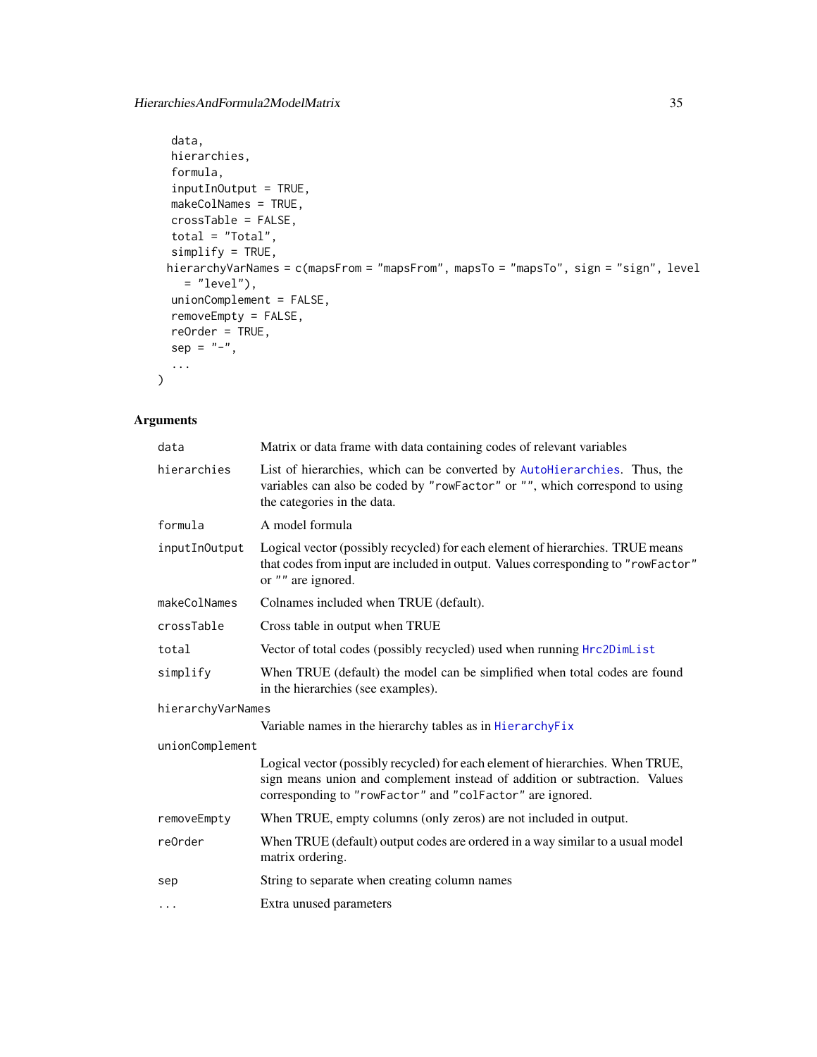```
  data,
  hierarchies,
  formula,
  inputInOutput = TRUE,
  makeColNames = TRUE,
  crossTable = FALSE,
  total = "Total",
  simplify = TRUE,
 hierarchyVarNames = c(mapsFrom = "mapsFrom", mapsTo = "mapsTo", sign = "sign", level
    = "level"),
  unionComplement = FALSE,
  removeEmpty = FALSE,
  reOrder = TRUE,
  sep = "-",
  ...
)
```

## Arguments

| Argument | Description |
|---|---|
| `data` | Matrix or data frame with data containing codes of relevant variables |
| `hierarchies` | List of hierarchies, which can be converted by `AutoHierarchies`. Thus, the variables can also be coded by `"rowFactor"` or `""`, which correspond to using the categories in the data. |
| `formula` | A model formula |
| `inputInOutput` | Logical vector (possibly recycled) for each element of hierarchies. TRUE means that codes from input are included in output. Values corresponding to `"rowFactor"` or `""` are ignored. |
| `makeColNames` | Colnames included when TRUE (default). |
| `crossTable` | Cross table in output when TRUE |
| `total` | Vector of total codes (possibly recycled) used when running `Hrc2DimList` |
| `simplify` | When TRUE (default) the model can be simplified when total codes are found in the hierarchies (see examples). |
| `hierarchyVarNames` | Variable names in the hierarchy tables as in `HierarchyFix` |
| `unionComplement` | Logical vector (possibly recycled) for each element of hierarchies. When TRUE, sign means union and complement instead of addition or subtraction. Values corresponding to `"rowFactor"` and `"colFactor"` are ignored. |
| `removeEmpty` | When TRUE, empty columns (only zeros) are not included in output. |
| `reOrder` | When TRUE (default) output codes are ordered in a way similar to a usual model matrix ordering. |
| `sep` | String to separate when creating column names |
| `...` | Extra unused parameters |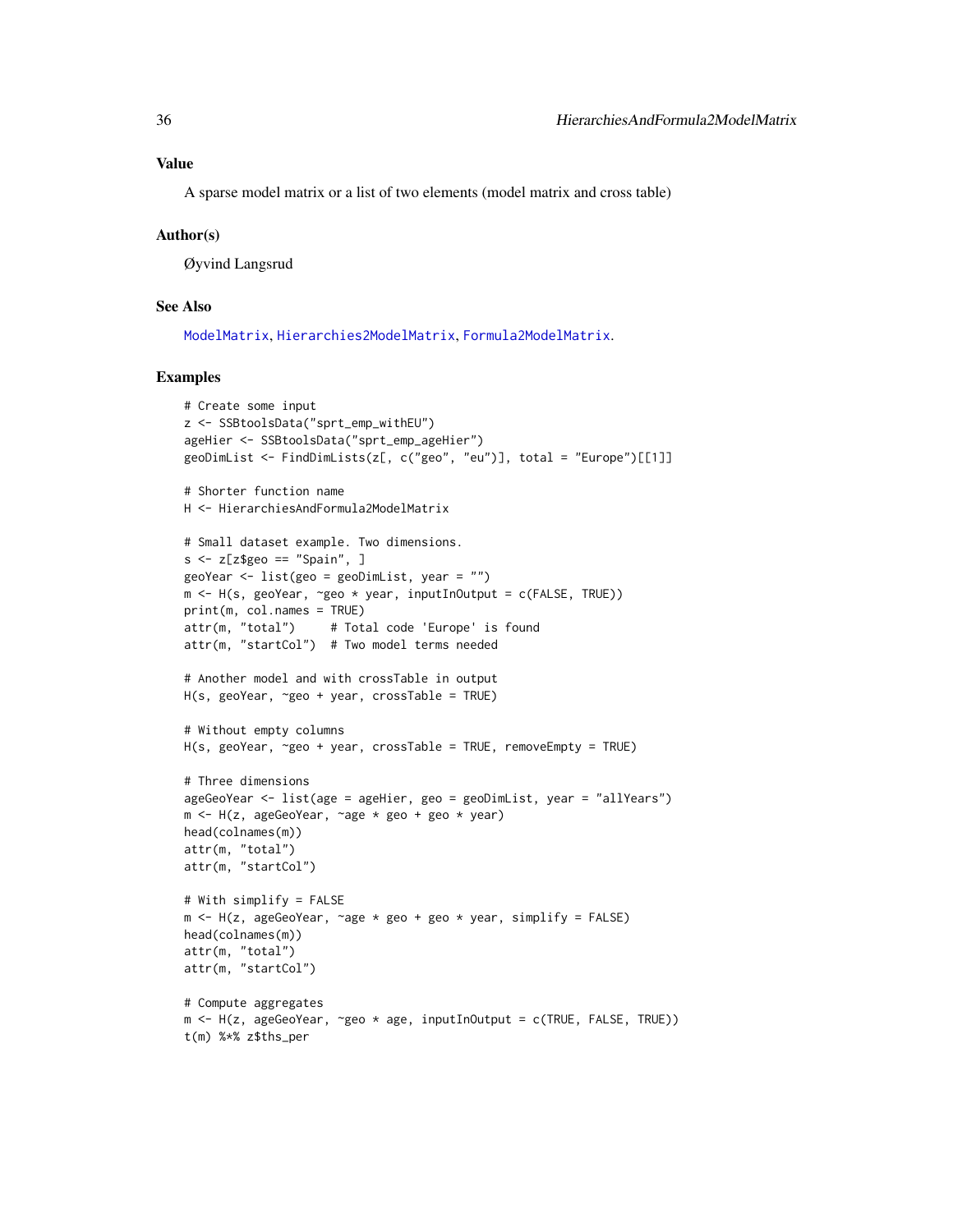## Value

A sparse model matrix or a list of two elements (model matrix and cross table)

## Author(s)

Øyvind Langsrud

## See Also

ModelMatrix, Hierarchies2ModelMatrix, Formula2ModelMatrix.

## Examples

```
# Create some input
z <- SSBtoolsData("sprt_emp_withEU")
ageHier <- SSBtoolsData("sprt_emp_ageHier")
geoDimList <- FindDimLists(z[, c("geo", "eu")], total = "Europe")[[1]]

# Shorter function name
H <- HierarchiesAndFormula2ModelMatrix

# Small dataset example. Two dimensions.
s <- z[z$geo == "Spain", ]
geoYear <- list(geo = geoDimList, year = "")
m <- H(s, geoYear, ~geo * year, inputInOutput = c(FALSE, TRUE))
print(m, col.names = TRUE)
attr(m, "total")     # Total code 'Europe' is found
attr(m, "startCol")  # Two model terms needed

# Another model and with crossTable in output
H(s, geoYear, ~geo + year, crossTable = TRUE)

# Without empty columns
H(s, geoYear, ~geo + year, crossTable = TRUE, removeEmpty = TRUE)

# Three dimensions
ageGeoYear <- list(age = ageHier, geo = geoDimList, year = "allYears")
m <- H(z, ageGeoYear, ~age * geo + geo * year)
head(colnames(m))
attr(m, "total")
attr(m, "startCol")

# With simplify = FALSE
m <- H(z, ageGeoYear, ~age * geo + geo * year, simplify = FALSE)
head(colnames(m))
attr(m, "total")
attr(m, "startCol")

# Compute aggregates
m <- H(z, ageGeoYear, ~geo * age, inputInOutput = c(TRUE, FALSE, TRUE))
t(m) %*% z$ths_per
```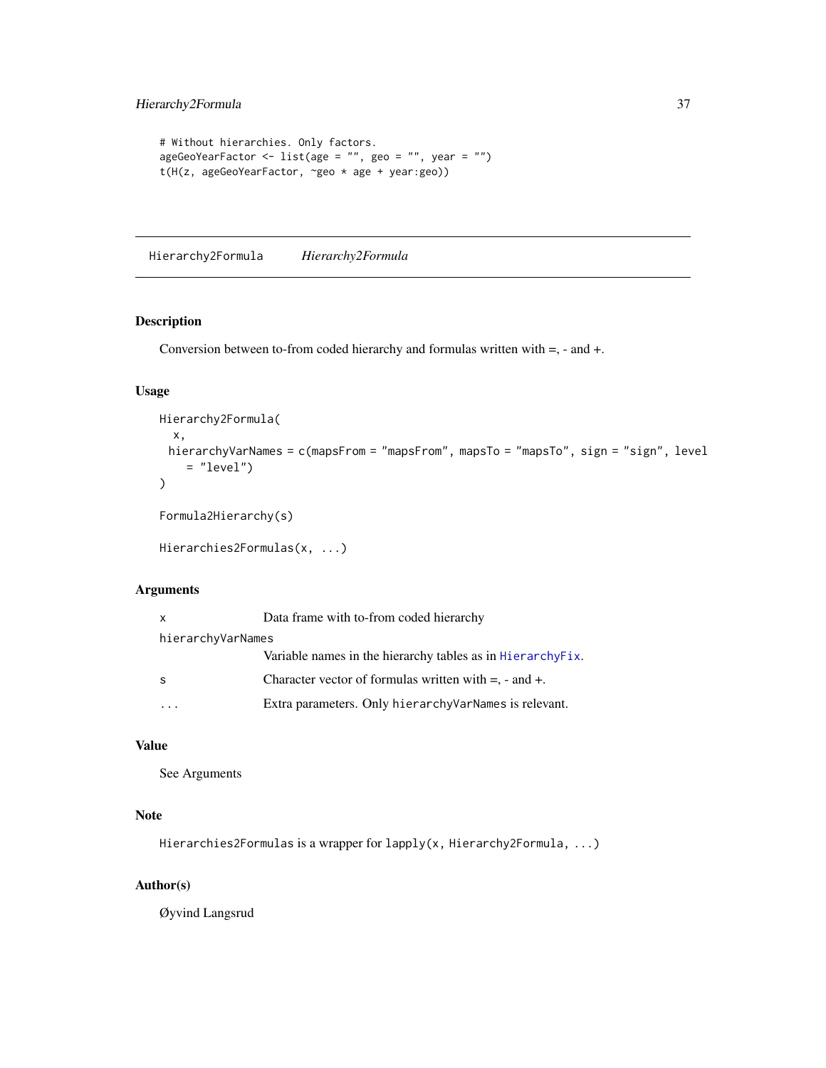```
# Without hierarchies. Only factors.
ageGeoYearFactor <- list(age = "", geo = "", year = "")
t(H(z, ageGeoYearFactor, ~geo * age + year:geo))
```

## Hierarchy2Formula *Hierarchy2Formula*

### Description

Conversion between to-from coded hierarchy and formulas written with =, - and +.

### Usage

```
Hierarchy2Formula(
  x,
  hierarchyVarNames = c(mapsFrom = "mapsFrom", mapsTo = "mapsTo", sign = "sign", level
    = "level")
)

Formula2Hierarchy(s)

Hierarchies2Formulas(x, ...)
```

### Arguments

| | |
|---|---|
| `x` | Data frame with to-from coded hierarchy |
| `hierarchyVarNames` | Variable names in the hierarchy tables as in `HierarchyFix`. |
| `s` | Character vector of formulas written with =, - and +. |
| `...` | Extra parameters. Only `hierarchyVarNames` is relevant. |

### Value

See Arguments

### Note

`Hierarchies2Formulas` is a wrapper for `lapply(x, Hierarchy2Formula, ...)`

### Author(s)

Øyvind Langsrud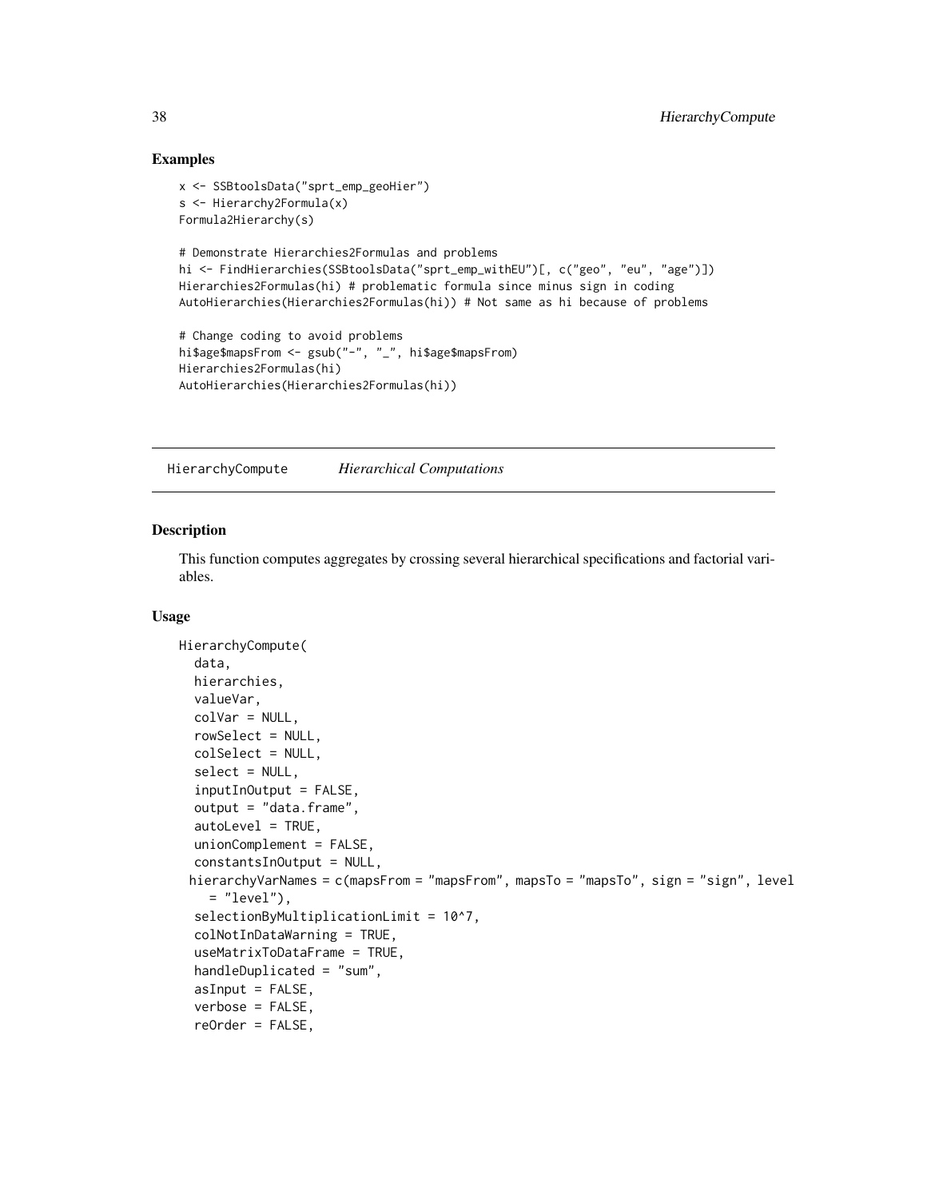## Examples

```
x <- SSBtoolsData("sprt_emp_geoHier")
s <- Hierarchy2Formula(x)
Formula2Hierarchy(s)

# Demonstrate Hierarchies2Formulas and problems
hi <- FindHierarchies(SSBtoolsData("sprt_emp_withEU")[, c("geo", "eu", "age")])
Hierarchies2Formulas(hi) # problematic formula since minus sign in coding
AutoHierarchies(Hierarchies2Formulas(hi)) # Not same as hi because of problems

# Change coding to avoid problems
hi$age$mapsFrom <- gsub("-", "_", hi$age$mapsFrom)
Hierarchies2Formulas(hi)
AutoHierarchies(Hierarchies2Formulas(hi))
```

---

HierarchyCompute *Hierarchical Computations*

---

## Description

This function computes aggregates by crossing several hierarchical specifications and factorial variables.

## Usage

```
HierarchyCompute(
  data,
  hierarchies,
  valueVar,
  colVar = NULL,
  rowSelect = NULL,
  colSelect = NULL,
  select = NULL,
  inputInOutput = FALSE,
  output = "data.frame",
  autoLevel = TRUE,
  unionComplement = FALSE,
  constantsInOutput = NULL,
 hierarchyVarNames = c(mapsFrom = "mapsFrom", mapsTo = "mapsTo", sign = "sign", level
    = "level"),
  selectionByMultiplicationLimit = 10^7,
  colNotInDataWarning = TRUE,
  useMatrixToDataFrame = TRUE,
  handleDuplicated = "sum",
  asInput = FALSE,
  verbose = FALSE,
  reOrder = FALSE,
```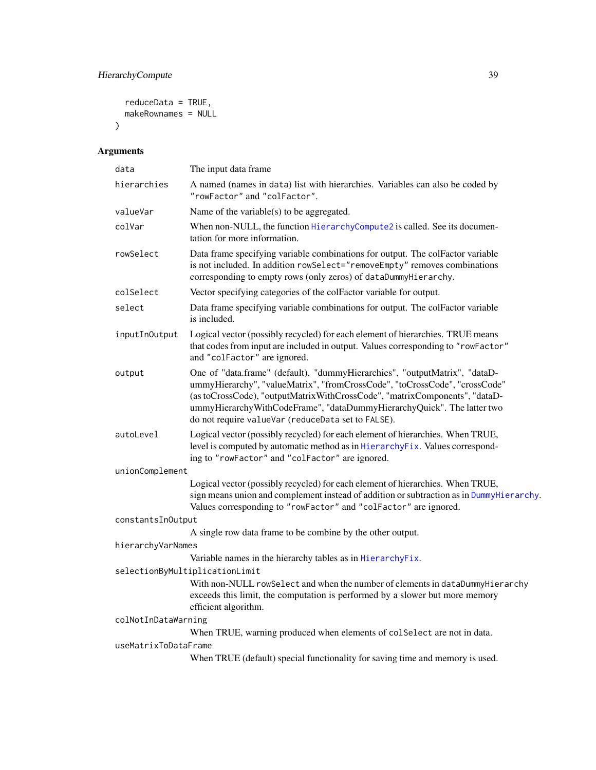```
  reduceData = TRUE,
  makeRownames = NULL
)
```

## Arguments

| | |
|---|---|
| `data` | The input data frame |
| `hierarchies` | A named (names in `data`) list with hierarchies. Variables can also be coded by `"rowFactor"` and `"colFactor"`. |
| `valueVar` | Name of the variable(s) to be aggregated. |
| `colVar` | When non-NULL, the function `HierarchyCompute2` is called. See its documentation for more information. |
| `rowSelect` | Data frame specifying variable combinations for output. The colFactor variable is not included. In addition `rowSelect="removeEmpty"` removes combinations corresponding to empty rows (only zeros) of `dataDummyHierarchy`. |
| `colSelect` | Vector specifying categories of the colFactor variable for output. |
| `select` | Data frame specifying variable combinations for output. The colFactor variable is included. |
| `inputInOutput` | Logical vector (possibly recycled) for each element of hierarchies. TRUE means that codes from input are included in output. Values corresponding to `"rowFactor"` and `"colFactor"` are ignored. |
| `output` | One of "data.frame" (default), "dummyHierarchies", "outputMatrix", "dataDummyHierarchy", "valueMatrix", "fromCrossCode", "toCrossCode", "crossCode" (as toCrossCode), "outputMatrixWithCrossCode", "matrixComponents", "dataDummyHierarchyWithCodeFrame", "dataDummyHierarchyQuick". The latter two do not require `valueVar` (`reduceData` set to `FALSE`). |
| `autoLevel` | Logical vector (possibly recycled) for each element of hierarchies. When TRUE, level is computed by automatic method as in `HierarchyFix`. Values corresponding to `"rowFactor"` and `"colFactor"` are ignored. |
| `unionComplement` | Logical vector (possibly recycled) for each element of hierarchies. When TRUE, sign means union and complement instead of addition or subtraction as in `DummyHierarchy`. Values corresponding to `"rowFactor"` and `"colFactor"` are ignored. |
| `constantsInOutput` | A single row data frame to be combine by the other output. |
| `hierarchyVarNames` | Variable names in the hierarchy tables as in `HierarchyFix`. |
| `selectionByMultiplicationLimit` | With non-NULL `rowSelect` and when the number of elements in `dataDummyHierarchy` exceeds this limit, the computation is performed by a slower but more memory efficient algorithm. |
| `colNotInDataWarning` | When TRUE, warning produced when elements of `colSelect` are not in data. |
| `useMatrixToDataFrame` | When TRUE (default) special functionality for saving time and memory is used. |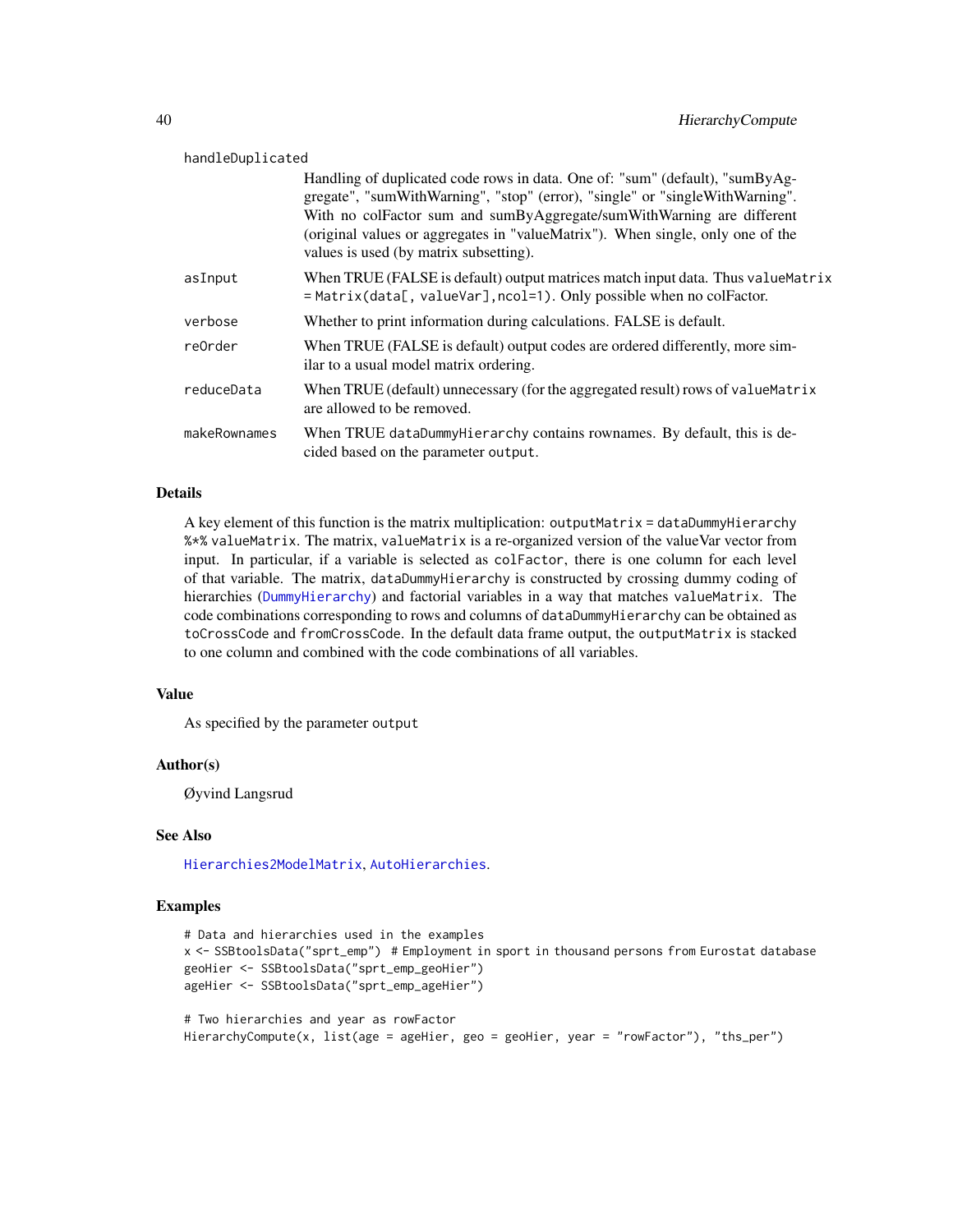handleDuplicated
: Handling of duplicated code rows in data. One of: "sum" (default), "sumByAggregate", "sumWithWarning", "stop" (error), "single" or "singleWithWarning". With no colFactor sum and sumByAggregate/sumWithWarning are different (original values or aggregates in "valueMatrix"). When single, only one of the values is used (by matrix subsetting).

asInput
: When TRUE (FALSE is default) output matrices match input data. Thus `valueMatrix = Matrix(data[, valueVar],ncol=1)`. Only possible when no colFactor.

verbose
: Whether to print information during calculations. FALSE is default.

reOrder
: When TRUE (FALSE is default) output codes are ordered differently, more similar to a usual model matrix ordering.

reduceData
: When TRUE (default) unnecessary (for the aggregated result) rows of `valueMatrix` are allowed to be removed.

makeRownames
: When TRUE `dataDummyHierarchy` contains rownames. By default, this is decided based on the parameter `output`.

### Details

A key element of this function is the matrix multiplication: `outputMatrix = dataDummyHierarchy %*% valueMatrix`. The matrix, `valueMatrix` is a re-organized version of the valueVar vector from input. In particular, if a variable is selected as `colFactor`, there is one column for each level of that variable. The matrix, `dataDummyHierarchy` is constructed by crossing dummy coding of hierarchies (DummyHierarchy) and factorial variables in a way that matches `valueMatrix`. The code combinations corresponding to rows and columns of `dataDummyHierarchy` can be obtained as `toCrossCode` and `fromCrossCode`. In the default data frame output, the `outputMatrix` is stacked to one column and combined with the code combinations of all variables.

### Value

As specified by the parameter `output`

### Author(s)

Øyvind Langsrud

### See Also

Hierarchies2ModelMatrix, AutoHierarchies.

### Examples

```
# Data and hierarchies used in the examples
x <- SSBtoolsData("sprt_emp")  # Employment in sport in thousand persons from Eurostat database
geoHier <- SSBtoolsData("sprt_emp_geoHier")
ageHier <- SSBtoolsData("sprt_emp_ageHier")

# Two hierarchies and year as rowFactor
HierarchyCompute(x, list(age = ageHier, geo = geoHier, year = "rowFactor"), "ths_per")
```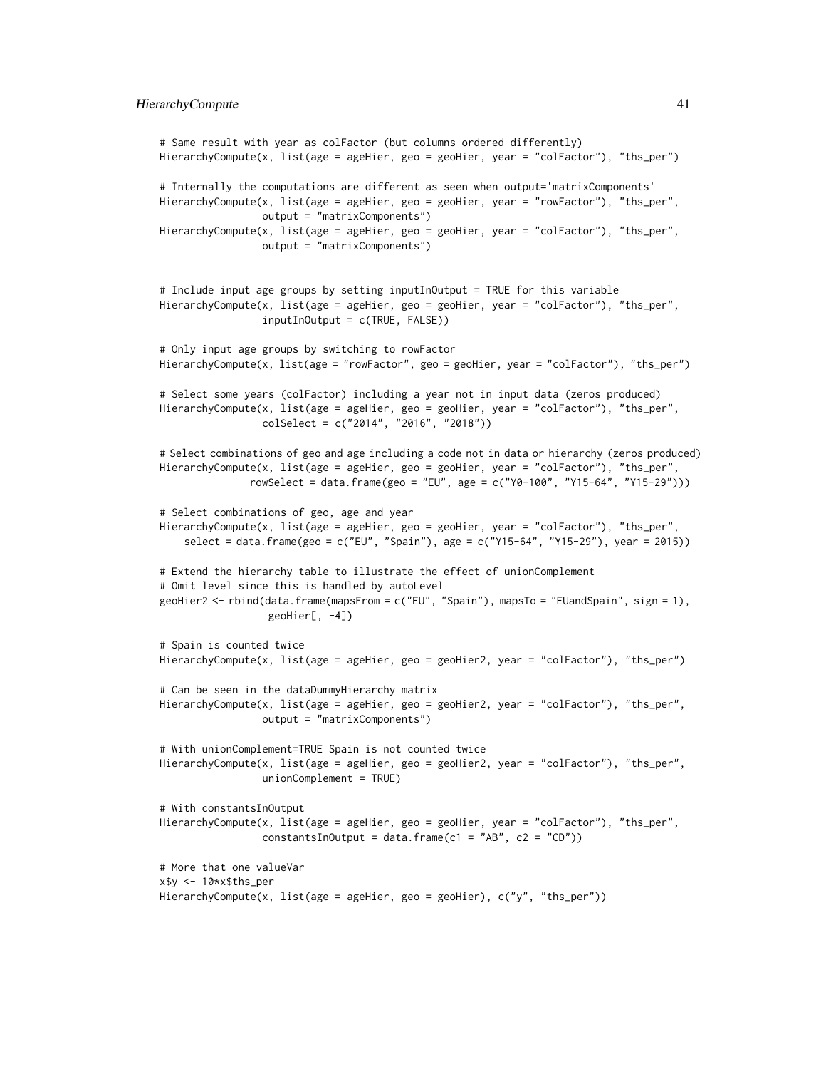```
# Same result with year as colFactor (but columns ordered differently)
HierarchyCompute(x, list(age = ageHier, geo = geoHier, year = "colFactor"), "ths_per")

# Internally the computations are different as seen when output='matrixComponents'
HierarchyCompute(x, list(age = ageHier, geo = geoHier, year = "rowFactor"), "ths_per",
                 output = "matrixComponents")
HierarchyCompute(x, list(age = ageHier, geo = geoHier, year = "colFactor"), "ths_per",
                 output = "matrixComponents")


# Include input age groups by setting inputInOutput = TRUE for this variable
HierarchyCompute(x, list(age = ageHier, geo = geoHier, year = "colFactor"), "ths_per",
                 inputInOutput = c(TRUE, FALSE))

# Only input age groups by switching to rowFactor
HierarchyCompute(x, list(age = "rowFactor", geo = geoHier, year = "colFactor"), "ths_per")

# Select some years (colFactor) including a year not in input data (zeros produced)
HierarchyCompute(x, list(age = ageHier, geo = geoHier, year = "colFactor"), "ths_per",
                 colSelect = c("2014", "2016", "2018"))

# Select combinations of geo and age including a code not in data or hierarchy (zeros produced)
HierarchyCompute(x, list(age = ageHier, geo = geoHier, year = "colFactor"), "ths_per",
               rowSelect = data.frame(geo = "EU", age = c("Y0-100", "Y15-64", "Y15-29")))

# Select combinations of geo, age and year
HierarchyCompute(x, list(age = ageHier, geo = geoHier, year = "colFactor"), "ths_per",
     select = data.frame(geo = c("EU", "Spain"), age = c("Y15-64", "Y15-29"), year = 2015))

# Extend the hierarchy table to illustrate the effect of unionComplement
# Omit level since this is handled by autoLevel
geoHier2 <- rbind(data.frame(mapsFrom = c("EU", "Spain"), mapsTo = "EUandSpain", sign = 1),
                  geoHier[, -4])

# Spain is counted twice
HierarchyCompute(x, list(age = ageHier, geo = geoHier2, year = "colFactor"), "ths_per")

# Can be seen in the dataDummyHierarchy matrix
HierarchyCompute(x, list(age = ageHier, geo = geoHier2, year = "colFactor"), "ths_per",
                 output = "matrixComponents")

# With unionComplement=TRUE Spain is not counted twice
HierarchyCompute(x, list(age = ageHier, geo = geoHier2, year = "colFactor"), "ths_per",
                 unionComplement = TRUE)

# With constantsInOutput
HierarchyCompute(x, list(age = ageHier, geo = geoHier, year = "colFactor"), "ths_per",
                 constantsInOutput = data.frame(c1 = "AB", c2 = "CD"))

# More that one valueVar
x$y <- 10*x$ths_per
HierarchyCompute(x, list(age = ageHier, geo = geoHier), c("y", "ths_per"))
```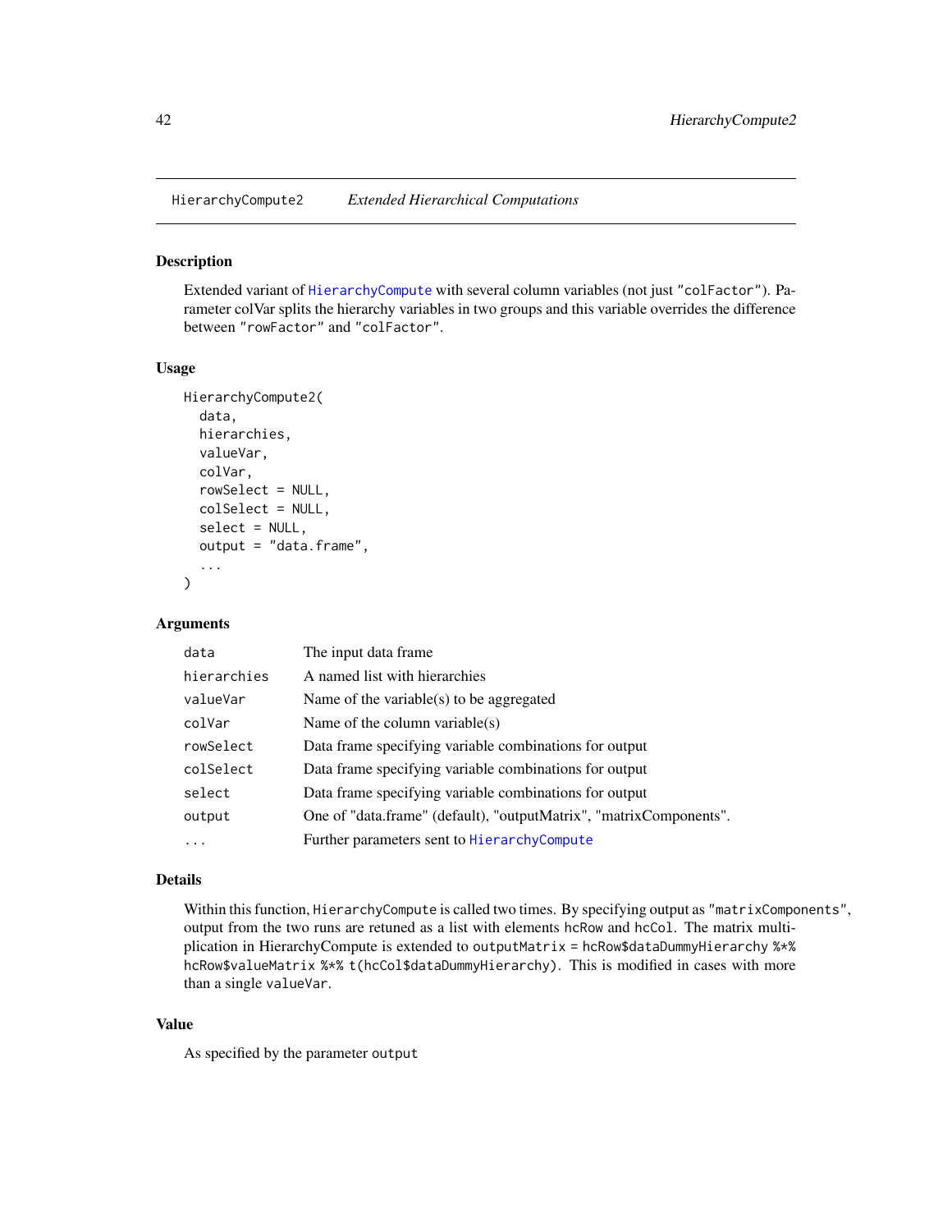HierarchyCompute2 *Extended Hierarchical Computations*

## Description

Extended variant of `HierarchyCompute` with several column variables (not just `"colFactor"`). Parameter colVar splits the hierarchy variables in two groups and this variable overrides the difference between `"rowFactor"` and `"colFactor"`.

## Usage

```
HierarchyCompute2(
  data,
  hierarchies,
  valueVar,
  colVar,
  rowSelect = NULL,
  colSelect = NULL,
  select = NULL,
  output = "data.frame",
  ...
)
```

## Arguments

| | |
|---|---|
| `data` | The input data frame |
| `hierarchies` | A named list with hierarchies |
| `valueVar` | Name of the variable(s) to be aggregated |
| `colVar` | Name of the column variable(s) |
| `rowSelect` | Data frame specifying variable combinations for output |
| `colSelect` | Data frame specifying variable combinations for output |
| `select` | Data frame specifying variable combinations for output |
| `output` | One of "data.frame" (default), "outputMatrix", "matrixComponents". |
| `...` | Further parameters sent to `HierarchyCompute` |

## Details

Within this function, `HierarchyCompute` is called two times. By specifying output as `"matrixComponents"`, output from the two runs are retuned as a list with elements `hcRow` and `hcCol`. The matrix multiplication in HierarchyCompute is extended to `outputMatrix = hcRow$dataDummyHierarchy %*% hcRow$valueMatrix %*% t(hcCol$dataDummyHierarchy)`. This is modified in cases with more than a single `valueVar`.

## Value

As specified by the parameter `output`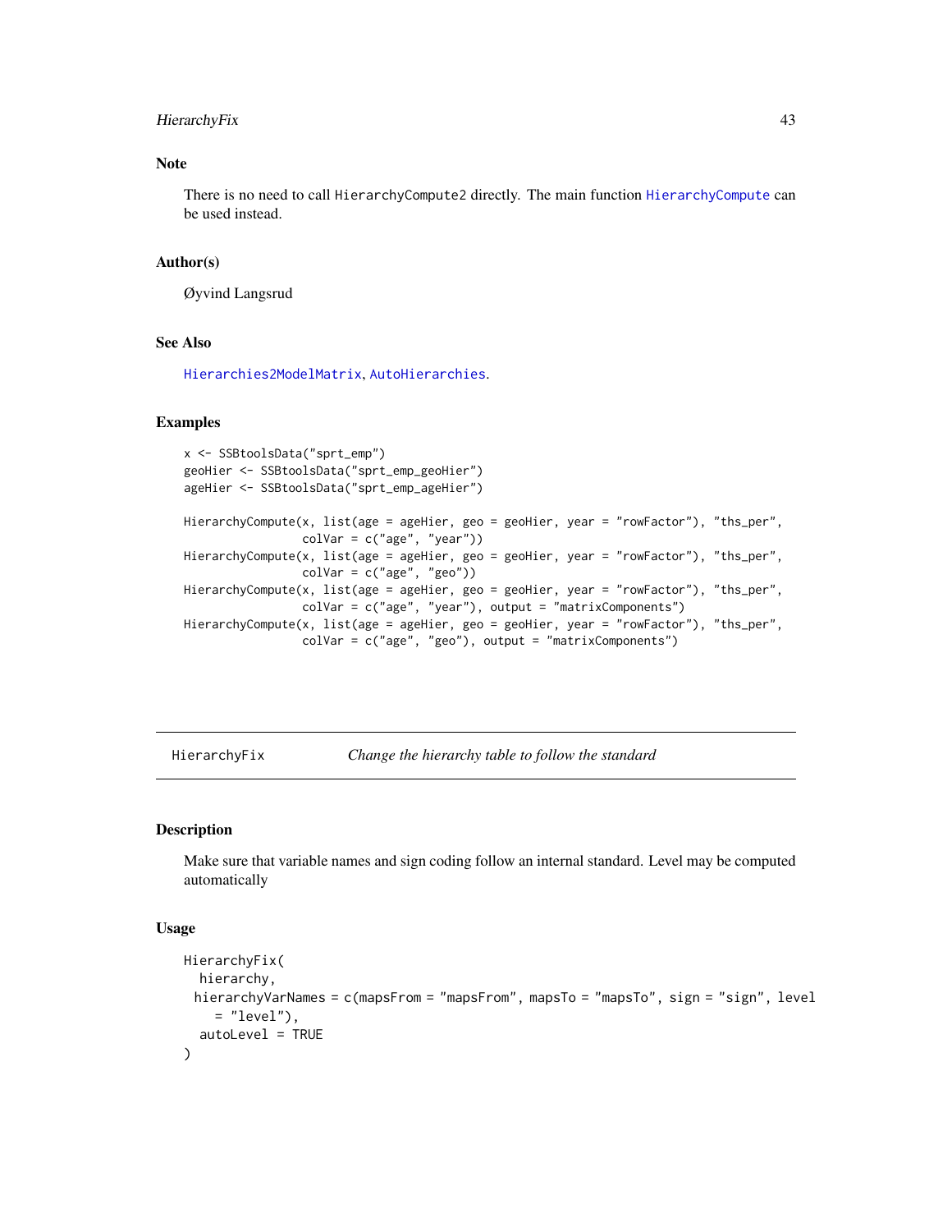### Note

There is no need to call `HierarchyCompute2` directly. The main function `HierarchyCompute` can be used instead.

### Author(s)

Øyvind Langsrud

### See Also

`Hierarchies2ModelMatrix`, `AutoHierarchies`.

### Examples

```
x <- SSBtoolsData("sprt_emp")
geoHier <- SSBtoolsData("sprt_emp_geoHier")
ageHier <- SSBtoolsData("sprt_emp_ageHier")

HierarchyCompute(x, list(age = ageHier, geo = geoHier, year = "rowFactor"), "ths_per",
                 colVar = c("age", "year"))
HierarchyCompute(x, list(age = ageHier, geo = geoHier, year = "rowFactor"), "ths_per",
                 colVar = c("age", "geo"))
HierarchyCompute(x, list(age = ageHier, geo = geoHier, year = "rowFactor"), "ths_per",
                 colVar = c("age", "year"), output = "matrixComponents")
HierarchyCompute(x, list(age = ageHier, geo = geoHier, year = "rowFactor"), "ths_per",
                 colVar = c("age", "geo"), output = "matrixComponents")
```

---

## HierarchyFix — *Change the hierarchy table to follow the standard*

### Description

Make sure that variable names and sign coding follow an internal standard. Level may be computed automatically

### Usage

```
HierarchyFix(
  hierarchy,
 hierarchyVarNames = c(mapsFrom = "mapsFrom", mapsTo = "mapsTo", sign = "sign", level
    = "level"),
  autoLevel = TRUE
)
```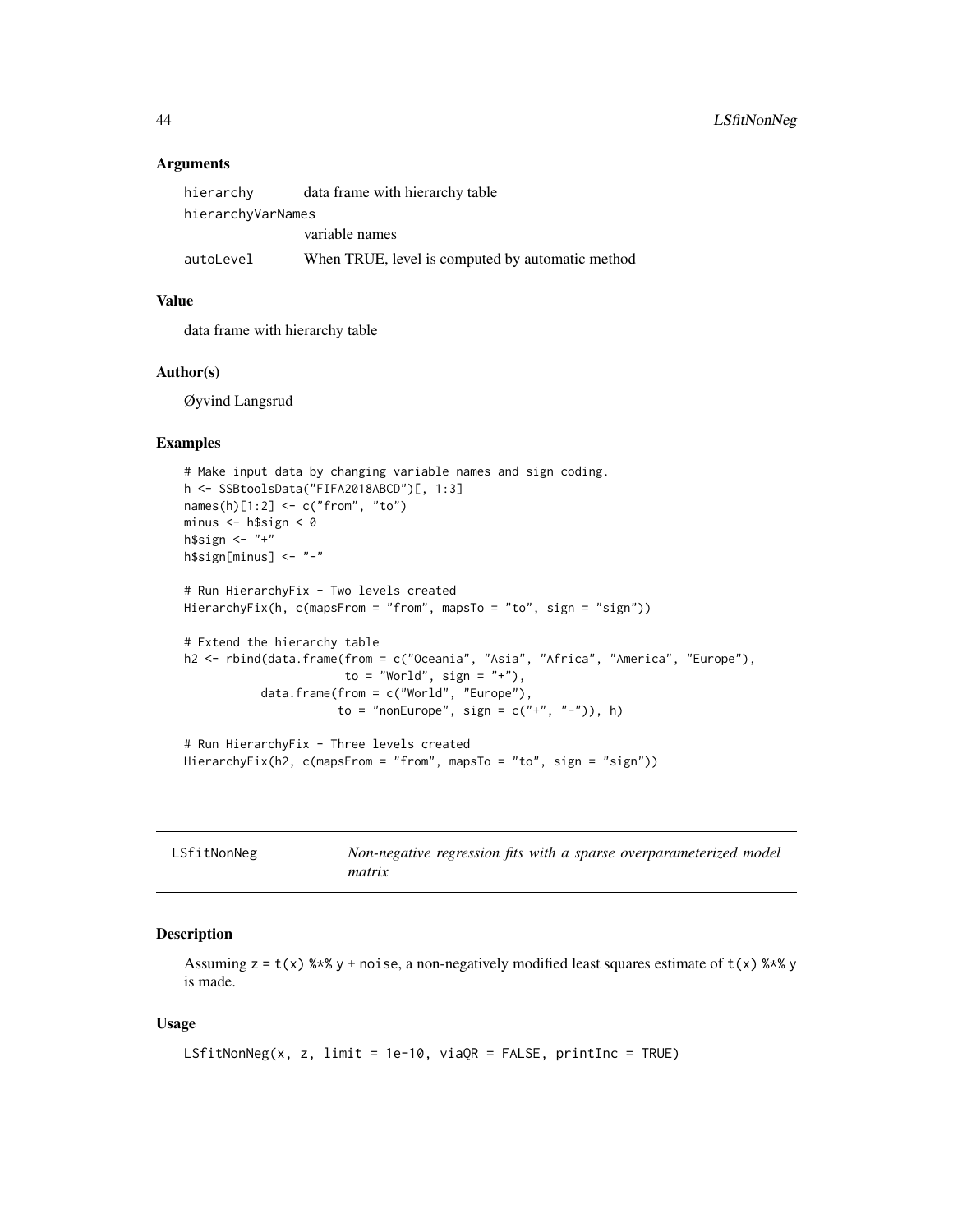### Arguments

| | |
|---|---|
| `hierarchy` | data frame with hierarchy table |
| `hierarchyVarNames` | variable names |
| `autoLevel` | When TRUE, level is computed by automatic method |

### Value

data frame with hierarchy table

### Author(s)

Øyvind Langsrud

### Examples

```
# Make input data by changing variable names and sign coding.
h <- SSBtoolsData("FIFA2018ABCD")[, 1:3]
names(h)[1:2] <- c("from", "to")
minus <- h$sign < 0
h$sign <- "+"
h$sign[minus] <- "-"

# Run HierarchyFix - Two levels created
HierarchyFix(h, c(mapsFrom = "from", mapsTo = "to", sign = "sign"))

# Extend the hierarchy table
h2 <- rbind(data.frame(from = c("Oceania", "Asia", "Africa", "America", "Europe"),
                       to = "World", sign = "+"),
            data.frame(from = c("World", "Europe"),
                       to = "nonEurope", sign = c("+", "-")), h)

# Run HierarchyFix - Three levels created
HierarchyFix(h2, c(mapsFrom = "from", mapsTo = "to", sign = "sign"))
```

---

## LSfitNonNeg — *Non-negative regression fits with a sparse overparameterized model matrix*

### Description

Assuming `z = t(x) %*% y + noise`, a non-negatively modified least squares estimate of `t(x) %*% y` is made.

### Usage

```
LSfitNonNeg(x, z, limit = 1e-10, viaQR = FALSE, printInc = TRUE)
```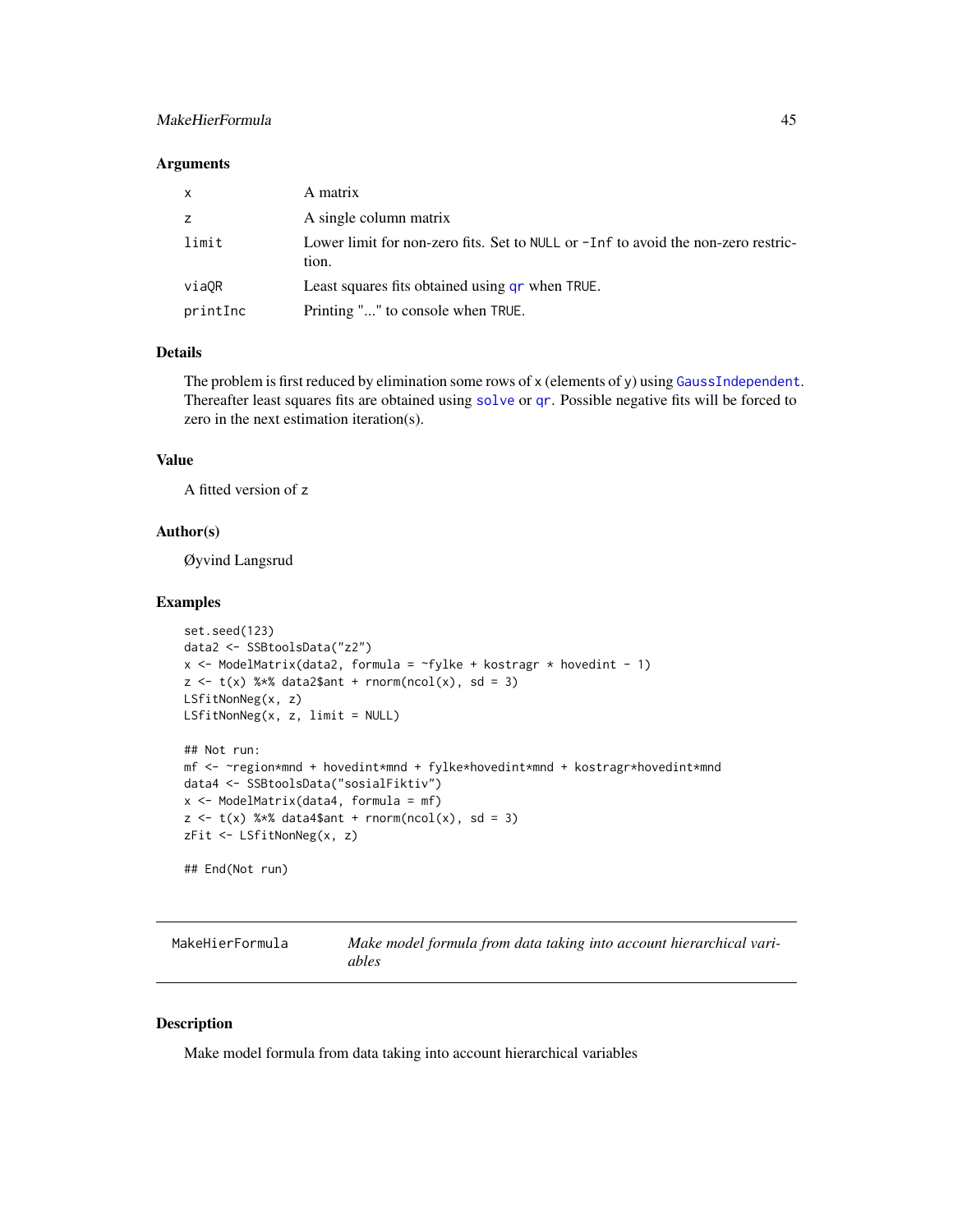### Arguments

| | |
|---|---|
| x | A matrix |
| z | A single column matrix |
| limit | Lower limit for non-zero fits. Set to NULL or -Inf to avoid the non-zero restriction. |
| viaQR | Least squares fits obtained using qr when TRUE. |
| printInc | Printing "..." to console when TRUE. |

### Details

The problem is first reduced by elimination some rows of x (elements of y) using GaussIndependent. Thereafter least squares fits are obtained using solve or qr. Possible negative fits will be forced to zero in the next estimation iteration(s).

### Value

A fitted version of z

### Author(s)

Øyvind Langsrud

### Examples

```
set.seed(123)
data2 <- SSBtoolsData("z2")
x <- ModelMatrix(data2, formula = ~fylke + kostragr * hovedint - 1)
z <- t(x) %*% data2$ant + rnorm(ncol(x), sd = 3)
LSfitNonNeg(x, z)
LSfitNonNeg(x, z, limit = NULL)

## Not run:
mf <- ~region*mnd + hovedint*mnd + fylke*hovedint*mnd + kostragr*hovedint*mnd
data4 <- SSBtoolsData("sosialFiktiv")
x <- ModelMatrix(data4, formula = mf)
z <- t(x) %*% data4$ant + rnorm(ncol(x), sd = 3)
zFit <- LSfitNonNeg(x, z)

## End(Not run)
```

---

## MakeHierFormula — *Make model formula from data taking into account hierarchical variables*

### Description

Make model formula from data taking into account hierarchical variables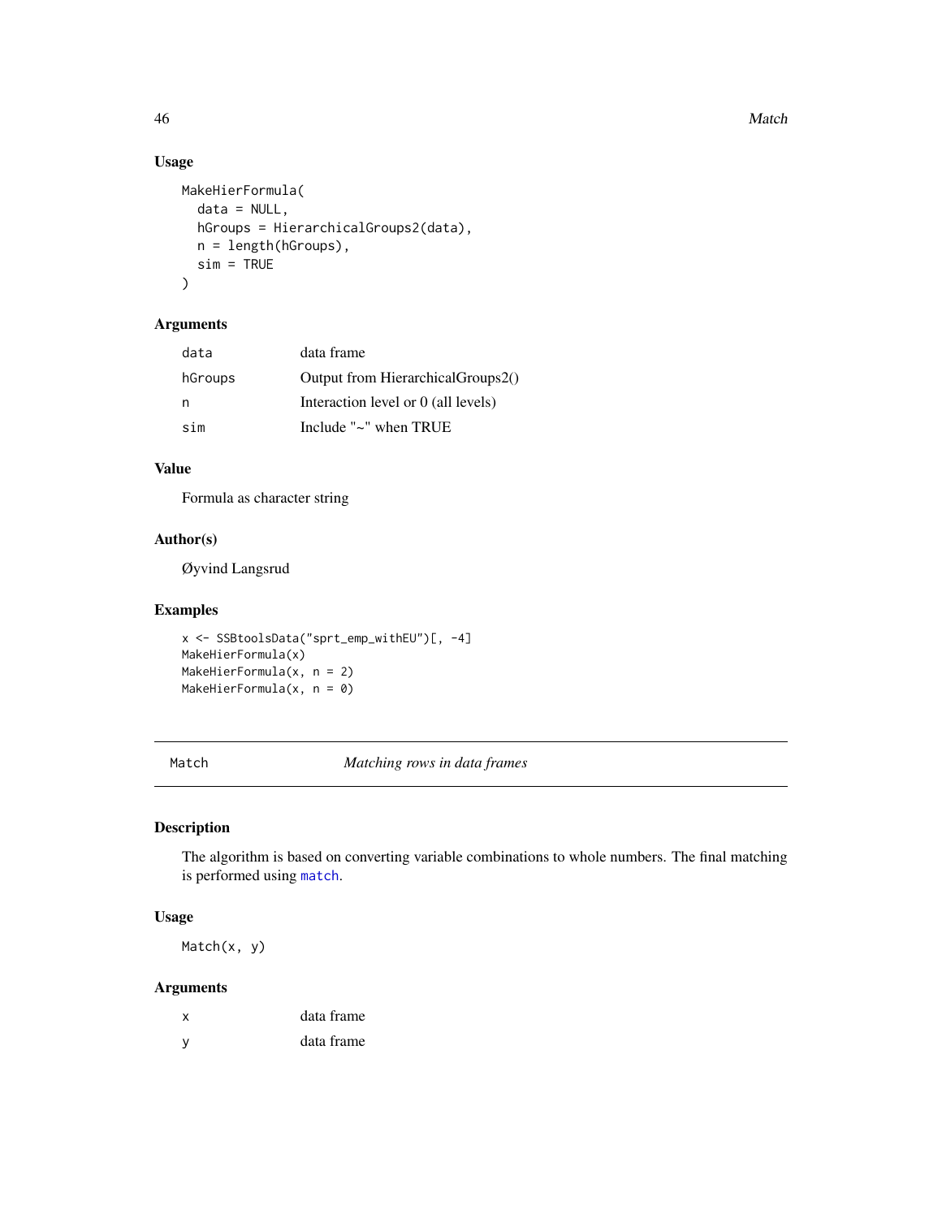### Usage

```
MakeHierFormula(
  data = NULL,
  hGroups = HierarchicalGroups2(data),
  n = length(hGroups),
  sim = TRUE
)
```

### Arguments

| | |
|---|---|
| data | data frame |
| hGroups | Output from HierarchicalGroups2() |
| n | Interaction level or 0 (all levels) |
| sim | Include "~" when TRUE |

### Value

Formula as character string

### Author(s)

Øyvind Langsrud

### Examples

```
x <- SSBtoolsData("sprt_emp_withEU")[, -4]
MakeHierFormula(x)
MakeHierFormula(x, n = 2)
MakeHierFormula(x, n = 0)
```

---

## Match — *Matching rows in data frames*

---

### Description

The algorithm is based on converting variable combinations to whole numbers. The final matching is performed using match.

### Usage

```
Match(x, y)
```

### Arguments

| | |
|---|---|
| x | data frame |
| y | data frame |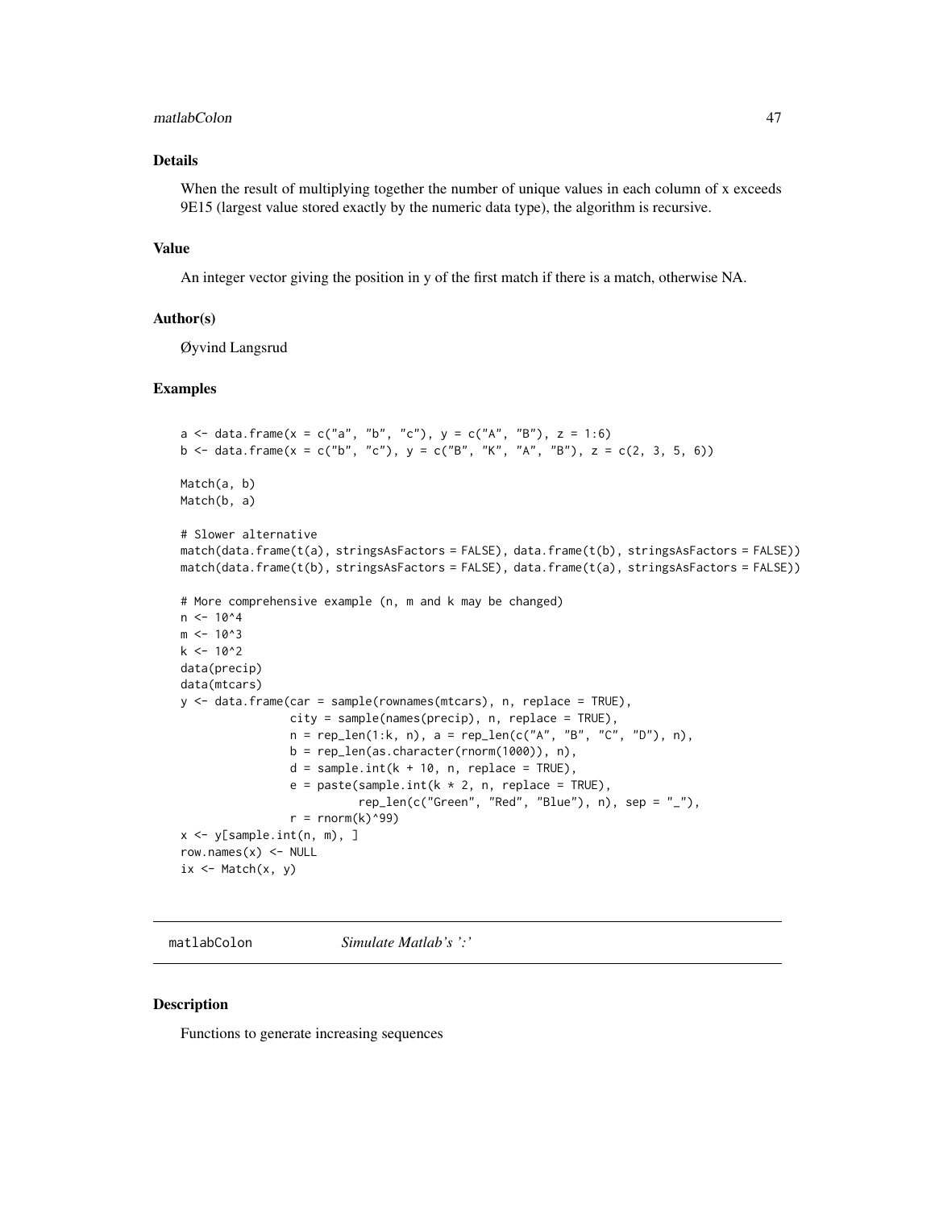### Details

When the result of multiplying together the number of unique values in each column of x exceeds 9E15 (largest value stored exactly by the numeric data type), the algorithm is recursive.

### Value

An integer vector giving the position in y of the first match if there is a match, otherwise NA.

### Author(s)

Øyvind Langsrud

### Examples

```
a <- data.frame(x = c("a", "b", "c"), y = c("A", "B"), z = 1:6)
b <- data.frame(x = c("b", "c"), y = c("B", "K", "A", "B"), z = c(2, 3, 5, 6))

Match(a, b)
Match(b, a)

# Slower alternative
match(data.frame(t(a), stringsAsFactors = FALSE), data.frame(t(b), stringsAsFactors = FALSE))
match(data.frame(t(b), stringsAsFactors = FALSE), data.frame(t(a), stringsAsFactors = FALSE))

# More comprehensive example (n, m and k may be changed)
n <- 10^4
m <- 10^3
k <- 10^2
data(precip)
data(mtcars)
y <- data.frame(car = sample(rownames(mtcars), n, replace = TRUE),
                city = sample(names(precip), n, replace = TRUE),
                n = rep_len(1:k, n), a = rep_len(c("A", "B", "C", "D"), n),
                b = rep_len(as.character(rnorm(1000)), n),
                d = sample.int(k + 10, n, replace = TRUE),
                e = paste(sample.int(k * 2, n, replace = TRUE),
                          rep_len(c("Green", "Red", "Blue"), n), sep = "_"),
                r = rnorm(k)^99)
x <- y[sample.int(n, m), ]
row.names(x) <- NULL
ix <- Match(x, y)
```

---

## matlabColon — *Simulate Matlab's ':'*

### Description

Functions to generate increasing sequences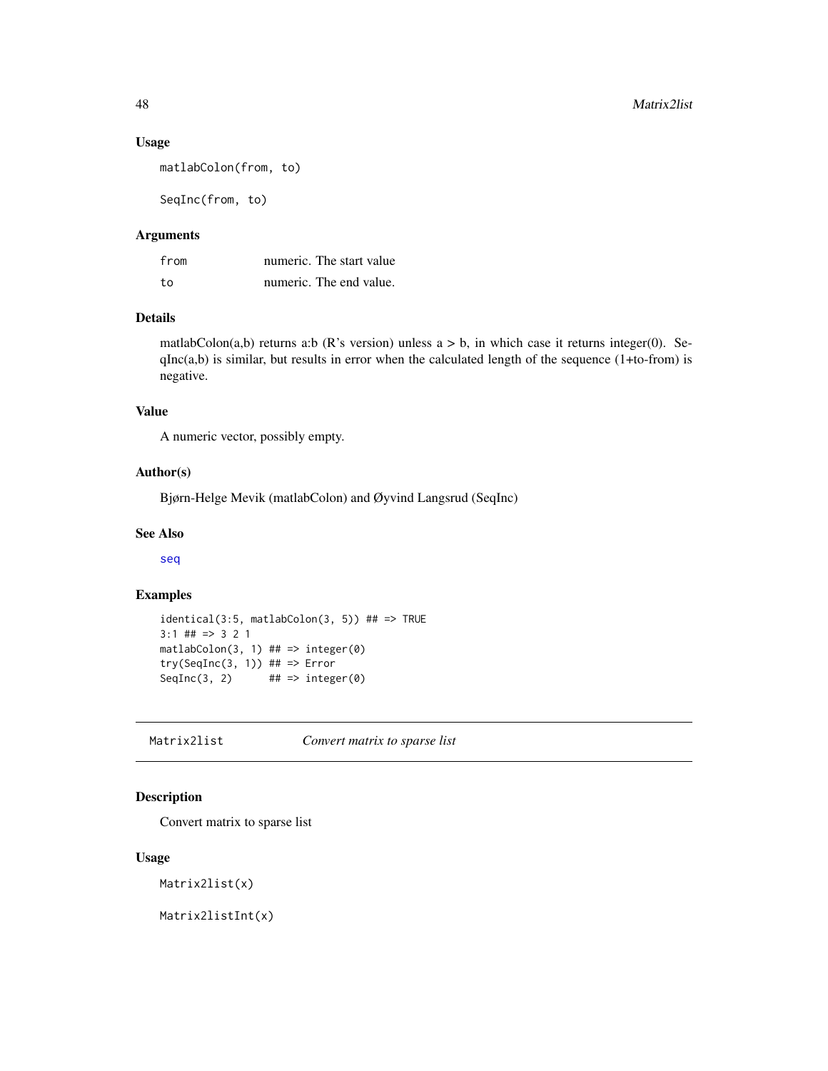### Usage

```
matlabColon(from, to)

SeqInc(from, to)
```

### Arguments

| | |
|---|---|
| from | numeric. The start value |
| to | numeric. The end value. |

### Details

matlabColon(a,b) returns a:b (R's version) unless a > b, in which case it returns integer(0). SeqInc(a,b) is similar, but results in error when the calculated length of the sequence (1+to-from) is negative.

### Value

A numeric vector, possibly empty.

### Author(s)

Bjørn-Helge Mevik (matlabColon) and Øyvind Langsrud (SeqInc)

### See Also

seq

### Examples

```
identical(3:5, matlabColon(3, 5)) ## => TRUE
3:1 ## => 3 2 1
matlabColon(3, 1) ## => integer(0)
try(SeqInc(3, 1)) ## => Error
SeqInc(3, 2)      ## => integer(0)
```

---

## Matrix2list *Convert matrix to sparse list*

### Description

Convert matrix to sparse list

### Usage

```
Matrix2list(x)

Matrix2listInt(x)
```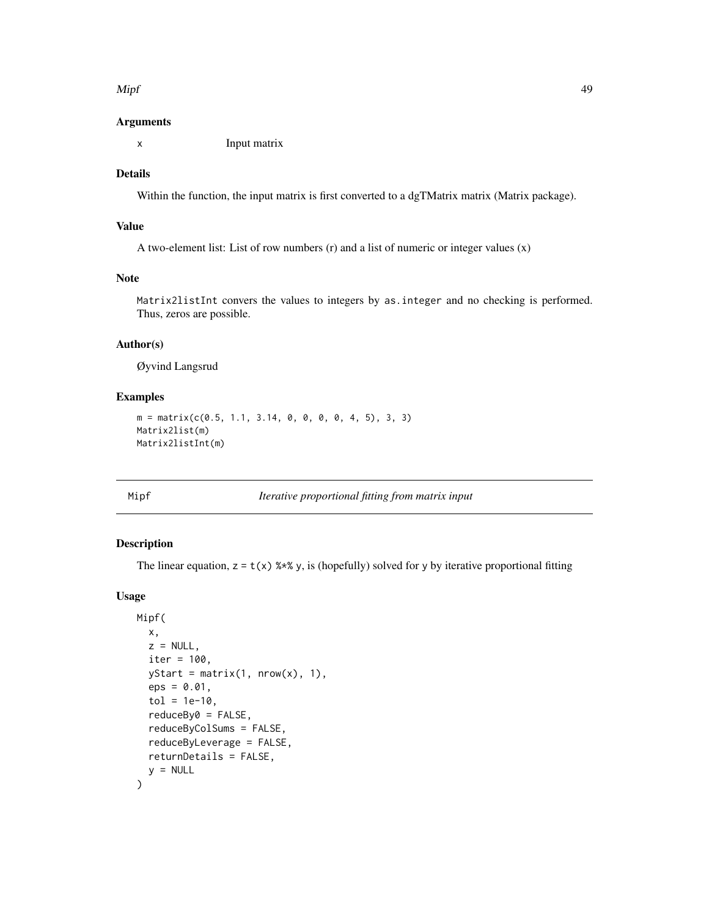### Arguments

x    Input matrix

### Details

Within the function, the input matrix is first converted to a dgTMatrix matrix (Matrix package).

### Value

A two-element list: List of row numbers (r) and a list of numeric or integer values (x)

### Note

`Matrix2listInt` convers the values to integers by `as.integer` and no checking is performed. Thus, zeros are possible.

### Author(s)

Øyvind Langsrud

### Examples

```
m = matrix(c(0.5, 1.1, 3.14, 0, 0, 0, 0, 4, 5), 3, 3)
Matrix2list(m)
Matrix2listInt(m)
```

---

## Mipf    *Iterative proportional fitting from matrix input*

---

### Description

The linear equation, `z = t(x) %*% y`, is (hopefully) solved for `y` by iterative proportional fitting

### Usage

```
Mipf(
  x,
  z = NULL,
  iter = 100,
  yStart = matrix(1, nrow(x), 1),
  eps = 0.01,
  tol = 1e-10,
  reduceBy0 = FALSE,
  reduceByColSums = FALSE,
  reduceByLeverage = FALSE,
  returnDetails = FALSE,
  y = NULL
)
```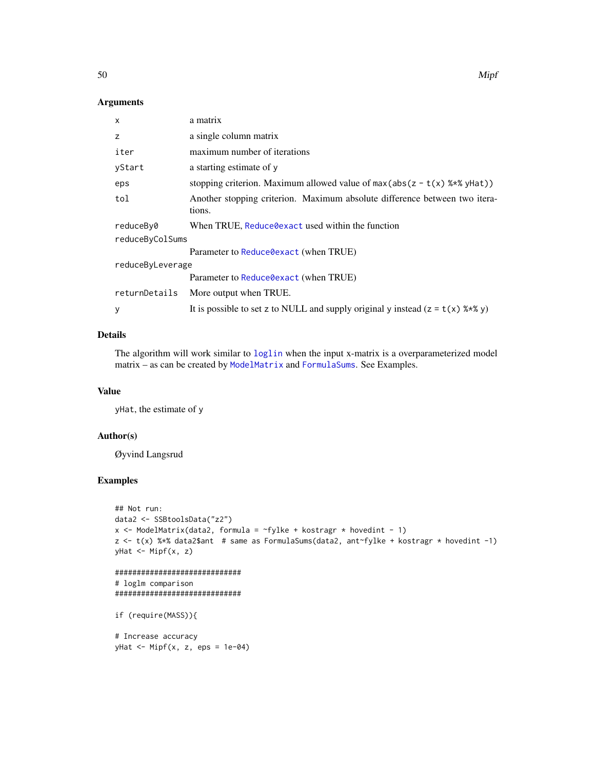### Arguments

| | |
|---|---|
| `x` | a matrix |
| `z` | a single column matrix |
| `iter` | maximum number of iterations |
| `yStart` | a starting estimate of y |
| `eps` | stopping criterion. Maximum allowed value of `max(abs(z - t(x) %*% yHat))` |
| `tol` | Another stopping criterion. Maximum absolute difference between two iterations. |
| `reduceBy0` | When TRUE, `Reduce0exact` used within the function |
| `reduceByColSums` | Parameter to `Reduce0exact` (when TRUE) |
| `reduceByLeverage` | Parameter to `Reduce0exact` (when TRUE) |
| `returnDetails` | More output when TRUE. |
| `y` | It is possible to set z to NULL and supply original y instead (`z = t(x) %*% y`) |

### Details

The algorithm will work similar to `loglin` when the input x-matrix is a overparameterized model matrix – as can be created by `ModelMatrix` and `FormulaSums`. See Examples.

### Value

yHat, the estimate of y

### Author(s)

Øyvind Langsrud

### Examples

```
## Not run:
data2 <- SSBtoolsData("z2")
x <- ModelMatrix(data2, formula = ~fylke + kostragr * hovedint - 1)
z <- t(x) %*% data2$ant  # same as FormulaSums(data2, ant~fylke + kostragr * hovedint -1)
yHat <- Mipf(x, z)

#############################
# loglm comparison
#############################

if (require(MASS)){

# Increase accuracy
yHat <- Mipf(x, z, eps = 1e-04)
```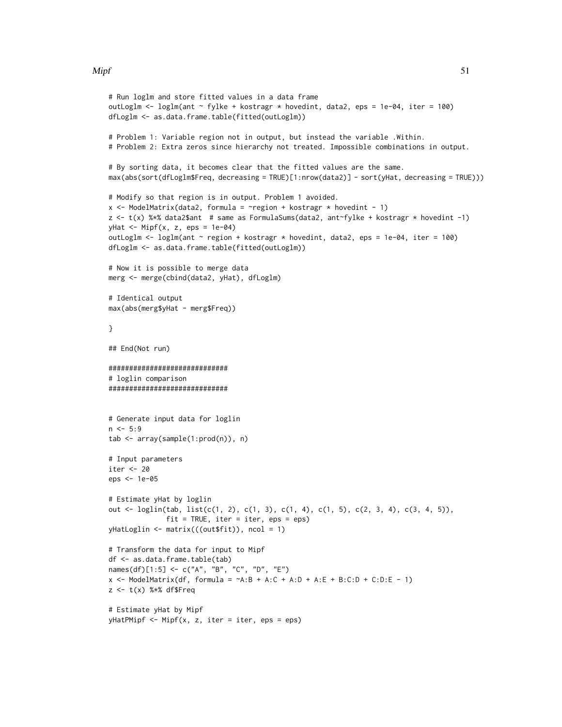```
# Run loglm and store fitted values in a data frame
outLoglm <- loglm(ant ~ fylke + kostragr * hovedint, data2, eps = 1e-04, iter = 100)
dfLoglm <- as.data.frame.table(fitted(outLoglm))

# Problem 1: Variable region not in output, but instead the variable .Within.
# Problem 2: Extra zeros since hierarchy not treated. Impossible combinations in output.

# By sorting data, it becomes clear that the fitted values are the same.
max(abs(sort(dfLoglm$Freq, decreasing = TRUE)[1:nrow(data2)] - sort(yHat, decreasing = TRUE)))

# Modify so that region is in output. Problem 1 avoided.
x <- ModelMatrix(data2, formula = ~region + kostragr * hovedint - 1)
z <- t(x) %*% data2$ant  # same as FormulaSums(data2, ant~fylke + kostragr * hovedint -1)
yHat <- Mipf(x, z, eps = 1e-04)
outLoglm <- loglm(ant ~ region + kostragr * hovedint, data2, eps = 1e-04, iter = 100)
dfLoglm <- as.data.frame.table(fitted(outLoglm))

# Now it is possible to merge data
merg <- merge(cbind(data2, yHat), dfLoglm)

# Identical output
max(abs(merg$yHat - merg$Freq))

}

## End(Not run)

#############################
# loglin comparison
#############################


# Generate input data for loglin
n <- 5:9
tab <- array(sample(1:prod(n)), n)

# Input parameters
iter <- 20
eps <- 1e-05

# Estimate yHat by loglin
out <- loglin(tab, list(c(1, 2), c(1, 3), c(1, 4), c(1, 5), c(2, 3, 4), c(3, 4, 5)),
              fit = TRUE, iter = iter, eps = eps)
yHatLoglin <- matrix(((out$fit)), ncol = 1)

# Transform the data for input to Mipf
df <- as.data.frame.table(tab)
names(df)[1:5] <- c("A", "B", "C", "D", "E")
x <- ModelMatrix(df, formula = ~A:B + A:C + A:D + A:E + B:C:D + C:D:E - 1)
z <- t(x) %*% df$Freq

# Estimate yHat by Mipf
yHatPMipf <- Mipf(x, z, iter = iter, eps = eps)
```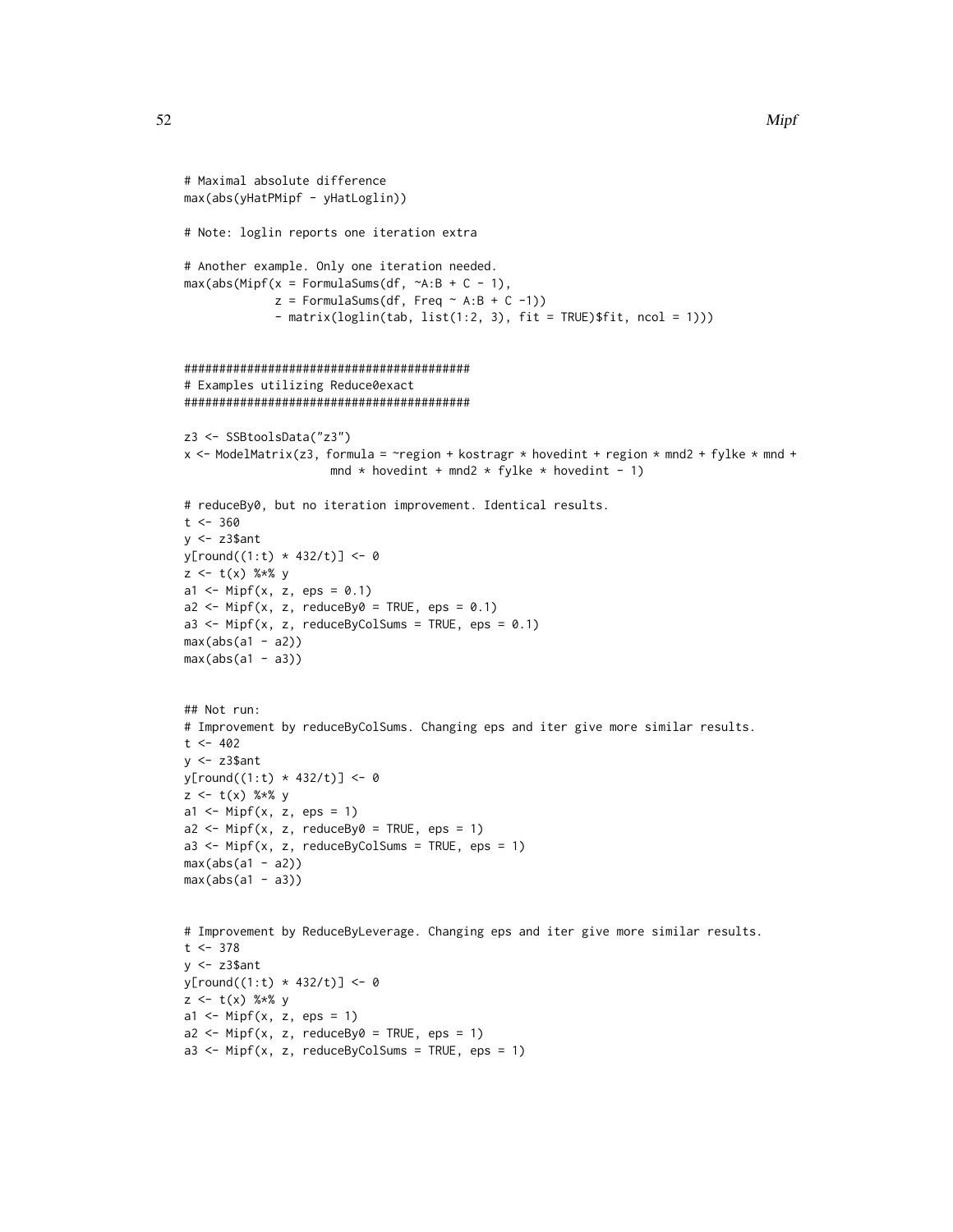```
# Maximal absolute difference
max(abs(yHatPMipf - yHatLoglin))

# Note: loglin reports one iteration extra

# Another example. Only one iteration needed.
max(abs(Mipf(x = FormulaSums(df, ~A:B + C - 1),
             z = FormulaSums(df, Freq ~ A:B + C -1))
             - matrix(loglin(tab, list(1:2, 3), fit = TRUE)$fit, ncol = 1)))


#########################################
# Examples utilizing Reduce0exact
#########################################

z3 <- SSBtoolsData("z3")
x <- ModelMatrix(z3, formula = ~region + kostragr * hovedint + region * mnd2 + fylke * mnd +
                    mnd * hovedint + mnd2 * fylke * hovedint - 1)

# reduceBy0, but no iteration improvement. Identical results.
t <- 360
y <- z3$ant
y[round((1:t) * 432/t)] <- 0
z <- t(x) %*% y
a1 <- Mipf(x, z, eps = 0.1)
a2 <- Mipf(x, z, reduceBy0 = TRUE, eps = 0.1)
a3 <- Mipf(x, z, reduceByColSums = TRUE, eps = 0.1)
max(abs(a1 - a2))
max(abs(a1 - a3))


## Not run:
# Improvement by reduceByColSums. Changing eps and iter give more similar results.
t <- 402
y <- z3$ant
y[round((1:t) * 432/t)] <- 0
z <- t(x) %*% y
a1 <- Mipf(x, z, eps = 1)
a2 <- Mipf(x, z, reduceBy0 = TRUE, eps = 1)
a3 <- Mipf(x, z, reduceByColSums = TRUE, eps = 1)
max(abs(a1 - a2))
max(abs(a1 - a3))


# Improvement by ReduceByLeverage. Changing eps and iter give more similar results.
t <- 378
y <- z3$ant
y[round((1:t) * 432/t)] <- 0
z <- t(x) %*% y
a1 <- Mipf(x, z, eps = 1)
a2 <- Mipf(x, z, reduceBy0 = TRUE, eps = 1)
a3 <- Mipf(x, z, reduceByColSums = TRUE, eps = 1)
```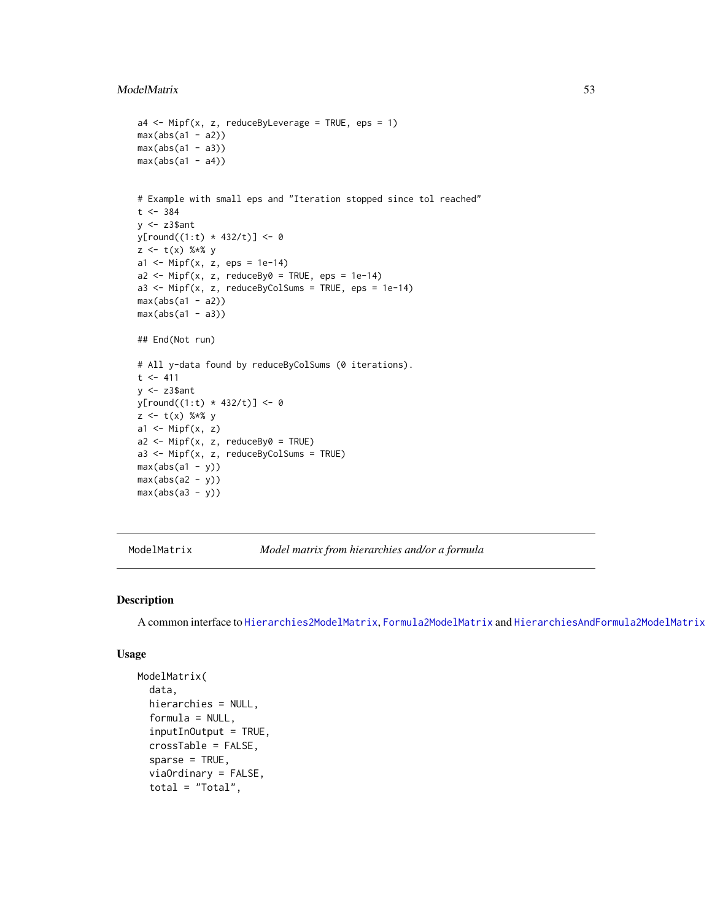```
a4 <- Mipf(x, z, reduceByLeverage = TRUE, eps = 1)
max(abs(a1 - a2))
max(abs(a1 - a3))
max(abs(a1 - a4))


# Example with small eps and "Iteration stopped since tol reached"
t <- 384
y <- z3$ant
y[round((1:t) * 432/t)] <- 0
z <- t(x) %*% y
a1 <- Mipf(x, z, eps = 1e-14)
a2 <- Mipf(x, z, reduceBy0 = TRUE, eps = 1e-14)
a3 <- Mipf(x, z, reduceByColSums = TRUE, eps = 1e-14)
max(abs(a1 - a2))
max(abs(a1 - a3))

## End(Not run)

# All y-data found by reduceByColSums (0 iterations).
t <- 411
y <- z3$ant
y[round((1:t) * 432/t)] <- 0
z <- t(x) %*% y
a1 <- Mipf(x, z)
a2 <- Mipf(x, z, reduceBy0 = TRUE)
a3 <- Mipf(x, z, reduceByColSums = TRUE)
max(abs(a1 - y))
max(abs(a2 - y))
max(abs(a3 - y))
```

---

## ModelMatrix — *Model matrix from hierarchies and/or a formula*

---

### Description

A common interface to Hierarchies2ModelMatrix, Formula2ModelMatrix and HierarchiesAndFormula2ModelMatrix

### Usage

```
ModelMatrix(
  data,
  hierarchies = NULL,
  formula = NULL,
  inputInOutput = TRUE,
  crossTable = FALSE,
  sparse = TRUE,
  viaOrdinary = FALSE,
  total = "Total",
```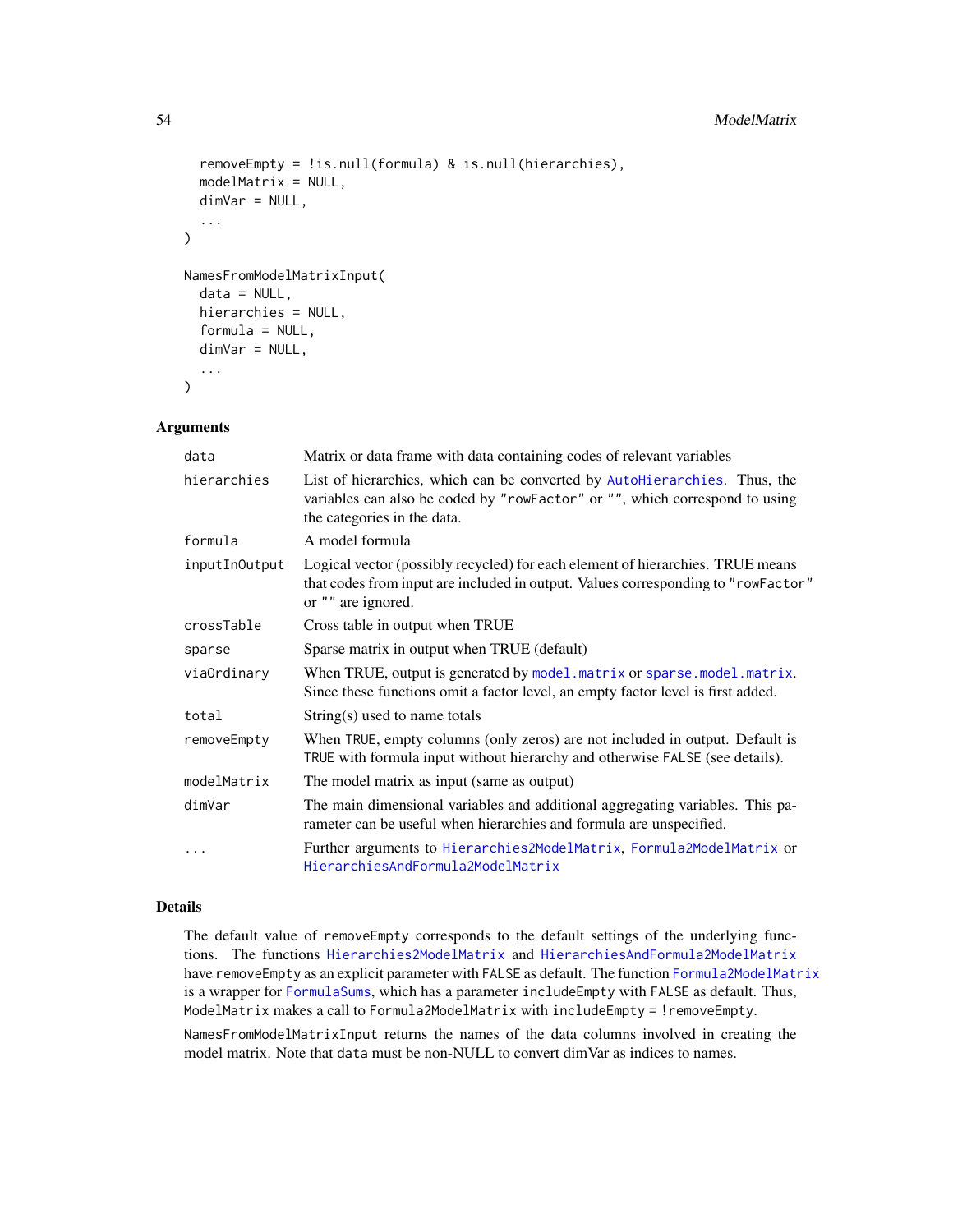```
  removeEmpty = !is.null(formula) & is.null(hierarchies),
  modelMatrix = NULL,
  dimVar = NULL,
  ...
)

NamesFromModelMatrixInput(
  data = NULL,
  hierarchies = NULL,
  formula = NULL,
  dimVar = NULL,
  ...
)
```

### Arguments

| | |
|---|---|
| `data` | Matrix or data frame with data containing codes of relevant variables |
| `hierarchies` | List of hierarchies, which can be converted by `AutoHierarchies`. Thus, the variables can also be coded by `"rowFactor"` or `""`, which correspond to using the categories in the data. |
| `formula` | A model formula |
| `inputInOutput` | Logical vector (possibly recycled) for each element of hierarchies. TRUE means that codes from input are included in output. Values corresponding to `"rowFactor"` or `""` are ignored. |
| `crossTable` | Cross table in output when TRUE |
| `sparse` | Sparse matrix in output when TRUE (default) |
| `viaOrdinary` | When TRUE, output is generated by `model.matrix` or `sparse.model.matrix`. Since these functions omit a factor level, an empty factor level is first added. |
| `total` | String(s) used to name totals |
| `removeEmpty` | When `TRUE`, empty columns (only zeros) are not included in output. Default is `TRUE` with formula input without hierarchy and otherwise `FALSE` (see details). |
| `modelMatrix` | The model matrix as input (same as output) |
| `dimVar` | The main dimensional variables and additional aggregating variables. This parameter can be useful when hierarchies and formula are unspecified. |
| `...` | Further arguments to `Hierarchies2ModelMatrix`, `Formula2ModelMatrix` or `HierarchiesAndFormula2ModelMatrix` |

### Details

The default value of `removeEmpty` corresponds to the default settings of the underlying functions. The functions `Hierarchies2ModelMatrix` and `HierarchiesAndFormula2ModelMatrix` have `removeEmpty` as an explicit parameter with `FALSE` as default. The function `Formula2ModelMatrix` is a wrapper for `FormulaSums`, which has a parameter `includeEmpty` with `FALSE` as default. Thus, `ModelMatrix` makes a call to `Formula2ModelMatrix` with `includeEmpty = !removeEmpty`.

`NamesFromModelMatrixInput` returns the names of the data columns involved in creating the model matrix. Note that `data` must be non-NULL to convert dimVar as indices to names.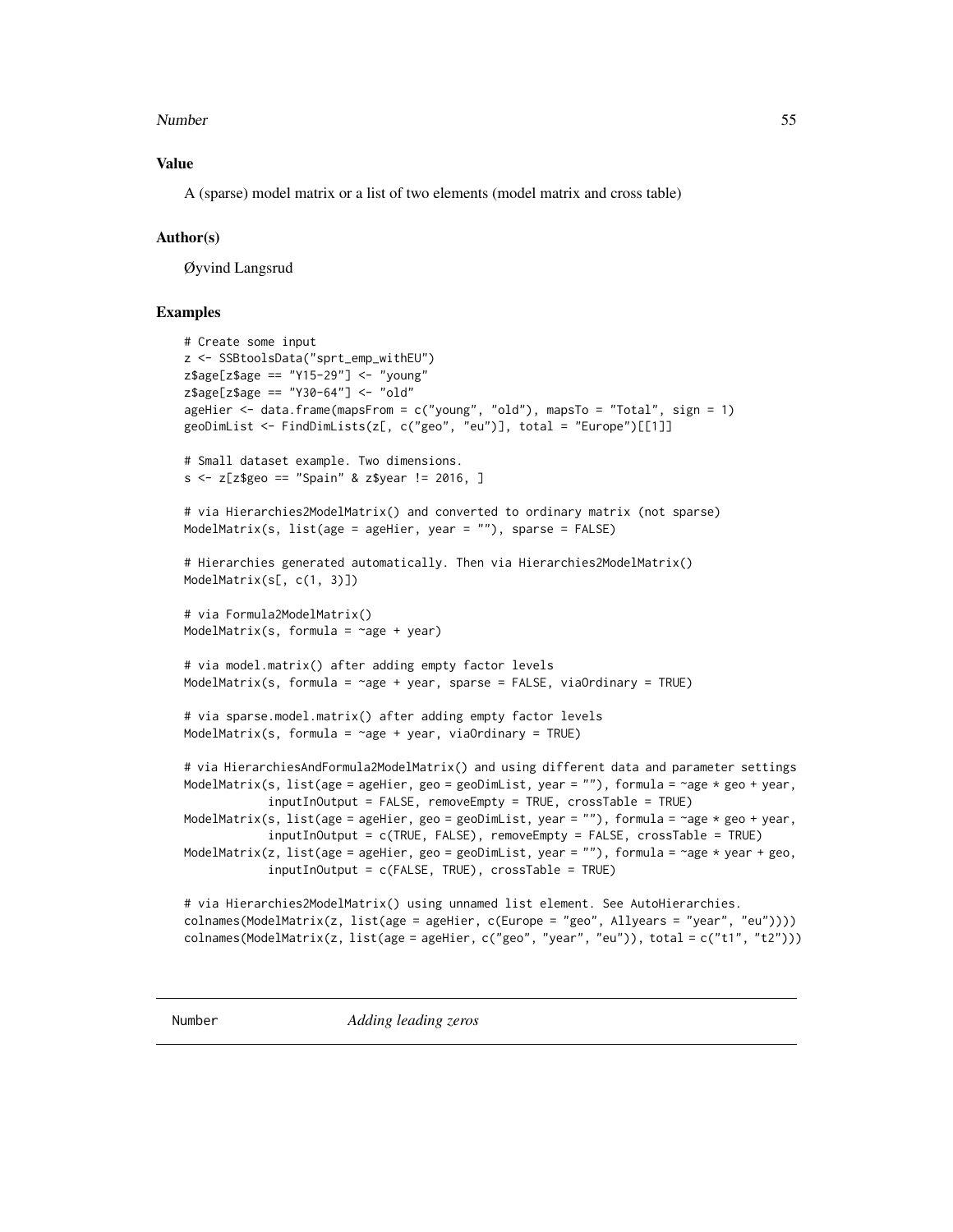### Value

A (sparse) model matrix or a list of two elements (model matrix and cross table)

### Author(s)

Øyvind Langsrud

### Examples

```
# Create some input
z <- SSBtoolsData("sprt_emp_withEU")
z$age[z$age == "Y15-29"] <- "young"
z$age[z$age == "Y30-64"] <- "old"
ageHier <- data.frame(mapsFrom = c("young", "old"), mapsTo = "Total", sign = 1)
geoDimList <- FindDimLists(z[, c("geo", "eu")], total = "Europe")[[1]]

# Small dataset example. Two dimensions.
s <- z[z$geo == "Spain" & z$year != 2016, ]

# via Hierarchies2ModelMatrix() and converted to ordinary matrix (not sparse)
ModelMatrix(s, list(age = ageHier, year = ""), sparse = FALSE)

# Hierarchies generated automatically. Then via Hierarchies2ModelMatrix()
ModelMatrix(s[, c(1, 3)])

# via Formula2ModelMatrix()
ModelMatrix(s, formula = ~age + year)

# via model.matrix() after adding empty factor levels
ModelMatrix(s, formula = ~age + year, sparse = FALSE, viaOrdinary = TRUE)

# via sparse.model.matrix() after adding empty factor levels
ModelMatrix(s, formula = ~age + year, viaOrdinary = TRUE)

# via HierarchiesAndFormula2ModelMatrix() and using different data and parameter settings
ModelMatrix(s, list(age = ageHier, geo = geoDimList, year = ""), formula = ~age * geo + year,
            inputInOutput = FALSE, removeEmpty = TRUE, crossTable = TRUE)
ModelMatrix(s, list(age = ageHier, geo = geoDimList, year = ""), formula = ~age * geo + year,
            inputInOutput = c(TRUE, FALSE), removeEmpty = FALSE, crossTable = TRUE)
ModelMatrix(z, list(age = ageHier, geo = geoDimList, year = ""), formula = ~age * year + geo,
            inputInOutput = c(FALSE, TRUE), crossTable = TRUE)

# via Hierarchies2ModelMatrix() using unnamed list element. See AutoHierarchies.
colnames(ModelMatrix(z, list(age = ageHier, c(Europe = "geo", Allyears = "year", "eu"))))
colnames(ModelMatrix(z, list(age = ageHier, c("geo", "year", "eu")), total = c("t1", "t2")))
```

---

## Number *Adding leading zeros*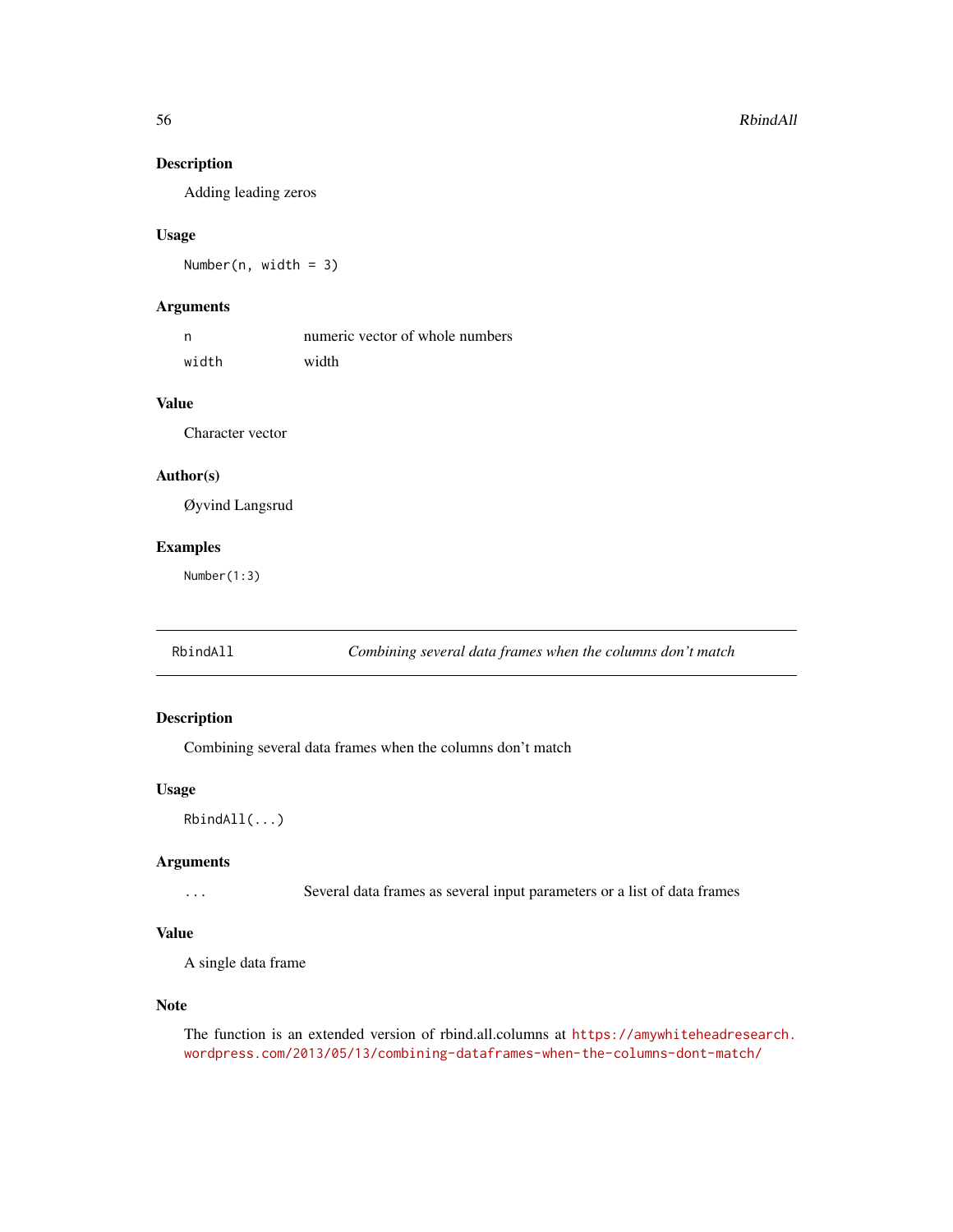## Description

Adding leading zeros

## Usage

```
Number(n, width = 3)
```

## Arguments

| | |
|---|---|
| `n` | numeric vector of whole numbers |
| `width` | width |

## Value

Character vector

## Author(s)

Øyvind Langsrud

## Examples

```
Number(1:3)
```

---

# RbindAll — *Combining several data frames when the columns don't match*

## Description

Combining several data frames when the columns don't match

## Usage

```
RbindAll(...)
```

## Arguments

| | |
|---|---|
| `...` | Several data frames as several input parameters or a list of data frames |

## Value

A single data frame

## Note

The function is an extended version of rbind.all.columns at https://amywhiteheadresearch.wordpress.com/2013/05/13/combining-dataframes-when-the-columns-dont-match/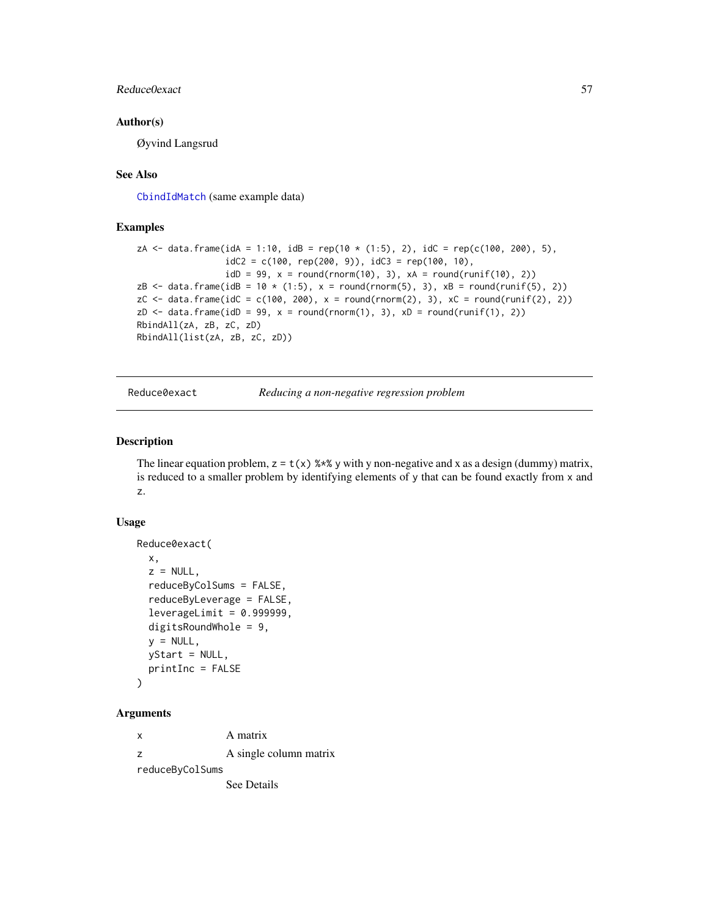## Author(s)

Øyvind Langsrud

## See Also

CbindIdMatch (same example data)

## Examples

```
zA <- data.frame(idA = 1:10, idB = rep(10 * (1:5), 2), idC = rep(c(100, 200), 5),
                 idC2 = c(100, rep(200, 9)), idC3 = rep(100, 10),
                 idD = 99, x = round(rnorm(10), 3), xA = round(runif(10), 2))
zB <- data.frame(idB = 10 * (1:5), x = round(rnorm(5), 3), xB = round(runif(5), 2))
zC <- data.frame(idC = c(100, 200), x = round(rnorm(2), 3), xC = round(runif(2), 2))
zD <- data.frame(idD = 99, x = round(rnorm(1), 3), xD = round(runif(1), 2))
RbindAll(zA, zB, zC, zD)
RbindAll(list(zA, zB, zC, zD))
```

---

# Reduce0exact *Reducing a non-negative regression problem*

## Description

The linear equation problem, `z = t(x) %*% y` with y non-negative and x as a design (dummy) matrix, is reduced to a smaller problem by identifying elements of `y` that can be found exactly from `x` and `z`.

## Usage

```
Reduce0exact(
  x,
  z = NULL,
  reduceByColSums = FALSE,
  reduceByLeverage = FALSE,
  leverageLimit = 0.999999,
  digitsRoundWhole = 9,
  y = NULL,
  yStart = NULL,
  printInc = FALSE
)
```

## Arguments

| | |
|---|---|
| `x` | A matrix |
| `z` | A single column matrix |
| `reduceByColSums` | See Details |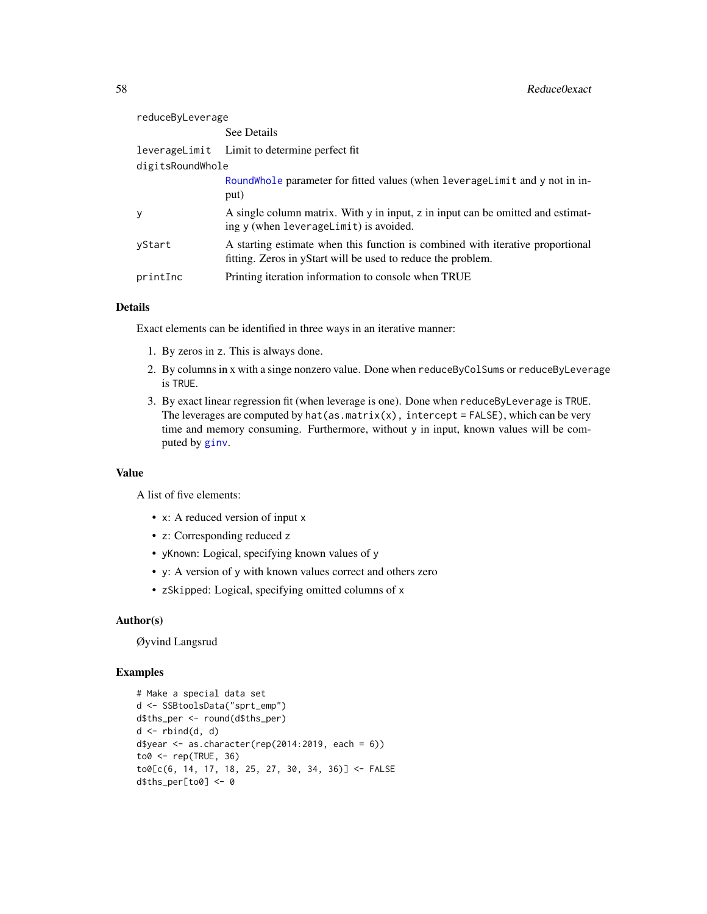| | |
|---|---|
| reduceByLeverage | See Details |
| leverageLimit | Limit to determine perfect fit |
| digitsRoundWhole | RoundWhole parameter for fitted values (when leverageLimit and y not in input) |
| y | A single column matrix. With y in input, z in input can be omitted and estimating y (when leverageLimit) is avoided. |
| yStart | A starting estimate when this function is combined with iterative proportional fitting. Zeros in yStart will be used to reduce the problem. |
| printInc | Printing iteration information to console when TRUE |

## Details

Exact elements can be identified in three ways in an iterative manner:

1. By zeros in z. This is always done.
2. By columns in x with a singe nonzero value. Done when reduceByColSums or reduceByLeverage is TRUE.
3. By exact linear regression fit (when leverage is one). Done when reduceByLeverage is TRUE. The leverages are computed by hat(as.matrix(x), intercept = FALSE), which can be very time and memory consuming. Furthermore, without y in input, known values will be computed by ginv.

## Value

A list of five elements:

- x: A reduced version of input x
- z: Corresponding reduced z
- yKnown: Logical, specifying known values of y
- y: A version of y with known values correct and others zero
- zSkipped: Logical, specifying omitted columns of x

## Author(s)

Øyvind Langsrud

## Examples

```
# Make a special data set
d <- SSBtoolsData("sprt_emp")
d$ths_per <- round(d$ths_per)
d <- rbind(d, d)
d$year <- as.character(rep(2014:2019, each = 6))
to0 <- rep(TRUE, 36)
to0[c(6, 14, 17, 18, 25, 27, 30, 34, 36)] <- FALSE
d$ths_per[to0] <- 0
```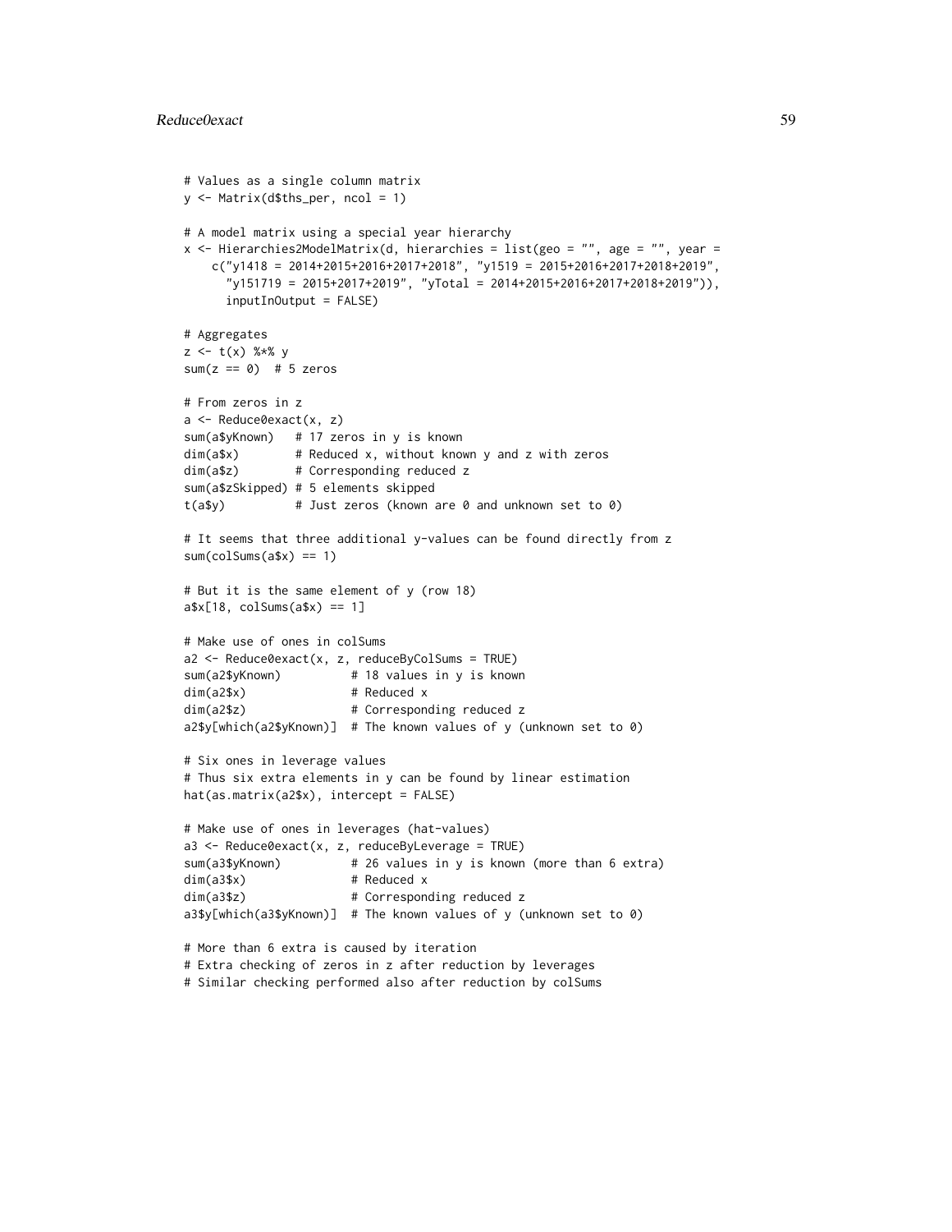```
# Values as a single column matrix
y <- Matrix(d$ths_per, ncol = 1)

# A model matrix using a special year hierarchy
x <- Hierarchies2ModelMatrix(d, hierarchies = list(geo = "", age = "", year =
    c("y1418 = 2014+2015+2016+2017+2018", "y1519 = 2015+2016+2017+2018+2019",
      "y151719 = 2015+2017+2019", "yTotal = 2014+2015+2016+2017+2018+2019")),
      inputInOutput = FALSE)

# Aggregates
z <- t(x) %*% y
sum(z == 0)  # 5 zeros

# From zeros in z
a <- Reduce0exact(x, z)
sum(a$yKnown)   # 17 zeros in y is known
dim(a$x)        # Reduced x, without known y and z with zeros
dim(a$z)        # Corresponding reduced z
sum(a$zSkipped) # 5 elements skipped
t(a$y)          # Just zeros (known are 0 and unknown set to 0)

# It seems that three additional y-values can be found directly from z
sum(colSums(a$x) == 1)

# But it is the same element of y (row 18)
a$x[18, colSums(a$x) == 1]

# Make use of ones in colSums
a2 <- Reduce0exact(x, z, reduceByColSums = TRUE)
sum(a2$yKnown)          # 18 values in y is known
dim(a2$x)               # Reduced x
dim(a2$z)               # Corresponding reduced z
a2$y[which(a2$yKnown)]  # The known values of y (unknown set to 0)

# Six ones in leverage values
# Thus six extra elements in y can be found by linear estimation
hat(as.matrix(a2$x), intercept = FALSE)

# Make use of ones in leverages (hat-values)
a3 <- Reduce0exact(x, z, reduceByLeverage = TRUE)
sum(a3$yKnown)          # 26 values in y is known (more than 6 extra)
dim(a3$x)               # Reduced x
dim(a3$z)               # Corresponding reduced z
a3$y[which(a3$yKnown)]  # The known values of y (unknown set to 0)

# More than 6 extra is caused by iteration
# Extra checking of zeros in z after reduction by leverages
# Similar checking performed also after reduction by colSums
```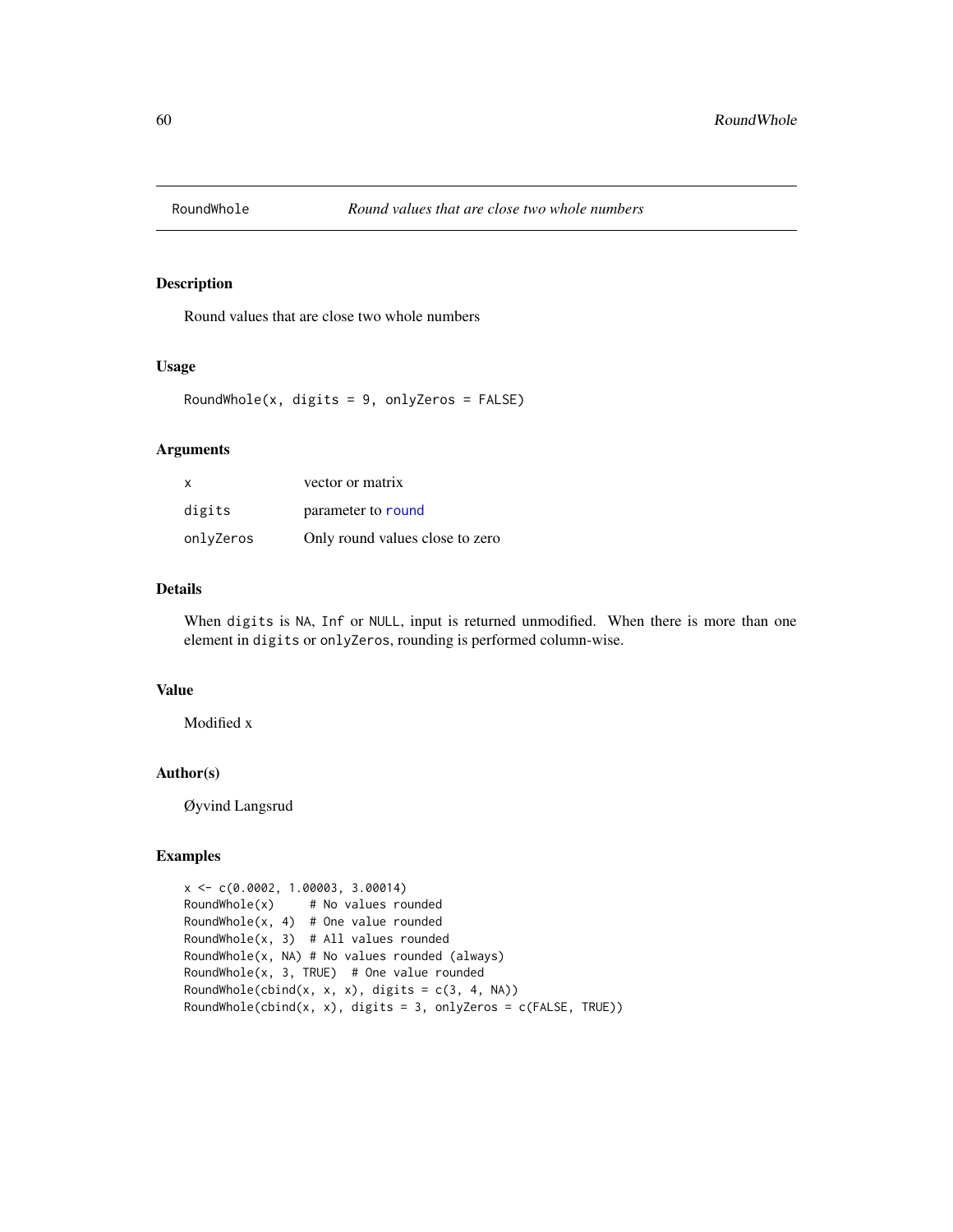# RoundWhole — *Round values that are close two whole numbers*

## Description

Round values that are close two whole numbers

## Usage

```
RoundWhole(x, digits = 9, onlyZeros = FALSE)
```

## Arguments

| | |
|---|---|
| `x` | vector or matrix |
| `digits` | parameter to `round` |
| `onlyZeros` | Only round values close to zero |

## Details

When `digits` is `NA`, `Inf` or `NULL`, input is returned unmodified. When there is more than one element in `digits` or `onlyZeros`, rounding is performed column-wise.

## Value

Modified x

## Author(s)

Øyvind Langsrud

## Examples

```
x <- c(0.0002, 1.00003, 3.00014)
RoundWhole(x)     # No values rounded
RoundWhole(x, 4)  # One value rounded
RoundWhole(x, 3)  # All values rounded
RoundWhole(x, NA) # No values rounded (always)
RoundWhole(x, 3, TRUE)  # One value rounded
RoundWhole(cbind(x, x, x), digits = c(3, 4, NA))
RoundWhole(cbind(x, x), digits = 3, onlyZeros = c(FALSE, TRUE))
```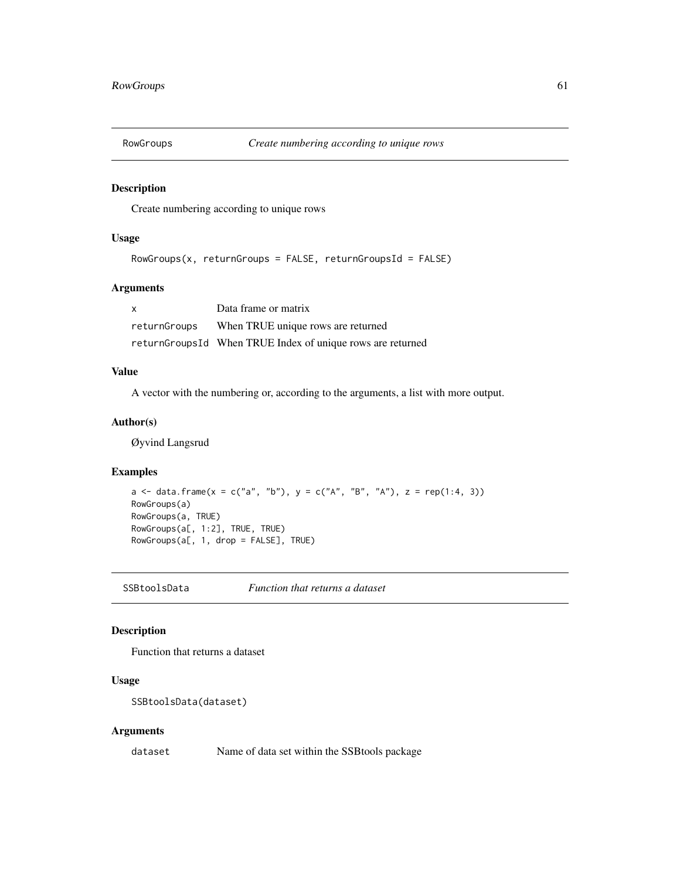## RowGroups *Create numbering according to unique rows*

### Description

Create numbering according to unique rows

### Usage

```
RowGroups(x, returnGroups = FALSE, returnGroupsId = FALSE)
```

### Arguments

| | |
|---|---|
| x | Data frame or matrix |
| returnGroups | When TRUE unique rows are returned |
| returnGroupsId | When TRUE Index of unique rows are returned |

### Value

A vector with the numbering or, according to the arguments, a list with more output.

### Author(s)

Øyvind Langsrud

### Examples

```
a <- data.frame(x = c("a", "b"), y = c("A", "B", "A"), z = rep(1:4, 3))
RowGroups(a)
RowGroups(a, TRUE)
RowGroups(a[, 1:2], TRUE, TRUE)
RowGroups(a[, 1, drop = FALSE], TRUE)
```

## SSBtoolsData *Function that returns a dataset*

### Description

Function that returns a dataset

### Usage

```
SSBtoolsData(dataset)
```

### Arguments

| | |
|---|---|
| dataset | Name of data set within the SSBtools package |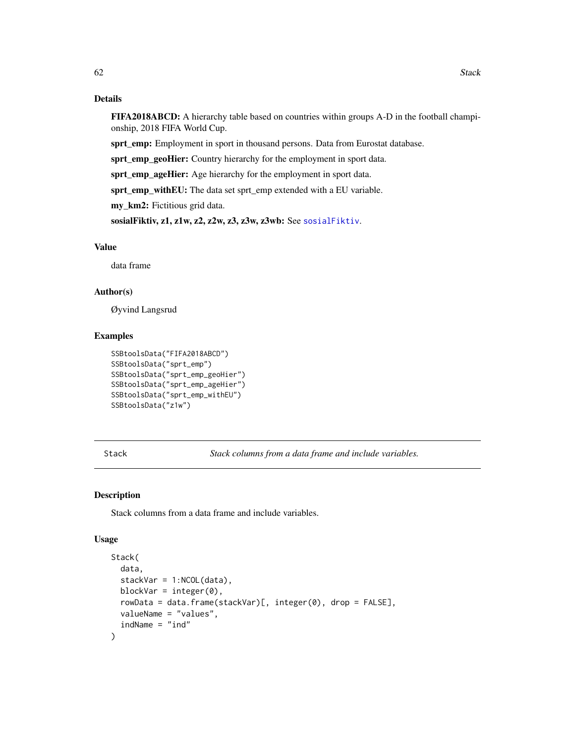### Details

**FIFA2018ABCD:** A hierarchy table based on countries within groups A-D in the football championship, 2018 FIFA World Cup.

**sprt_emp:** Employment in sport in thousand persons. Data from Eurostat database.

**sprt_emp_geoHier:** Country hierarchy for the employment in sport data.

**sprt_emp_ageHier:** Age hierarchy for the employment in sport data.

**sprt_emp_withEU:** The data set sprt_emp extended with a EU variable.

**my_km2:** Fictitious grid data.

**sosialFiktiv, z1, z1w, z2, z2w, z3, z3w, z3wb:** See sosialFiktiv.

### Value

data frame

### Author(s)

Øyvind Langsrud

### Examples

```
SSBtoolsData("FIFA2018ABCD")
SSBtoolsData("sprt_emp")
SSBtoolsData("sprt_emp_geoHier")
SSBtoolsData("sprt_emp_ageHier")
SSBtoolsData("sprt_emp_withEU")
SSBtoolsData("z1w")
```

## Stack — *Stack columns from a data frame and include variables.*

### Description

Stack columns from a data frame and include variables.

### Usage

```
Stack(
  data,
  stackVar = 1:NCOL(data),
  blockVar = integer(0),
  rowData = data.frame(stackVar)[, integer(0), drop = FALSE],
  valueName = "values",
  indName = "ind"
)
```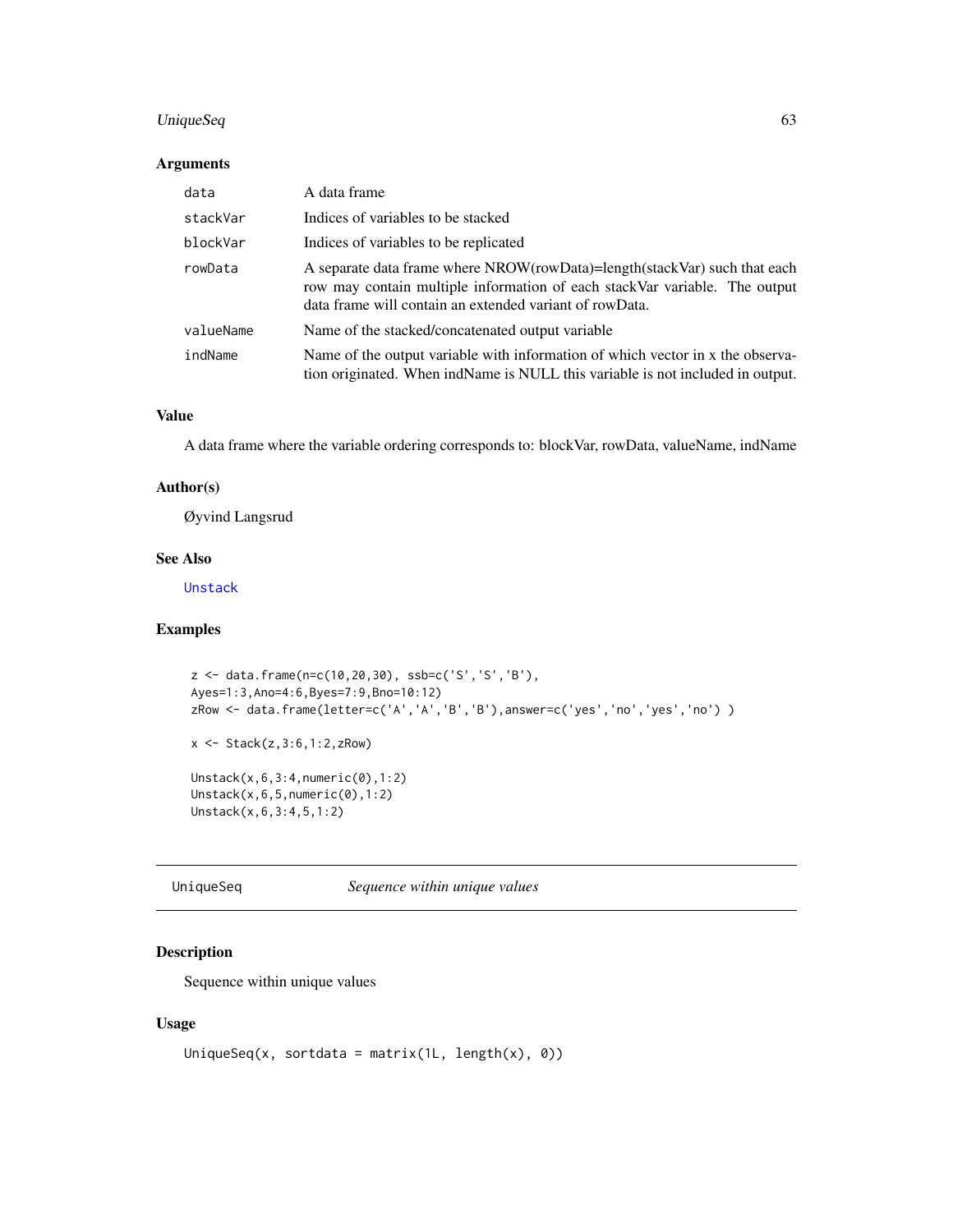## Arguments

| | |
|---|---|
| data | A data frame |
| stackVar | Indices of variables to be stacked |
| blockVar | Indices of variables to be replicated |
| rowData | A separate data frame where NROW(rowData)=length(stackVar) such that each row may contain multiple information of each stackVar variable. The output data frame will contain an extended variant of rowData. |
| valueName | Name of the stacked/concatenated output variable |
| indName | Name of the output variable with information of which vector in x the observation originated. When indName is NULL this variable is not included in output. |

## Value

A data frame where the variable ordering corresponds to: blockVar, rowData, valueName, indName

## Author(s)

Øyvind Langsrud

## See Also

Unstack

## Examples

```
z <- data.frame(n=c(10,20,30), ssb=c('S','S','B'),
Ayes=1:3,Ano=4:6,Byes=7:9,Bno=10:12)
zRow <- data.frame(letter=c('A','A','B','B'),answer=c('yes','no','yes','no') )

x <- Stack(z,3:6,1:2,zRow)

Unstack(x,6,3:4,numeric(0),1:2)
Unstack(x,6,5,numeric(0),1:2)
Unstack(x,6,3:4,5,1:2)
```

---

# UniqueSeq — *Sequence within unique values*

## Description

Sequence within unique values

## Usage

```
UniqueSeq(x, sortdata = matrix(1L, length(x), 0))
```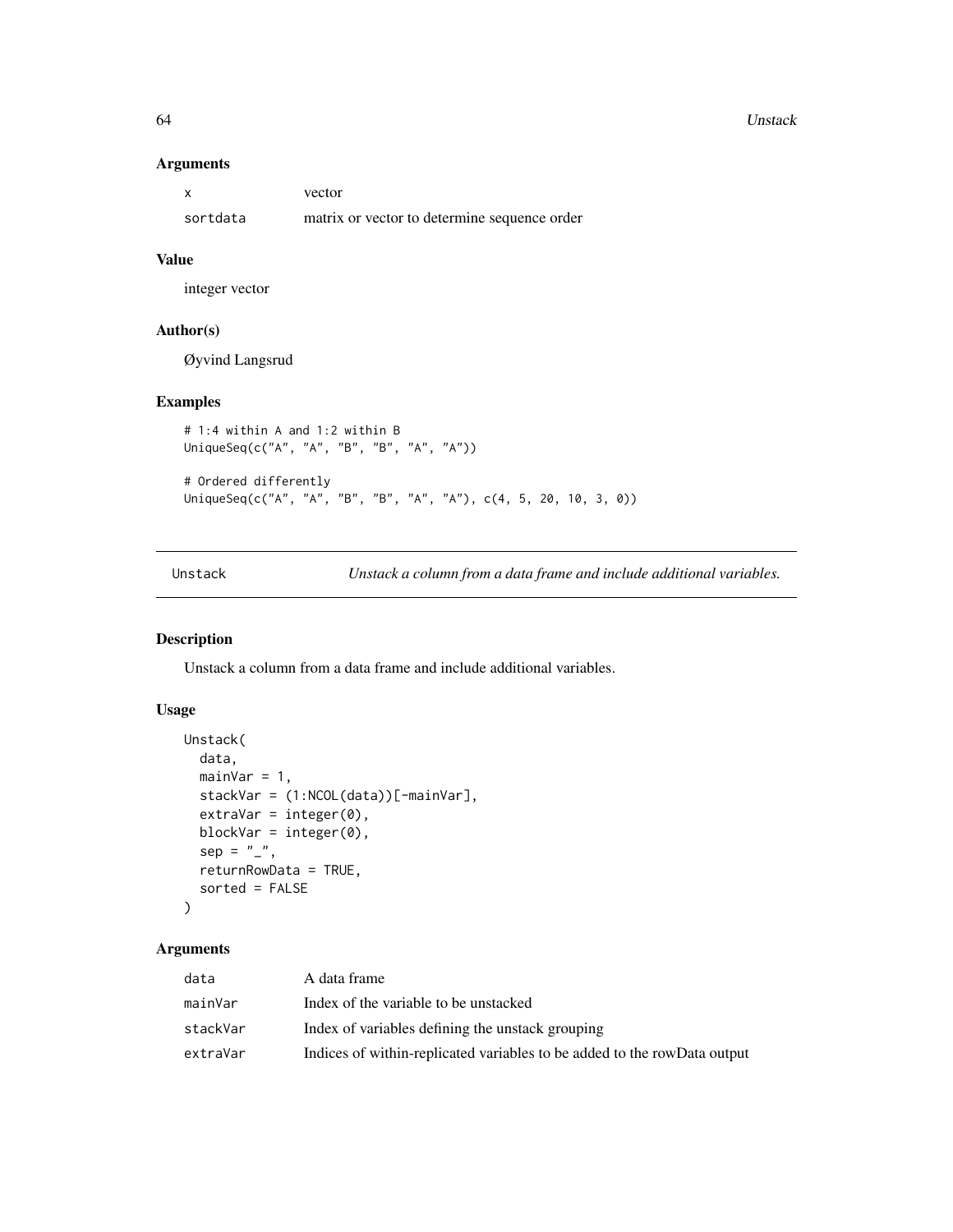### Arguments

| | |
|---|---|
| x | vector |
| sortdata | matrix or vector to determine sequence order |

### Value

integer vector

### Author(s)

Øyvind Langsrud

### Examples

```
# 1:4 within A and 1:2 within B
UniqueSeq(c("A", "A", "B", "B", "A", "A"))

# Ordered differently
UniqueSeq(c("A", "A", "B", "B", "A", "A"), c(4, 5, 20, 10, 3, 0))
```

---

## Unstack — *Unstack a column from a data frame and include additional variables.*

### Description

Unstack a column from a data frame and include additional variables.

### Usage

```
Unstack(
  data,
  mainVar = 1,
  stackVar = (1:NCOL(data))[-mainVar],
  extraVar = integer(0),
  blockVar = integer(0),
  sep = "_",
  returnRowData = TRUE,
  sorted = FALSE
)
```

### Arguments

| | |
|---|---|
| data | A data frame |
| mainVar | Index of the variable to be unstacked |
| stackVar | Index of variables defining the unstack grouping |
| extraVar | Indices of within-replicated variables to be added to the rowData output |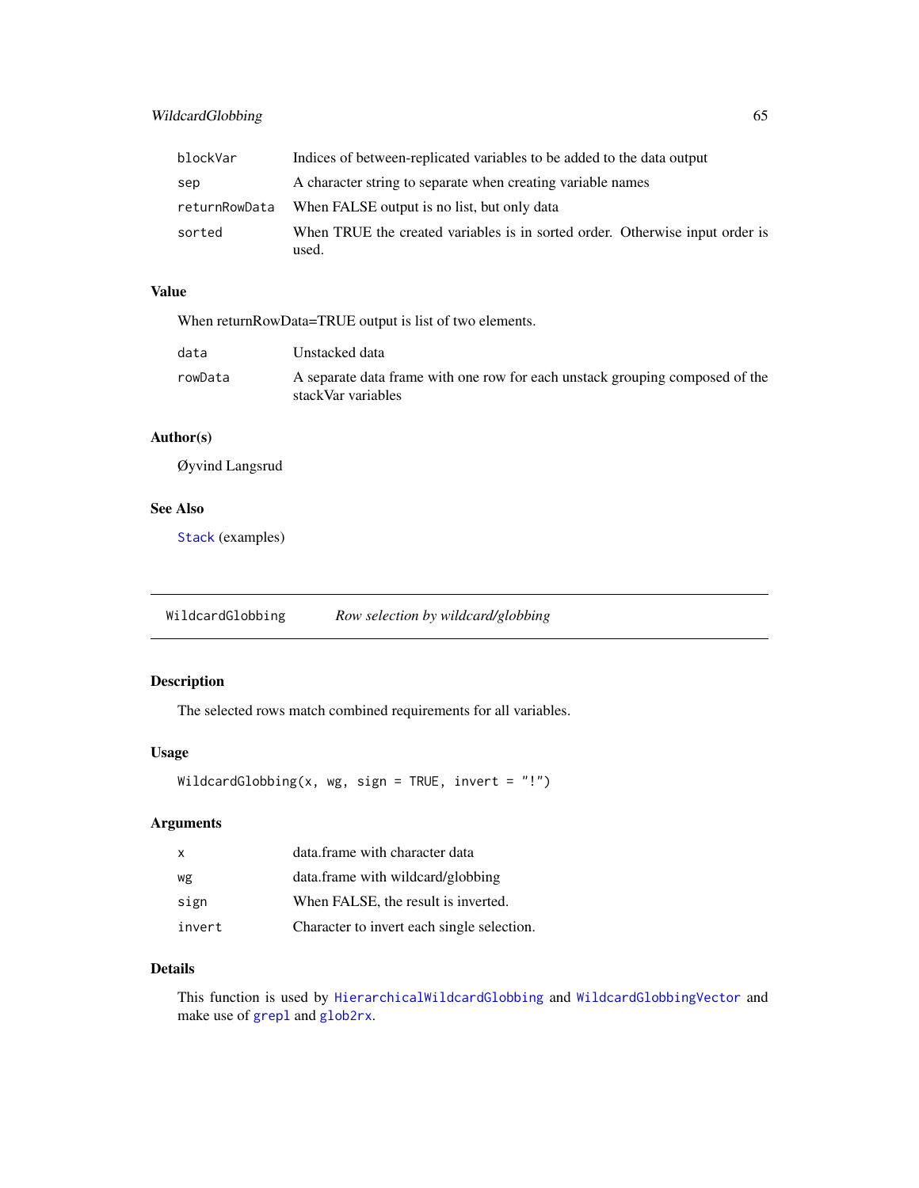| | |
|---|---|
| blockVar | Indices of between-replicated variables to be added to the data output |
| sep | A character string to separate when creating variable names |
| returnRowData | When FALSE output is no list, but only data |
| sorted | When TRUE the created variables is in sorted order. Otherwise input order is used. |

### Value

When returnRowData=TRUE output is list of two elements.

| | |
|---|---|
| data | Unstacked data |
| rowData | A separate data frame with one row for each unstack grouping composed of the stackVar variables |

### Author(s)

Øyvind Langsrud

### See Also

`Stack` (examples)

---

## WildcardGlobbing *Row selection by wildcard/globbing*

---

### Description

The selected rows match combined requirements for all variables.

### Usage

```
WildcardGlobbing(x, wg, sign = TRUE, invert = "!")
```

### Arguments

| | |
|---|---|
| x | data.frame with character data |
| wg | data.frame with wildcard/globbing |
| sign | When FALSE, the result is inverted. |
| invert | Character to invert each single selection. |

### Details

This function is used by `HierarchicalWildcardGlobbing` and `WildcardGlobbingVector` and make use of `grepl` and `glob2rx`.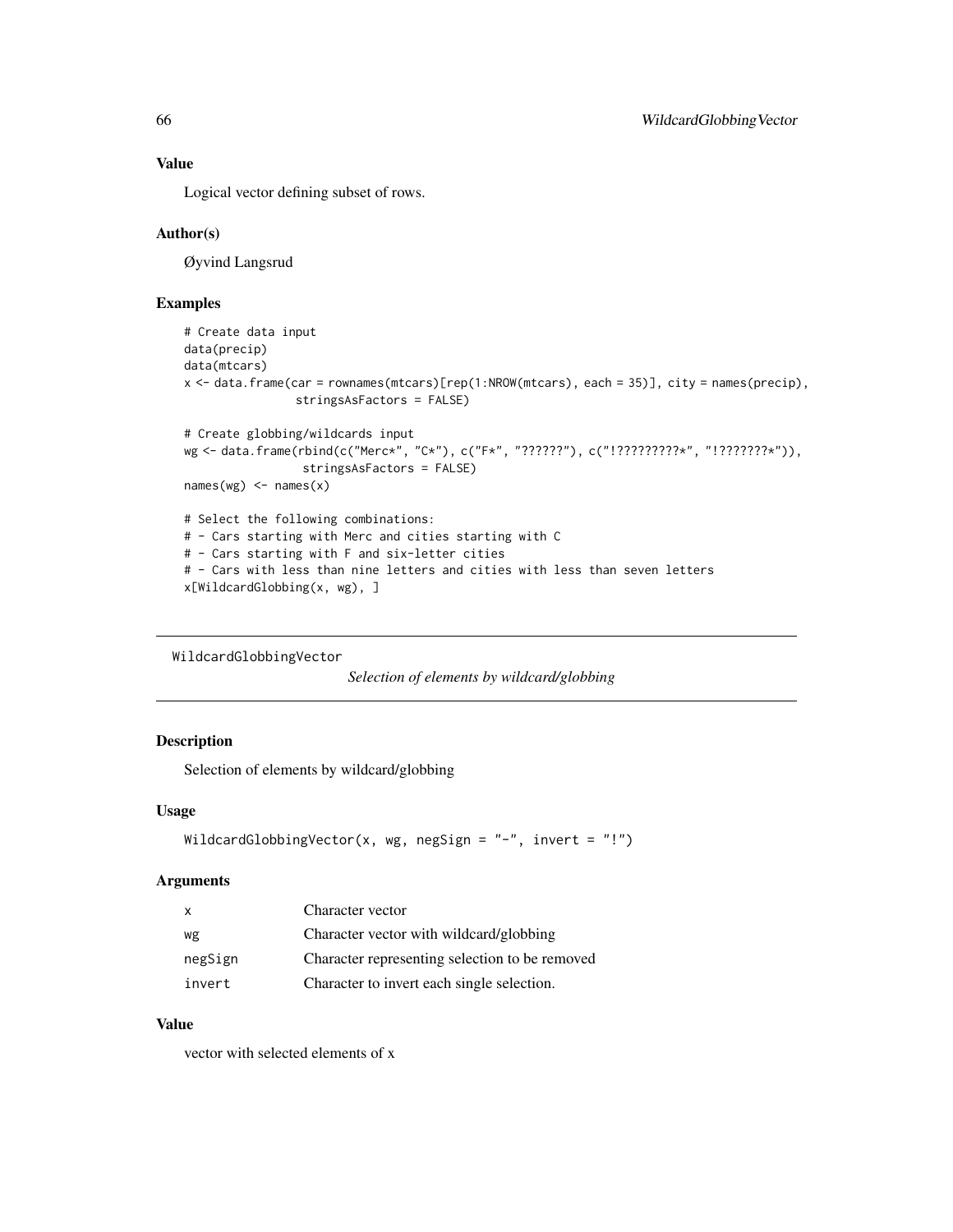### Value

Logical vector defining subset of rows.

### Author(s)

Øyvind Langsrud

### Examples

```
# Create data input
data(precip)
data(mtcars)
x <- data.frame(car = rownames(mtcars)[rep(1:NROW(mtcars), each = 35)], city = names(precip),
                stringsAsFactors = FALSE)

# Create globbing/wildcards input
wg <- data.frame(rbind(c("Merc*", "C*"), c("F*", "??????"), c("!?????????*", "!???????*")),
                 stringsAsFactors = FALSE)
names(wg) <- names(x)

# Select the following combinations:
# - Cars starting with Merc and cities starting with C
# - Cars starting with F and six-letter cities
# - Cars with less than nine letters and cities with less than seven letters
x[WildcardGlobbing(x, wg), ]
```

---

## WildcardGlobbingVector — *Selection of elements by wildcard/globbing*

---

### Description

Selection of elements by wildcard/globbing

### Usage

```
WildcardGlobbingVector(x, wg, negSign = "-", invert = "!")
```

### Arguments

| | |
|---|---|
| `x` | Character vector |
| `wg` | Character vector with wildcard/globbing |
| `negSign` | Character representing selection to be removed |
| `invert` | Character to invert each single selection. |

### Value

vector with selected elements of x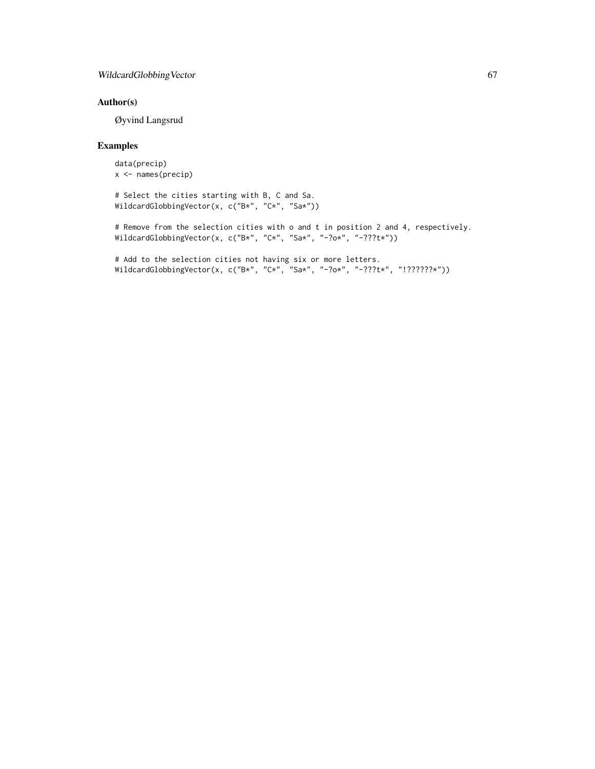## Author(s)

Øyvind Langsrud

## Examples

```
data(precip)
x <- names(precip)

# Select the cities starting with B, C and Sa.
WildcardGlobbingVector(x, c("B*", "C*", "Sa*"))

# Remove from the selection cities with o and t in position 2 and 4, respectively.
WildcardGlobbingVector(x, c("B*", "C*", "Sa*", "-?o*", "-???t*"))

# Add to the selection cities not having six or more letters.
WildcardGlobbingVector(x, c("B*", "C*", "Sa*", "-?o*", "-???t*", "!??????*"))
```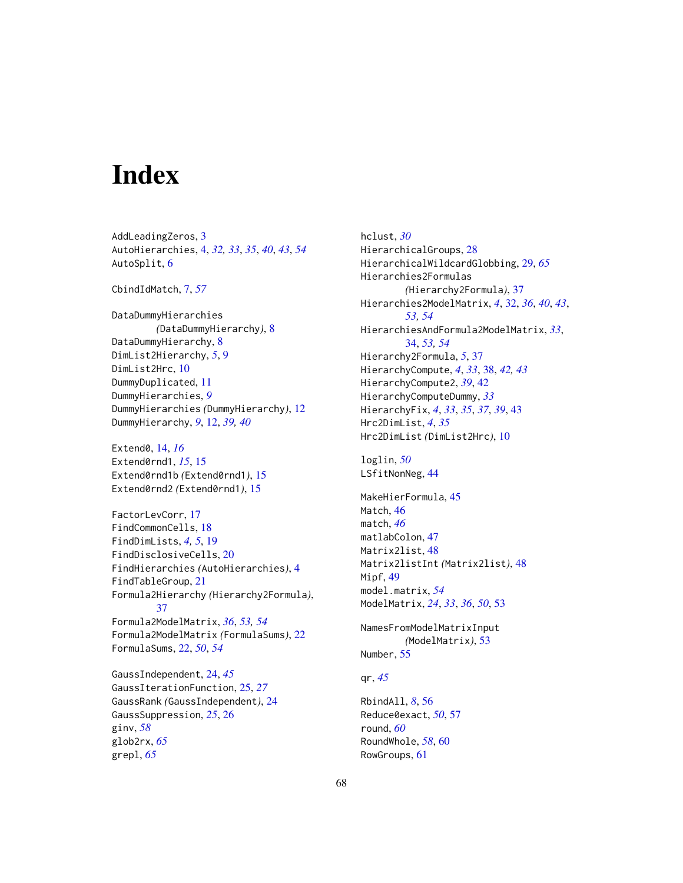# Index

AddLeadingZeros, 3
AutoHierarchies, 4, *32, 33*, *35*, *40*, *43*, *54*
AutoSplit, 6

CbindIdMatch, 7, *57*

DataDummyHierarchies *(*DataDummyHierarchy*)*, 8
DataDummyHierarchy, 8
DimList2Hierarchy, *5*, 9
DimList2Hrc, 10
DummyDuplicated, 11
DummyHierarchies, *9*
DummyHierarchies *(*DummyHierarchy*)*, 12
DummyHierarchy, *9*, 12, *39, 40*

Extend0, 14, *16*
Extend0rnd1, *15*, 15
Extend0rnd1b *(*Extend0rnd1*)*, 15
Extend0rnd2 *(*Extend0rnd1*)*, 15

FactorLevCorr, 17
FindCommonCells, 18
FindDimLists, *4, 5*, 19
FindDisclosiveCells, 20
FindHierarchies *(*AutoHierarchies*)*, 4
FindTableGroup, 21
Formula2Hierarchy *(*Hierarchy2Formula*)*, 37
Formula2ModelMatrix, *36*, *53, 54*
Formula2ModelMatrix *(*FormulaSums*)*, 22
FormulaSums, 22, *50*, *54*

GaussIndependent, 24, *45*
GaussIterationFunction, 25, *27*
GaussRank *(*GaussIndependent*)*, 24
GaussSuppression, *25*, 26
ginv, *58*
glob2rx, *65*
grepl, *65*

hclust, *30*
HierarchicalGroups, 28
HierarchicalWildcardGlobbing, 29, *65*
Hierarchies2Formulas *(*Hierarchy2Formula*)*, 37
Hierarchies2ModelMatrix, *4*, 32, *36*, *40*, *43*, *53, 54*
HierarchiesAndFormula2ModelMatrix, *33*, 34, *53, 54*
Hierarchy2Formula, *5*, 37
HierarchyCompute, *4*, *33*, 38, *42, 43*
HierarchyCompute2, *39*, 42
HierarchyComputeDummy, *33*
HierarchyFix, *4*, *33*, *35*, *37*, *39*, 43
Hrc2DimList, *4*, *35*
Hrc2DimList *(*DimList2Hrc*)*, 10

loglin, *50*
LSfitNonNeg, 44

MakeHierFormula, 45
Match, 46
match, *46*
matlabColon, 47
Matrix2list, 48
Matrix2listInt *(*Matrix2list*)*, 48
Mipf, 49
model.matrix, *54*
ModelMatrix, *24*, *33*, *36*, *50*, 53

NamesFromModelMatrixInput *(*ModelMatrix*)*, 53
Number, 55

qr, *45*

RbindAll, *8*, 56
Reduce0exact, *50*, 57
round, *60*
RoundWhole, *58*, 60
RowGroups, 61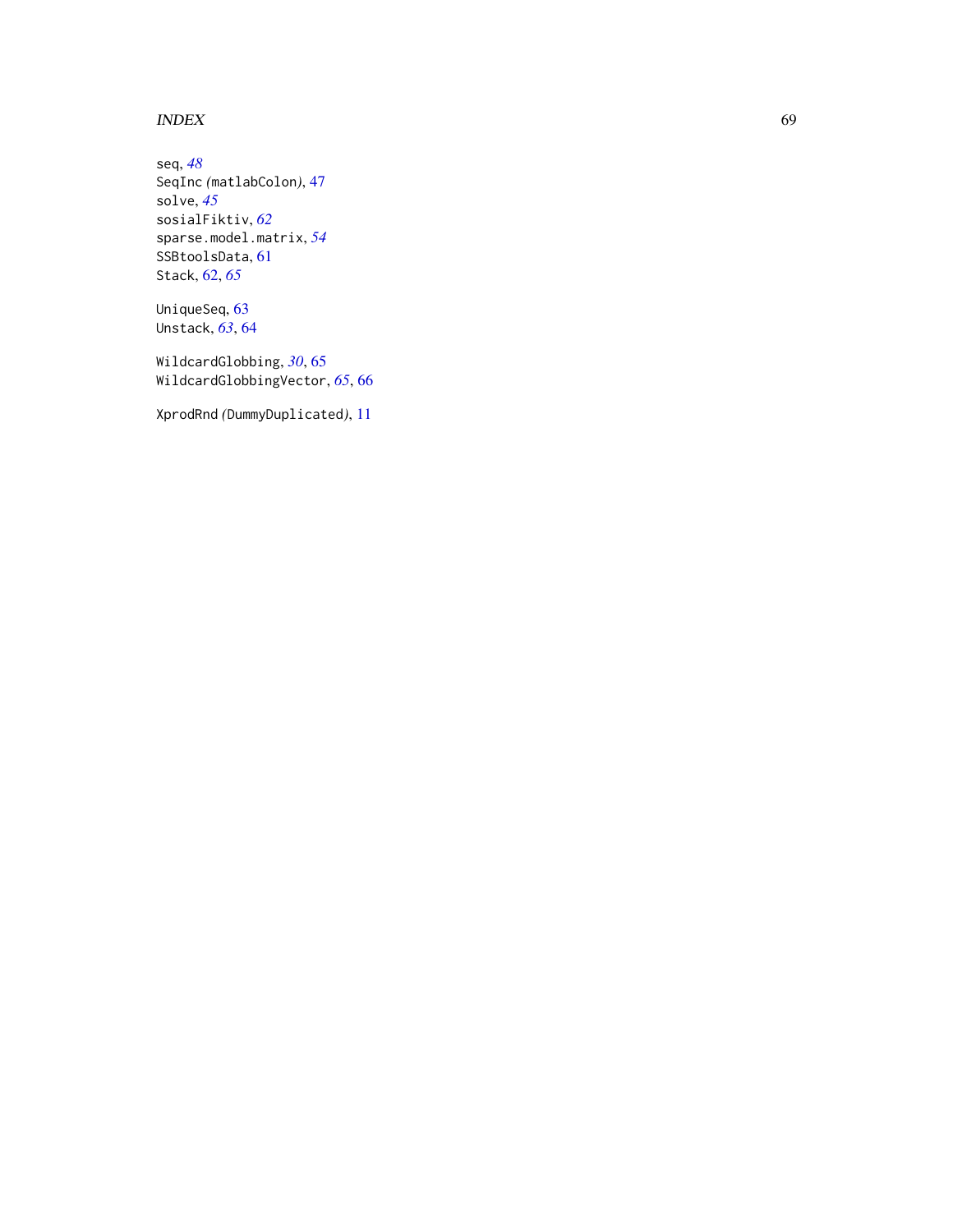seq, *48*
SeqInc (matlabColon), 47
solve, *45*
sosialFiktiv, *62*
sparse.model.matrix, *54*
SSBtoolsData, 61
Stack, 62, *65*

UniqueSeq, 63
Unstack, *63*, 64

WildcardGlobbing, *30*, 65
WildcardGlobbingVector, *65*, 66

XprodRnd (DummyDuplicated), 11